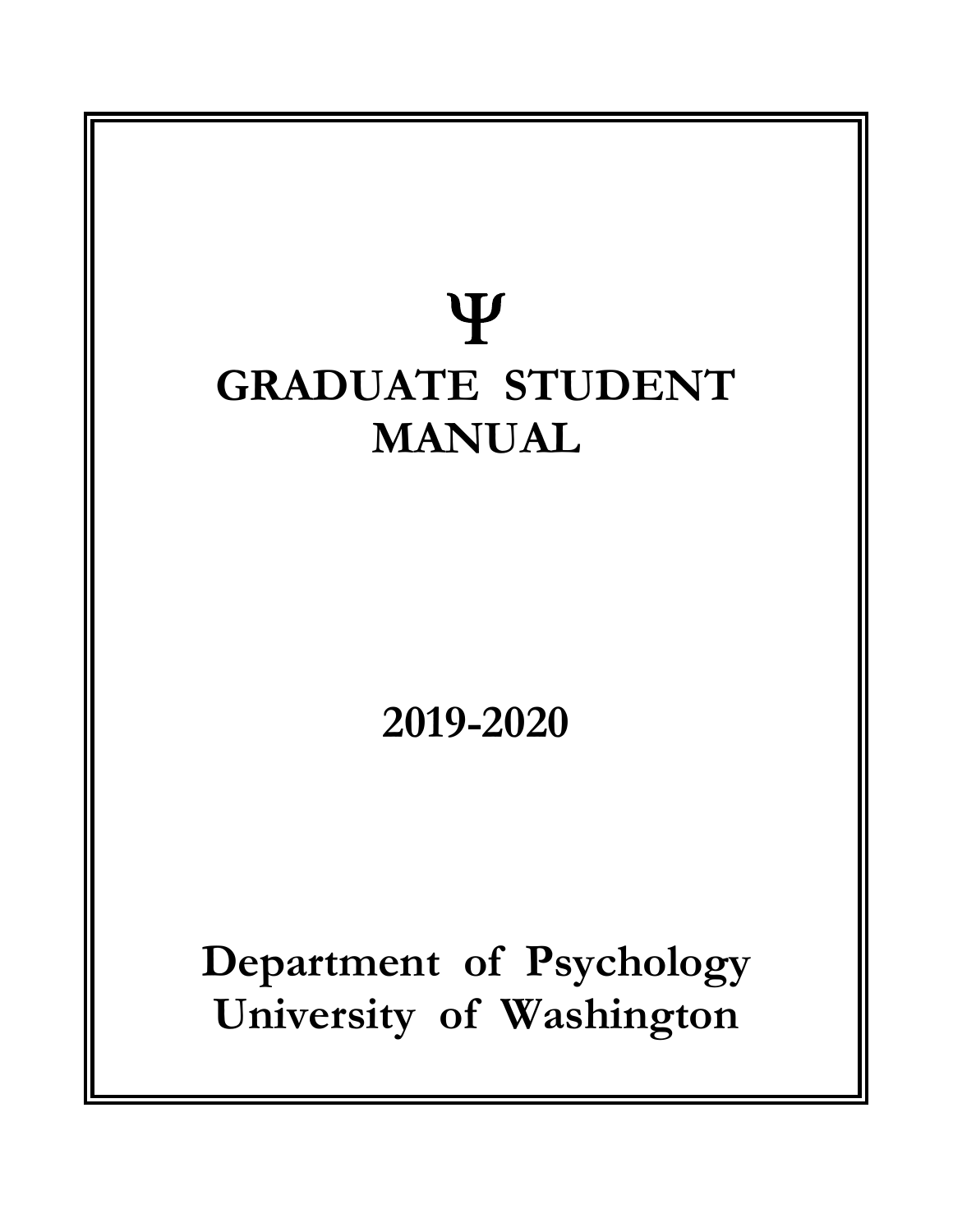Ψ

# GRADUATE STUDENT MANUAL

## 2019-2020

## Department of Psychology
## University of Washington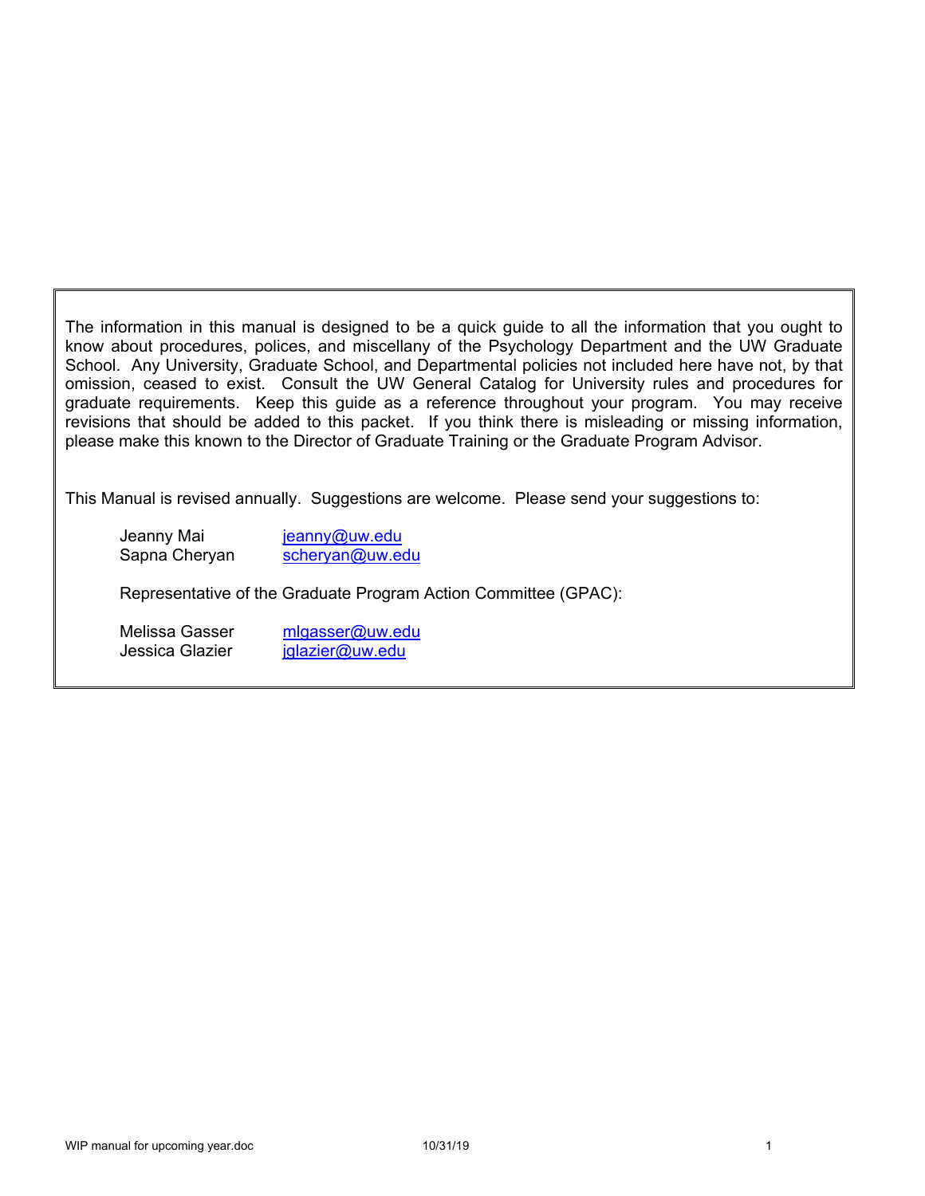The information in this manual is designed to be a quick guide to all the information that you ought to know about procedures, polices, and miscellany of the Psychology Department and the UW Graduate School. Any University, Graduate School, and Departmental policies not included here have not, by that omission, ceased to exist. Consult the UW General Catalog for University rules and procedures for graduate requirements. Keep this guide as a reference throughout your program. You may receive revisions that should be added to this packet. If you think there is misleading or missing information, please make this known to the Director of Graduate Training or the Graduate Program Advisor.

This Manual is revised annually. Suggestions are welcome. Please send your suggestions to:

Jeanny Mai jeanny@uw.edu
Sapna Cheryan scheryan@uw.edu

Representative of the Graduate Program Action Committee (GPAC):

Melissa Gasser mlgasser@uw.edu
Jessica Glazier jglazier@uw.edu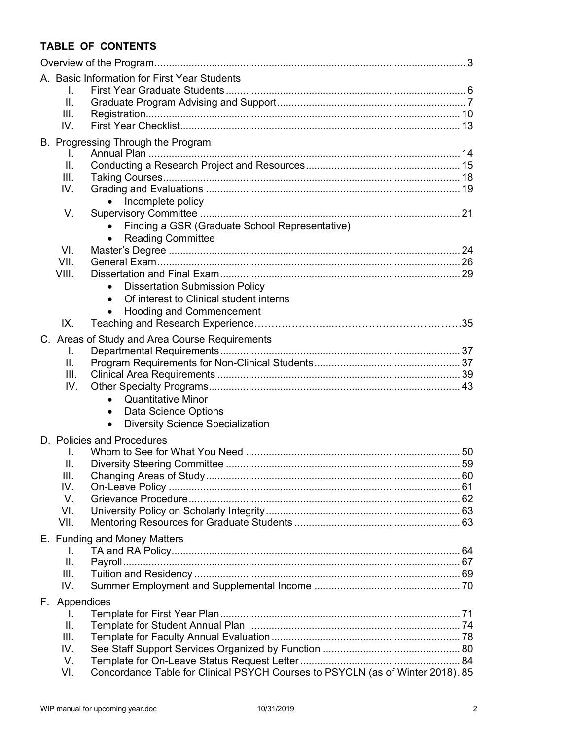## TABLE OF CONTENTS

Overview of the Program ........ 3

A. Basic Information for First Year Students
- I. First Year Graduate Students ........ 6
- II. Graduate Program Advising and Support ........ 7
- III. Registration ........ 10
- IV. First Year Checklist ........ 13

B. Progressing Through the Program
- I. Annual Plan ........ 14
- II. Conducting a Research Project and Resources ........ 15
- III. Taking Courses ........ 18
- IV. Grading and Evaluations ........ 19
  - Incomplete policy
- V. Supervisory Committee ........ 21
  - Finding a GSR (Graduate School Representative)
  - Reading Committee
- VI. Master's Degree ........ 24
- VII. General Exam ........ 26
- VIII. Dissertation and Final Exam ........ 29
  - Dissertation Submission Policy
  - Of interest to Clinical student interns
  - Hooding and Commencement
- IX. Teaching and Research Experience ........ 35

C. Areas of Study and Area Course Requirements
- I. Departmental Requirements ........ 37
- II. Program Requirements for Non-Clinical Students ........ 37
- III. Clinical Area Requirements ........ 39
- IV. Other Specialty Programs ........ 43
  - Quantitative Minor
  - Data Science Options
  - Diversity Science Specialization

D. Policies and Procedures
- I. Whom to See for What You Need ........ 50
- II. Diversity Steering Committee ........ 59
- III. Changing Areas of Study ........ 60
- IV. On-Leave Policy ........ 61
- V. Grievance Procedure ........ 62
- VI. University Policy on Scholarly Integrity ........ 63
- VII. Mentoring Resources for Graduate Students ........ 63

E. Funding and Money Matters
- I. TA and RA Policy ........ 64
- II. Payroll ........ 67
- III. Tuition and Residency ........ 69
- IV. Summer Employment and Supplemental Income ........ 70

F. Appendices
- I. Template for First Year Plan ........ 71
- II. Template for Student Annual Plan ........ 74
- III. Template for Faculty Annual Evaluation ........ 78
- IV. See Staff Support Services Organized by Function ........ 80
- V. Template for On-Leave Status Request Letter ........ 84
- VI. Concordance Table for Clinical PSYCH Courses to PSYCLN (as of Winter 2018) ........ 85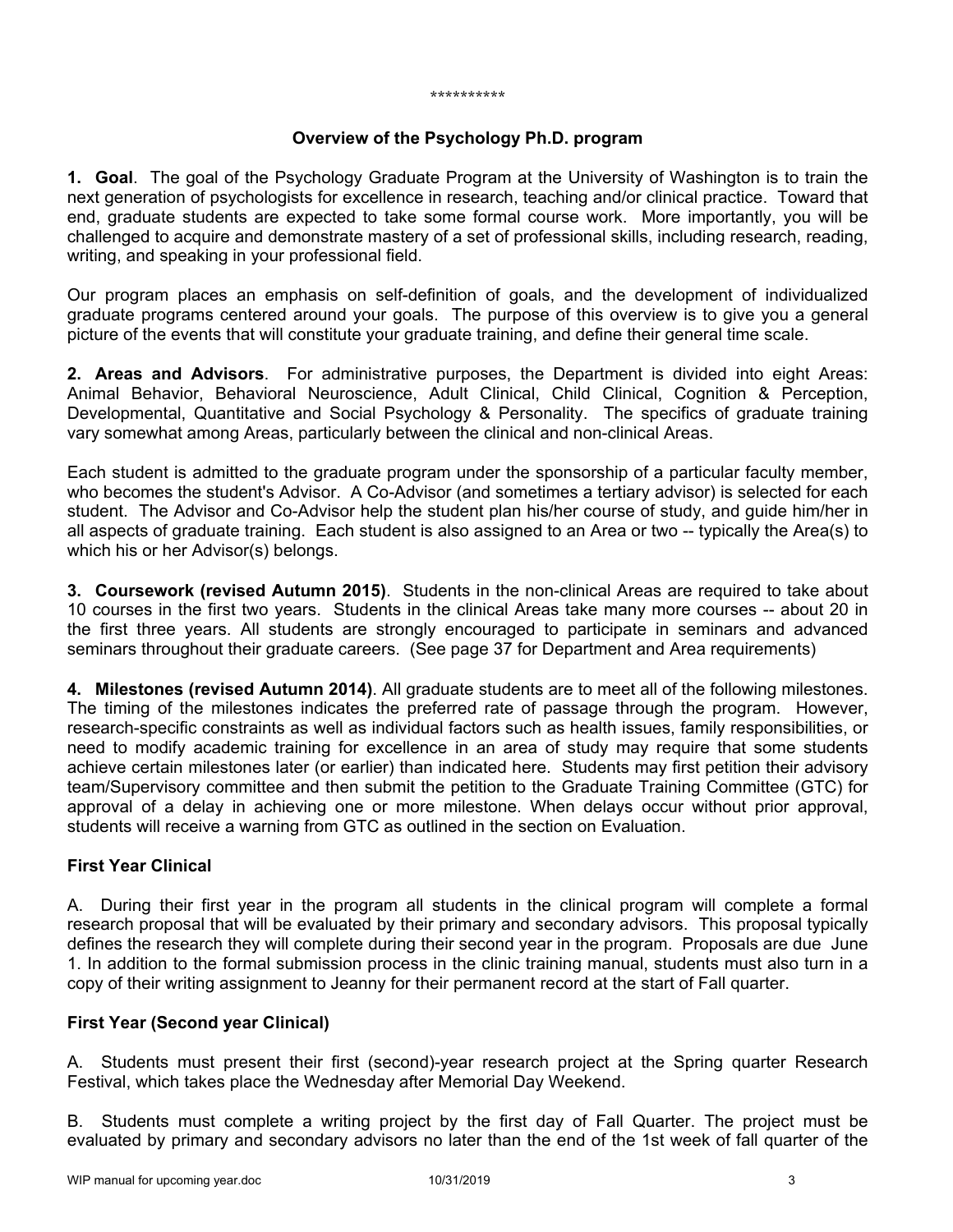\*\*\*\*\*\*\*\*\*\*

## Overview of the Psychology Ph.D. program

**1. Goal**. The goal of the Psychology Graduate Program at the University of Washington is to train the next generation of psychologists for excellence in research, teaching and/or clinical practice. Toward that end, graduate students are expected to take some formal course work. More importantly, you will be challenged to acquire and demonstrate mastery of a set of professional skills, including research, reading, writing, and speaking in your professional field.

Our program places an emphasis on self-definition of goals, and the development of individualized graduate programs centered around your goals. The purpose of this overview is to give you a general picture of the events that will constitute your graduate training, and define their general time scale.

**2. Areas and Advisors**. For administrative purposes, the Department is divided into eight Areas: Animal Behavior, Behavioral Neuroscience, Adult Clinical, Child Clinical, Cognition & Perception, Developmental, Quantitative and Social Psychology & Personality. The specifics of graduate training vary somewhat among Areas, particularly between the clinical and non-clinical Areas.

Each student is admitted to the graduate program under the sponsorship of a particular faculty member, who becomes the student's Advisor. A Co-Advisor (and sometimes a tertiary advisor) is selected for each student. The Advisor and Co-Advisor help the student plan his/her course of study, and guide him/her in all aspects of graduate training. Each student is also assigned to an Area or two -- typically the Area(s) to which his or her Advisor(s) belongs.

**3. Coursework (revised Autumn 2015)**. Students in the non-clinical Areas are required to take about 10 courses in the first two years. Students in the clinical Areas take many more courses -- about 20 in the first three years. All students are strongly encouraged to participate in seminars and advanced seminars throughout their graduate careers. (See page 37 for Department and Area requirements)

**4. Milestones (revised Autumn 2014)**. All graduate students are to meet all of the following milestones. The timing of the milestones indicates the preferred rate of passage through the program. However, research-specific constraints as well as individual factors such as health issues, family responsibilities, or need to modify academic training for excellence in an area of study may require that some students achieve certain milestones later (or earlier) than indicated here. Students may first petition their advisory team/Supervisory committee and then submit the petition to the Graduate Training Committee (GTC) for approval of a delay in achieving one or more milestone. When delays occur without prior approval, students will receive a warning from GTC as outlined in the section on Evaluation.

### First Year Clinical

A. During their first year in the program all students in the clinical program will complete a formal research proposal that will be evaluated by their primary and secondary advisors. This proposal typically defines the research they will complete during their second year in the program. Proposals are due June 1. In addition to the formal submission process in the clinic training manual, students must also turn in a copy of their writing assignment to Jeanny for their permanent record at the start of Fall quarter.

### First Year (Second year Clinical)

A. Students must present their first (second)-year research project at the Spring quarter Research Festival, which takes place the Wednesday after Memorial Day Weekend.

B. Students must complete a writing project by the first day of Fall Quarter. The project must be evaluated by primary and secondary advisors no later than the end of the 1st week of fall quarter of the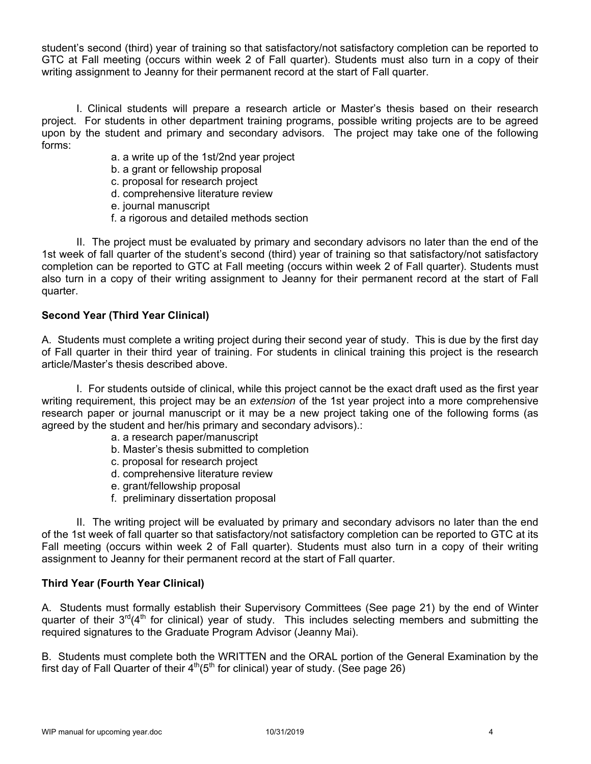student's second (third) year of training so that satisfactory/not satisfactory completion can be reported to GTC at Fall meeting (occurs within week 2 of Fall quarter). Students must also turn in a copy of their writing assignment to Jeanny for their permanent record at the start of Fall quarter.

I. Clinical students will prepare a research article or Master's thesis based on their research project. For students in other department training programs, possible writing projects are to be agreed upon by the student and primary and secondary advisors. The project may take one of the following forms:

- a. a write up of the 1st/2nd year project
- b. a grant or fellowship proposal
- c. proposal for research project
- d. comprehensive literature review
- e. journal manuscript
- f. a rigorous and detailed methods section

II. The project must be evaluated by primary and secondary advisors no later than the end of the 1st week of fall quarter of the student's second (third) year of training so that satisfactory/not satisfactory completion can be reported to GTC at Fall meeting (occurs within week 2 of Fall quarter). Students must also turn in a copy of their writing assignment to Jeanny for their permanent record at the start of Fall quarter.

### Second Year (Third Year Clinical)

A. Students must complete a writing project during their second year of study. This is due by the first day of Fall quarter in their third year of training. For students in clinical training this project is the research article/Master's thesis described above.

I. For students outside of clinical, while this project cannot be the exact draft used as the first year writing requirement, this project may be an *extension* of the 1st year project into a more comprehensive research paper or journal manuscript or it may be a new project taking one of the following forms (as agreed by the student and her/his primary and secondary advisors).:

- a. a research paper/manuscript
- b. Master's thesis submitted to completion
- c. proposal for research project
- d. comprehensive literature review
- e. grant/fellowship proposal
- f. preliminary dissertation proposal

II. The writing project will be evaluated by primary and secondary advisors no later than the end of the 1st week of fall quarter so that satisfactory/not satisfactory completion can be reported to GTC at its Fall meeting (occurs within week 2 of Fall quarter). Students must also turn in a copy of their writing assignment to Jeanny for their permanent record at the start of Fall quarter.

### Third Year (Fourth Year Clinical)

A. Students must formally establish their Supervisory Committees (See page 21) by the end of Winter quarter of their 3rd(4th for clinical) year of study. This includes selecting members and submitting the required signatures to the Graduate Program Advisor (Jeanny Mai).

B. Students must complete both the WRITTEN and the ORAL portion of the General Examination by the first day of Fall Quarter of their 4th(5th for clinical) year of study. (See page 26)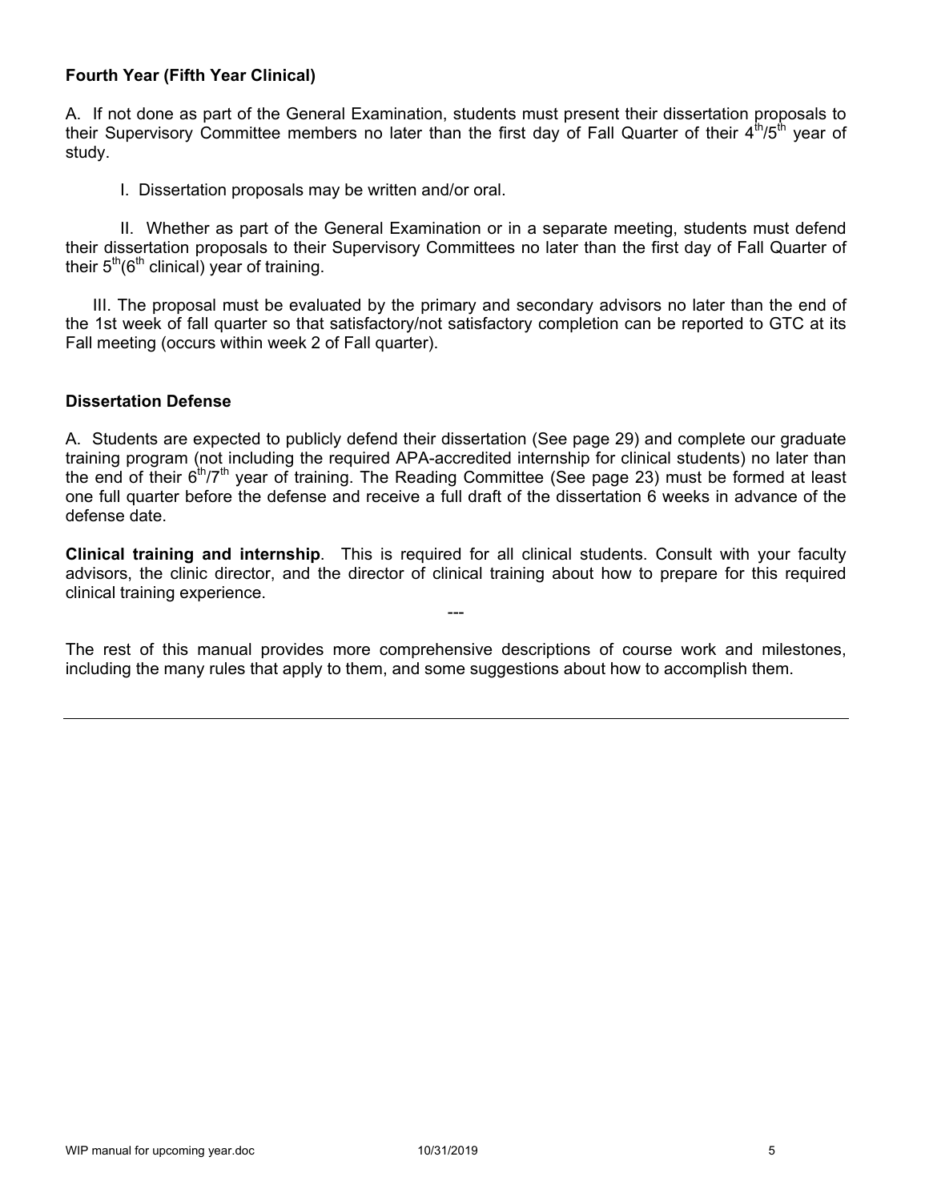**Fourth Year (Fifth Year Clinical)**

A. If not done as part of the General Examination, students must present their dissertation proposals to their Supervisory Committee members no later than the first day of Fall Quarter of their 4th/5th year of study.

I. Dissertation proposals may be written and/or oral.

II. Whether as part of the General Examination or in a separate meeting, students must defend their dissertation proposals to their Supervisory Committees no later than the first day of Fall Quarter of their 5th(6th clinical) year of training.

III. The proposal must be evaluated by the primary and secondary advisors no later than the end of the 1st week of fall quarter so that satisfactory/not satisfactory completion can be reported to GTC at its Fall meeting (occurs within week 2 of Fall quarter).

**Dissertation Defense**

A. Students are expected to publicly defend their dissertation (See page 29) and complete our graduate training program (not including the required APA-accredited internship for clinical students) no later than the end of their 6th/7th year of training. The Reading Committee (See page 23) must be formed at least one full quarter before the defense and receive a full draft of the dissertation 6 weeks in advance of the defense date.

**Clinical training and internship**. This is required for all clinical students. Consult with your faculty advisors, the clinic director, and the director of clinical training about how to prepare for this required clinical training experience.

---

The rest of this manual provides more comprehensive descriptions of course work and milestones, including the many rules that apply to them, and some suggestions about how to accomplish them.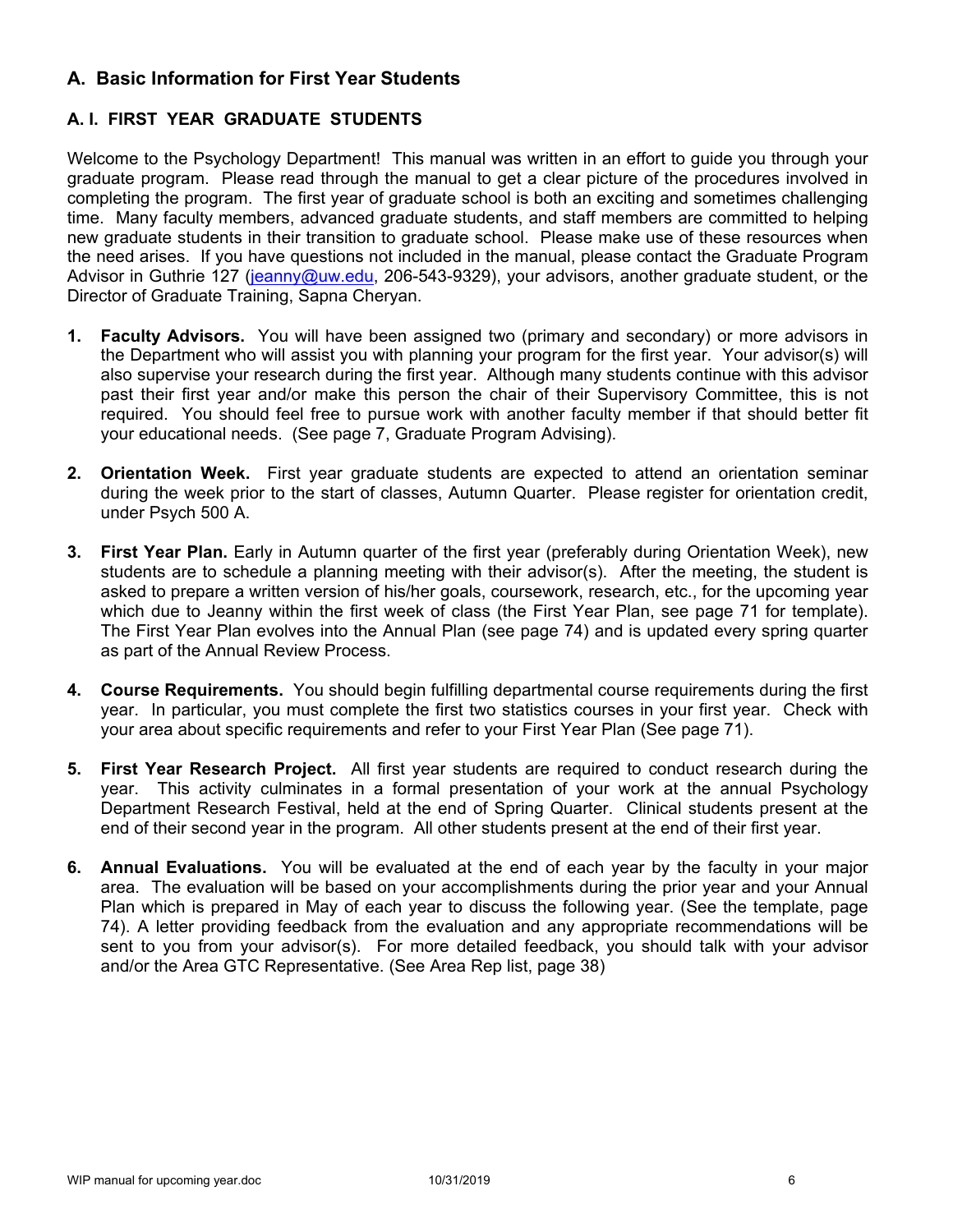## A. Basic Information for First Year Students

### A. I. FIRST YEAR GRADUATE STUDENTS

Welcome to the Psychology Department! This manual was written in an effort to guide you through your graduate program. Please read through the manual to get a clear picture of the procedures involved in completing the program. The first year of graduate school is both an exciting and sometimes challenging time. Many faculty members, advanced graduate students, and staff members are committed to helping new graduate students in their transition to graduate school. Please make use of these resources when the need arises. If you have questions not included in the manual, please contact the Graduate Program Advisor in Guthrie 127 (jeanny@uw.edu, 206-543-9329), your advisors, another graduate student, or the Director of Graduate Training, Sapna Cheryan.

1. **Faculty Advisors.** You will have been assigned two (primary and secondary) or more advisors in the Department who will assist you with planning your program for the first year. Your advisor(s) will also supervise your research during the first year. Although many students continue with this advisor past their first year and/or make this person the chair of their Supervisory Committee, this is not required. You should feel free to pursue work with another faculty member if that should better fit your educational needs. (See page 7, Graduate Program Advising).

2. **Orientation Week.** First year graduate students are expected to attend an orientation seminar during the week prior to the start of classes, Autumn Quarter. Please register for orientation credit, under Psych 500 A.

3. **First Year Plan.** Early in Autumn quarter of the first year (preferably during Orientation Week), new students are to schedule a planning meeting with their advisor(s). After the meeting, the student is asked to prepare a written version of his/her goals, coursework, research, etc., for the upcoming year which due to Jeanny within the first week of class (the First Year Plan, see page 71 for template). The First Year Plan evolves into the Annual Plan (see page 74) and is updated every spring quarter as part of the Annual Review Process.

4. **Course Requirements.** You should begin fulfilling departmental course requirements during the first year. In particular, you must complete the first two statistics courses in your first year. Check with your area about specific requirements and refer to your First Year Plan (See page 71).

5. **First Year Research Project.** All first year students are required to conduct research during the year. This activity culminates in a formal presentation of your work at the annual Psychology Department Research Festival, held at the end of Spring Quarter. Clinical students present at the end of their second year in the program. All other students present at the end of their first year.

6. **Annual Evaluations.** You will be evaluated at the end of each year by the faculty in your major area. The evaluation will be based on your accomplishments during the prior year and your Annual Plan which is prepared in May of each year to discuss the following year. (See the template, page 74). A letter providing feedback from the evaluation and any appropriate recommendations will be sent to you from your advisor(s). For more detailed feedback, you should talk with your advisor and/or the Area GTC Representative. (See Area Rep list, page 38)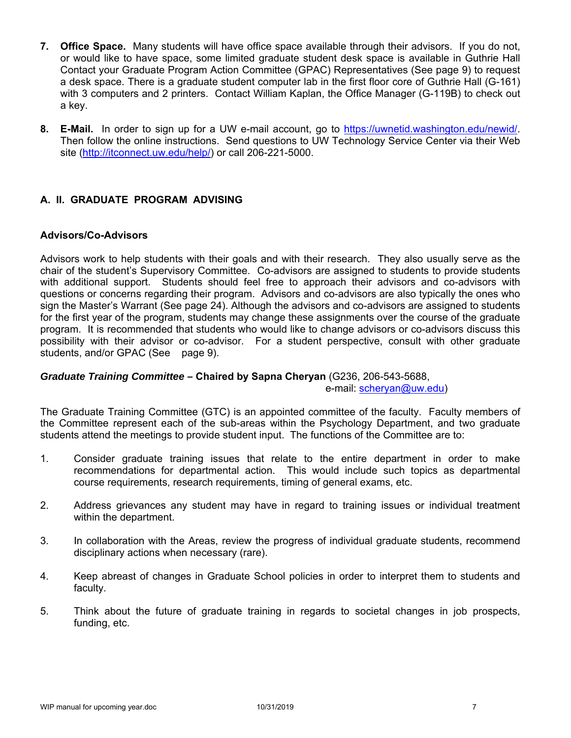7. **Office Space.** Many students will have office space available through their advisors. If you do not, or would like to have space, some limited graduate student desk space is available in Guthrie Hall Contact your Graduate Program Action Committee (GPAC) Representatives (See page 9) to request a desk space. There is a graduate student computer lab in the first floor core of Guthrie Hall (G-161) with 3 computers and 2 printers. Contact William Kaplan, the Office Manager (G-119B) to check out a key.

8. **E-Mail.** In order to sign up for a UW e-mail account, go to https://uwnetid.washington.edu/newid/. Then follow the online instructions. Send questions to UW Technology Service Center via their Web site (http://itconnect.uw.edu/help/) or call 206-221-5000.

## A. II. GRADUATE PROGRAM ADVISING

### Advisors/Co-Advisors

Advisors work to help students with their goals and with their research. They also usually serve as the chair of the student's Supervisory Committee. Co-advisors are assigned to students to provide students with additional support. Students should feel free to approach their advisors and co-advisors with questions or concerns regarding their program. Advisors and co-advisors are also typically the ones who sign the Master's Warrant (See page 24). Although the advisors and co-advisors are assigned to students for the first year of the program, students may change these assignments over the course of the graduate program. It is recommended that students who would like to change advisors or co-advisors discuss this possibility with their advisor or co-advisor. For a student perspective, consult with other graduate students, and/or GPAC (See page 9).

***Graduate Training Committee* – Chaired by Sapna Cheryan** (G236, 206-543-5688, e-mail: scheryan@uw.edu)

The Graduate Training Committee (GTC) is an appointed committee of the faculty. Faculty members of the Committee represent each of the sub-areas within the Psychology Department, and two graduate students attend the meetings to provide student input. The functions of the Committee are to:

1. Consider graduate training issues that relate to the entire department in order to make recommendations for departmental action. This would include such topics as departmental course requirements, research requirements, timing of general exams, etc.

2. Address grievances any student may have in regard to training issues or individual treatment within the department.

3. In collaboration with the Areas, review the progress of individual graduate students, recommend disciplinary actions when necessary (rare).

4. Keep abreast of changes in Graduate School policies in order to interpret them to students and faculty.

5. Think about the future of graduate training in regards to societal changes in job prospects, funding, etc.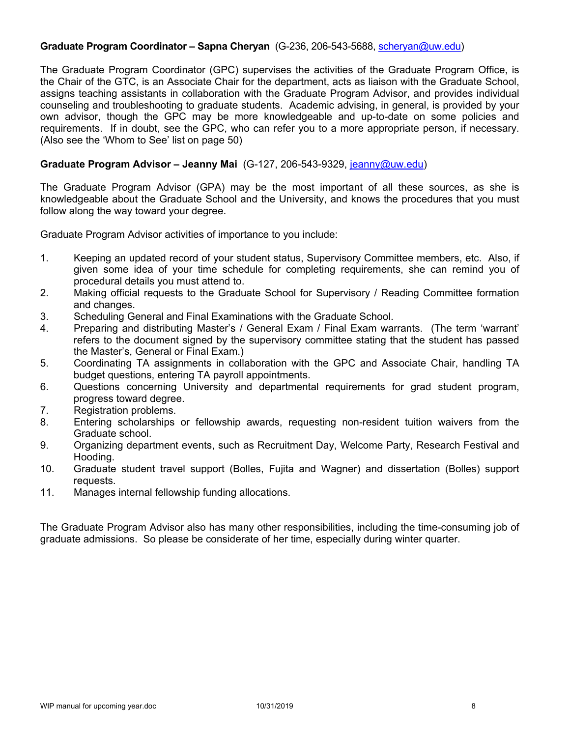**Graduate Program Coordinator – Sapna Cheryan** (G-236, 206-543-5688, scheryan@uw.edu)

The Graduate Program Coordinator (GPC) supervises the activities of the Graduate Program Office, is the Chair of the GTC, is an Associate Chair for the department, acts as liaison with the Graduate School, assigns teaching assistants in collaboration with the Graduate Program Advisor, and provides individual counseling and troubleshooting to graduate students. Academic advising, in general, is provided by your own advisor, though the GPC may be more knowledgeable and up-to-date on some policies and requirements. If in doubt, see the GPC, who can refer you to a more appropriate person, if necessary. (Also see the 'Whom to See' list on page 50)

**Graduate Program Advisor – Jeanny Mai** (G-127, 206-543-9329, jeanny@uw.edu)

The Graduate Program Advisor (GPA) may be the most important of all these sources, as she is knowledgeable about the Graduate School and the University, and knows the procedures that you must follow along the way toward your degree.

Graduate Program Advisor activities of importance to you include:

1. Keeping an updated record of your student status, Supervisory Committee members, etc. Also, if given some idea of your time schedule for completing requirements, she can remind you of procedural details you must attend to.
2. Making official requests to the Graduate School for Supervisory / Reading Committee formation and changes.
3. Scheduling General and Final Examinations with the Graduate School.
4. Preparing and distributing Master's / General Exam / Final Exam warrants. (The term 'warrant' refers to the document signed by the supervisory committee stating that the student has passed the Master's, General or Final Exam.)
5. Coordinating TA assignments in collaboration with the GPC and Associate Chair, handling TA budget questions, entering TA payroll appointments.
6. Questions concerning University and departmental requirements for grad student program, progress toward degree.
7. Registration problems.
8. Entering scholarships or fellowship awards, requesting non-resident tuition waivers from the Graduate school.
9. Organizing department events, such as Recruitment Day, Welcome Party, Research Festival and Hooding.
10. Graduate student travel support (Bolles, Fujita and Wagner) and dissertation (Bolles) support requests.
11. Manages internal fellowship funding allocations.

The Graduate Program Advisor also has many other responsibilities, including the time-consuming job of graduate admissions. So please be considerate of her time, especially during winter quarter.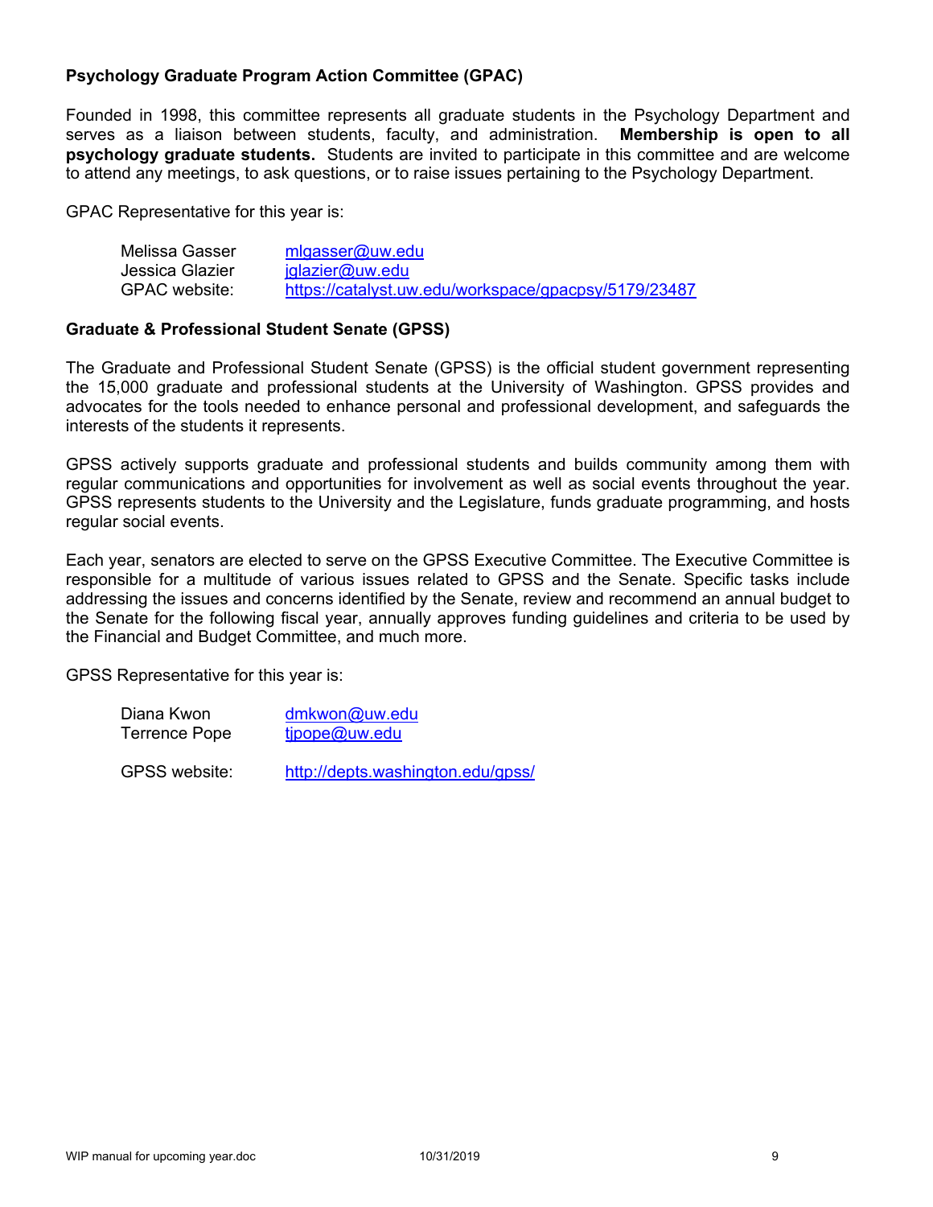## Psychology Graduate Program Action Committee (GPAC)

Founded in 1998, this committee represents all graduate students in the Psychology Department and serves as a liaison between students, faculty, and administration. **Membership is open to all psychology graduate students.** Students are invited to participate in this committee and are welcome to attend any meetings, to ask questions, or to raise issues pertaining to the Psychology Department.

GPAC Representative for this year is:

| | |
|---|---|
| Melissa Gasser | mlgasser@uw.edu |
| Jessica Glazier | jglazier@uw.edu |
| GPAC website: | https://catalyst.uw.edu/workspace/gpacpsy/5179/23487 |

## Graduate & Professional Student Senate (GPSS)

The Graduate and Professional Student Senate (GPSS) is the official student government representing the 15,000 graduate and professional students at the University of Washington. GPSS provides and advocates for the tools needed to enhance personal and professional development, and safeguards the interests of the students it represents.

GPSS actively supports graduate and professional students and builds community among them with regular communications and opportunities for involvement as well as social events throughout the year. GPSS represents students to the University and the Legislature, funds graduate programming, and hosts regular social events.

Each year, senators are elected to serve on the GPSS Executive Committee. The Executive Committee is responsible for a multitude of various issues related to GPSS and the Senate. Specific tasks include addressing the issues and concerns identified by the Senate, review and recommend an annual budget to the Senate for the following fiscal year, annually approves funding guidelines and criteria to be used by the Financial and Budget Committee, and much more.

GPSS Representative for this year is:

| | |
|---|---|
| Diana Kwon | dmkwon@uw.edu |
| Terrence Pope | tjpope@uw.edu |
| GPSS website: | http://depts.washington.edu/gpss/ |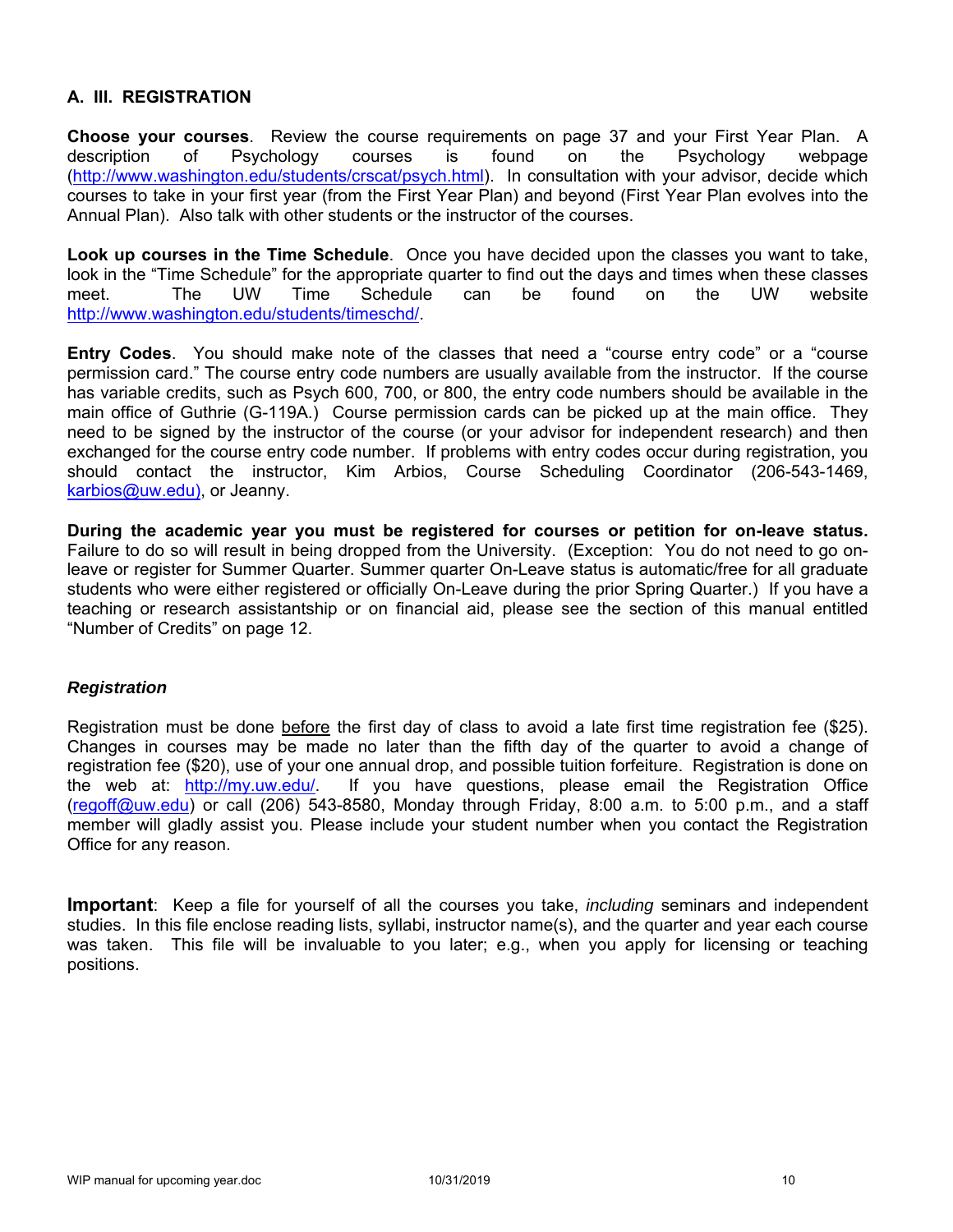## A. III. REGISTRATION

**Choose your courses**. Review the course requirements on page 37 and your First Year Plan. A description of Psychology courses is found on the Psychology webpage (http://www.washington.edu/students/crscat/psych.html). In consultation with your advisor, decide which courses to take in your first year (from the First Year Plan) and beyond (First Year Plan evolves into the Annual Plan). Also talk with other students or the instructor of the courses.

**Look up courses in the Time Schedule**. Once you have decided upon the classes you want to take, look in the "Time Schedule" for the appropriate quarter to find out the days and times when these classes meet. The UW Time Schedule can be found on the UW website http://www.washington.edu/students/timeschd/.

**Entry Codes**. You should make note of the classes that need a "course entry code" or a "course permission card." The course entry code numbers are usually available from the instructor. If the course has variable credits, such as Psych 600, 700, or 800, the entry code numbers should be available in the main office of Guthrie (G-119A.) Course permission cards can be picked up at the main office. They need to be signed by the instructor of the course (or your advisor for independent research) and then exchanged for the course entry code number. If problems with entry codes occur during registration, you should contact the instructor, Kim Arbios, Course Scheduling Coordinator (206-543-1469, karbios@uw.edu), or Jeanny.

**During the academic year you must be registered for courses or petition for on-leave status.** Failure to do so will result in being dropped from the University. (Exception: You do not need to go on-leave or register for Summer Quarter. Summer quarter On-Leave status is automatic/free for all graduate students who were either registered or officially On-Leave during the prior Spring Quarter.) If you have a teaching or research assistantship or on financial aid, please see the section of this manual entitled "Number of Credits" on page 12.

### *Registration*

Registration must be done before the first day of class to avoid a late first time registration fee ($25). Changes in courses may be made no later than the fifth day of the quarter to avoid a change of registration fee ($20), use of your one annual drop, and possible tuition forfeiture. Registration is done on the web at: http://my.uw.edu/. If you have questions, please email the Registration Office (regoff@uw.edu) or call (206) 543-8580, Monday through Friday, 8:00 a.m. to 5:00 p.m., and a staff member will gladly assist you. Please include your student number when you contact the Registration Office for any reason.

**Important**: Keep a file for yourself of all the courses you take, *including* seminars and independent studies. In this file enclose reading lists, syllabi, instructor name(s), and the quarter and year each course was taken. This file will be invaluable to you later; e.g., when you apply for licensing or teaching positions.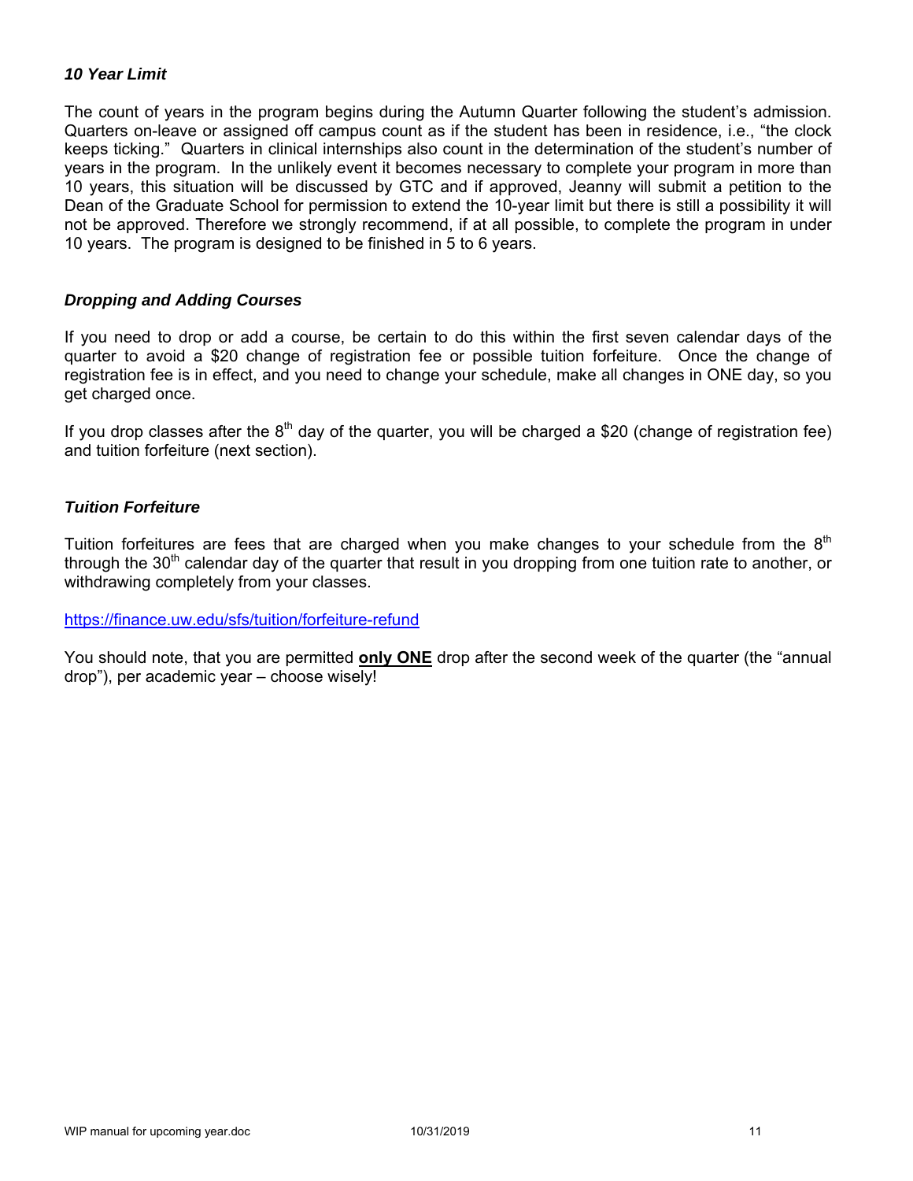### *10 Year Limit*

The count of years in the program begins during the Autumn Quarter following the student's admission. Quarters on-leave or assigned off campus count as if the student has been in residence, i.e., "the clock keeps ticking." Quarters in clinical internships also count in the determination of the student's number of years in the program. In the unlikely event it becomes necessary to complete your program in more than 10 years, this situation will be discussed by GTC and if approved, Jeanny will submit a petition to the Dean of the Graduate School for permission to extend the 10-year limit but there is still a possibility it will not be approved. Therefore we strongly recommend, if at all possible, to complete the program in under 10 years. The program is designed to be finished in 5 to 6 years.

### *Dropping and Adding Courses*

If you need to drop or add a course, be certain to do this within the first seven calendar days of the quarter to avoid a $20 change of registration fee or possible tuition forfeiture. Once the change of registration fee is in effect, and you need to change your schedule, make all changes in ONE day, so you get charged once.

If you drop classes after the 8th day of the quarter, you will be charged a $20 (change of registration fee) and tuition forfeiture (next section).

### *Tuition Forfeiture*

Tuition forfeitures are fees that are charged when you make changes to your schedule from the 8th through the 30th calendar day of the quarter that result in you dropping from one tuition rate to another, or withdrawing completely from your classes.

https://finance.uw.edu/sfs/tuition/forfeiture-refund

You should note, that you are permitted **only ONE** drop after the second week of the quarter (the "annual drop"), per academic year – choose wisely!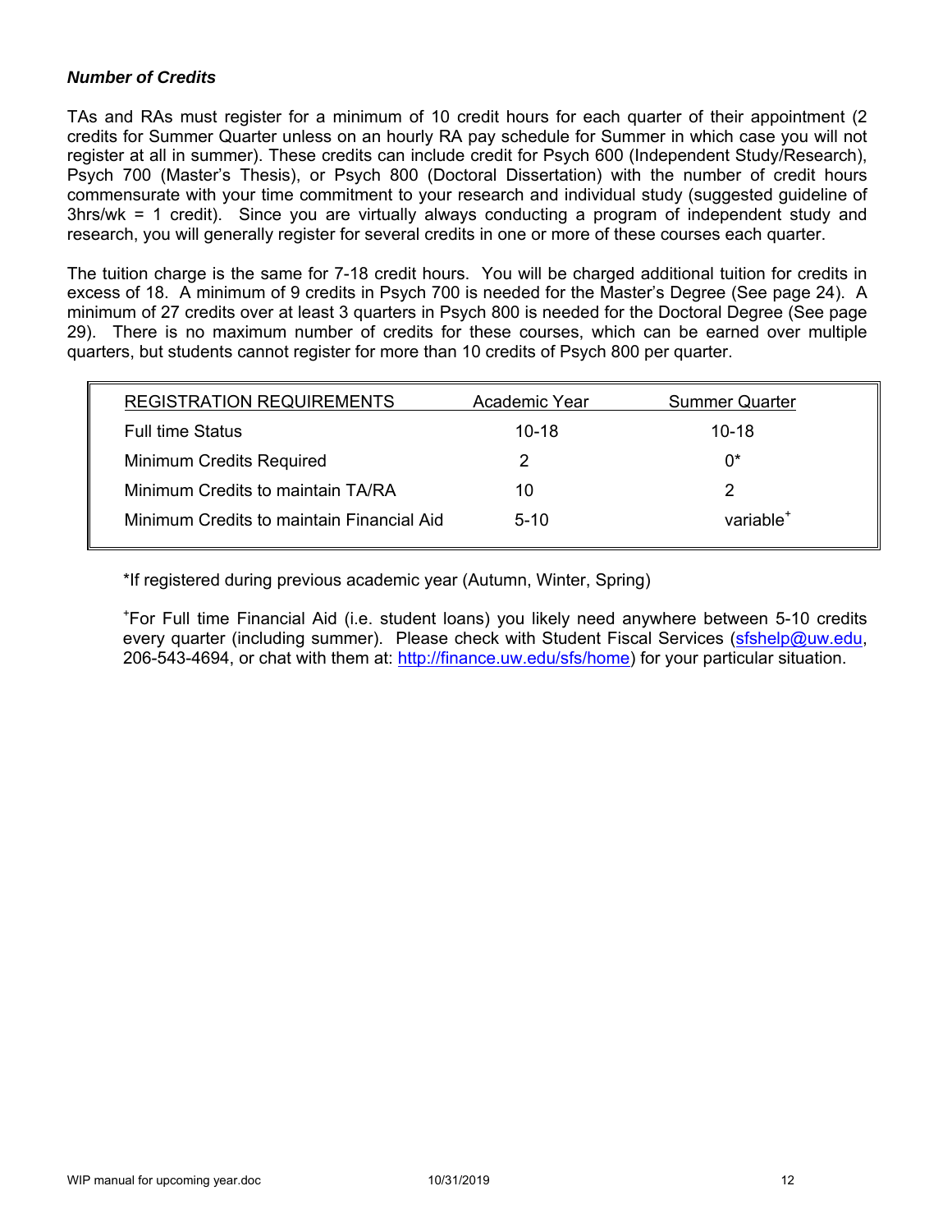***Number of Credits***

TAs and RAs must register for a minimum of 10 credit hours for each quarter of their appointment (2 credits for Summer Quarter unless on an hourly RA pay schedule for Summer in which case you will not register at all in summer). These credits can include credit for Psych 600 (Independent Study/Research), Psych 700 (Master's Thesis), or Psych 800 (Doctoral Dissertation) with the number of credit hours commensurate with your time commitment to your research and individual study (suggested guideline of 3hrs/wk = 1 credit). Since you are virtually always conducting a program of independent study and research, you will generally register for several credits in one or more of these courses each quarter.

The tuition charge is the same for 7-18 credit hours. You will be charged additional tuition for credits in excess of 18. A minimum of 9 credits in Psych 700 is needed for the Master's Degree (See page 24). A minimum of 27 credits over at least 3 quarters in Psych 800 is needed for the Doctoral Degree (See page 29). There is no maximum number of credits for these courses, which can be earned over multiple quarters, but students cannot register for more than 10 credits of Psych 800 per quarter.

| REGISTRATION REQUIREMENTS | Academic Year | Summer Quarter |
|---|---|---|
| Full time Status | 10-18 | 10-18 |
| Minimum Credits Required | 2 | 0* |
| Minimum Credits to maintain TA/RA | 10 | 2 |
| Minimum Credits to maintain Financial Aid | 5-10 | variable+ |

*If registered during previous academic year (Autumn, Winter, Spring)

+For Full time Financial Aid (i.e. student loans) you likely need anywhere between 5-10 credits every quarter (including summer). Please check with Student Fiscal Services (sfshelp@uw.edu, 206-543-4694, or chat with them at: http://finance.uw.edu/sfs/home) for your particular situation.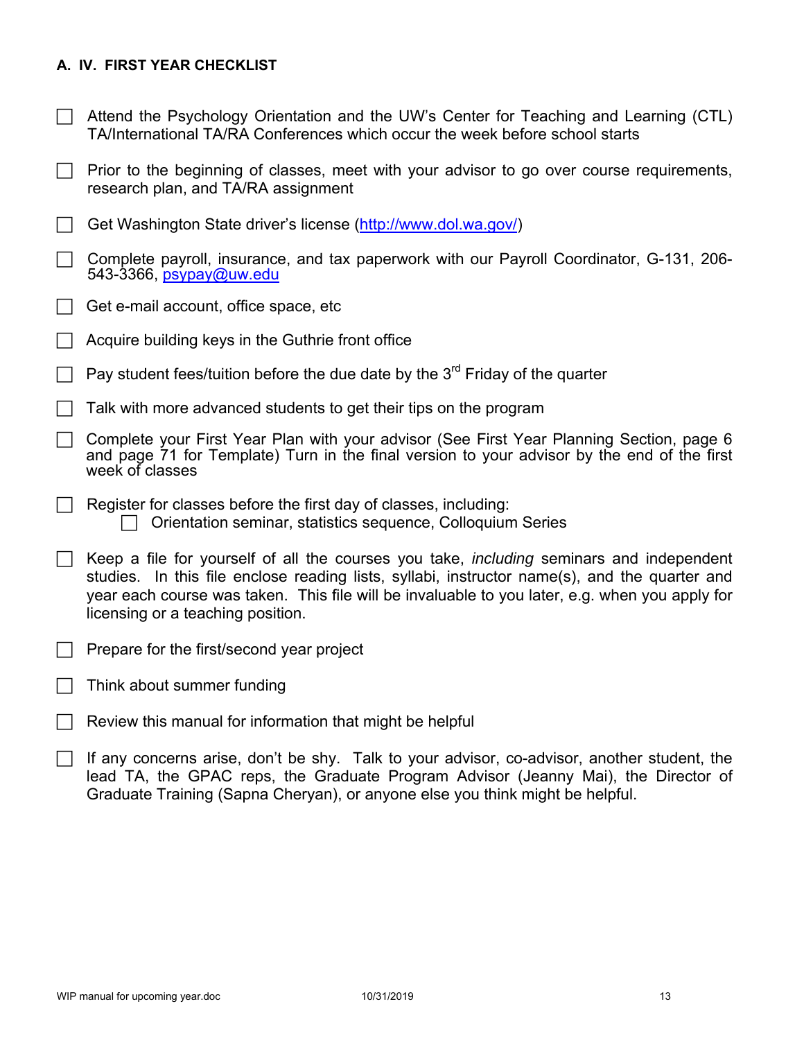### A. IV. FIRST YEAR CHECKLIST

- [ ] Attend the Psychology Orientation and the UW's Center for Teaching and Learning (CTL) TA/International TA/RA Conferences which occur the week before school starts
- [ ] Prior to the beginning of classes, meet with your advisor to go over course requirements, research plan, and TA/RA assignment
- [ ] Get Washington State driver's license (http://www.dol.wa.gov/)
- [ ] Complete payroll, insurance, and tax paperwork with our Payroll Coordinator, G-131, 206-543-3366, psypay@uw.edu
- [ ] Get e-mail account, office space, etc
- [ ] Acquire building keys in the Guthrie front office
- [ ] Pay student fees/tuition before the due date by the 3rd Friday of the quarter
- [ ] Talk with more advanced students to get their tips on the program
- [ ] Complete your First Year Plan with your advisor (See First Year Planning Section, page 6 and page 71 for Template) Turn in the final version to your advisor by the end of the first week of classes
- [ ] Register for classes before the first day of classes, including:
    - [ ] Orientation seminar, statistics sequence, Colloquium Series
- [ ] Keep a file for yourself of all the courses you take, *including* seminars and independent studies. In this file enclose reading lists, syllabi, instructor name(s), and the quarter and year each course was taken. This file will be invaluable to you later, e.g. when you apply for licensing or a teaching position.
- [ ] Prepare for the first/second year project
- [ ] Think about summer funding
- [ ] Review this manual for information that might be helpful
- [ ] If any concerns arise, don't be shy. Talk to your advisor, co-advisor, another student, the lead TA, the GPAC reps, the Graduate Program Advisor (Jeanny Mai), the Director of Graduate Training (Sapna Cheryan), or anyone else you think might be helpful.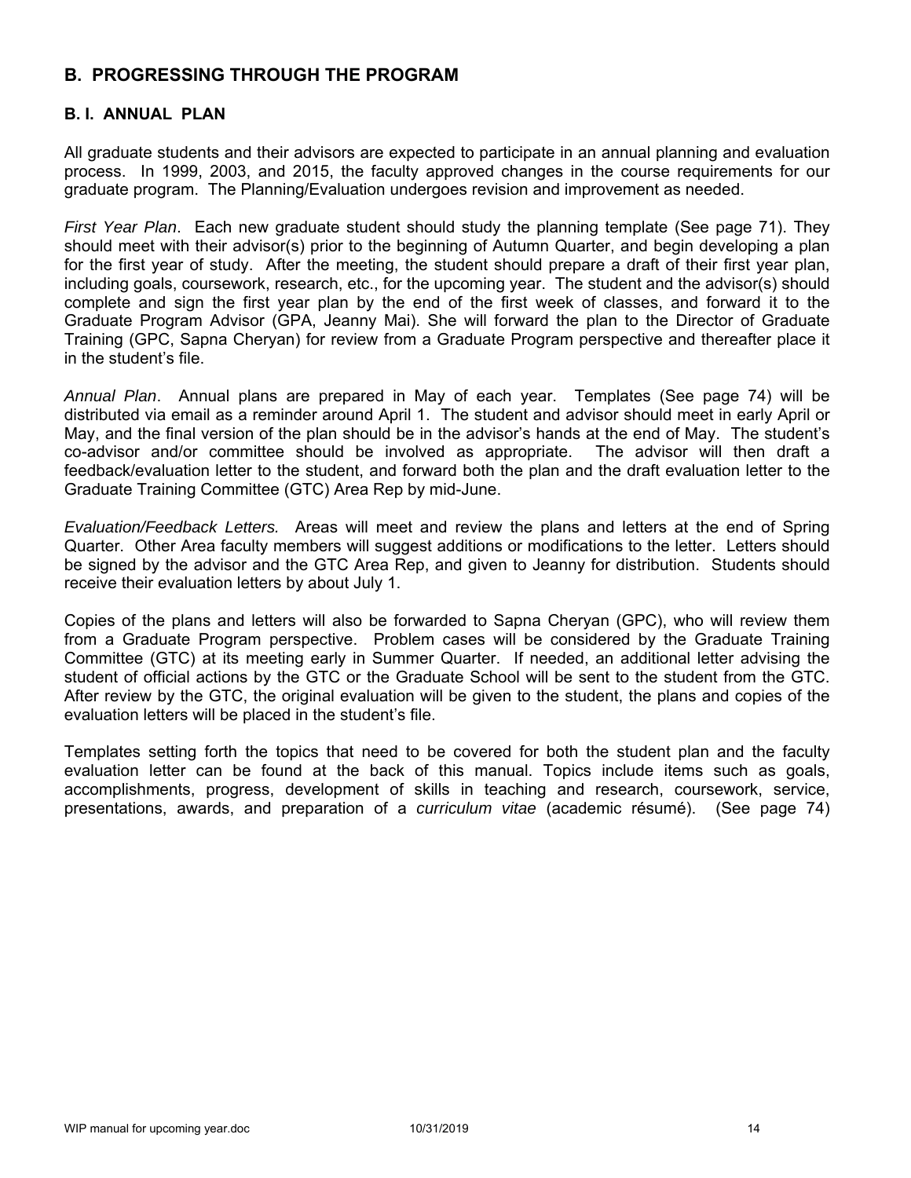## B. PROGRESSING THROUGH THE PROGRAM

### B. I. ANNUAL PLAN

All graduate students and their advisors are expected to participate in an annual planning and evaluation process. In 1999, 2003, and 2015, the faculty approved changes in the course requirements for our graduate program. The Planning/Evaluation undergoes revision and improvement as needed.

*First Year Plan*. Each new graduate student should study the planning template (See page 71). They should meet with their advisor(s) prior to the beginning of Autumn Quarter, and begin developing a plan for the first year of study. After the meeting, the student should prepare a draft of their first year plan, including goals, coursework, research, etc., for the upcoming year. The student and the advisor(s) should complete and sign the first year plan by the end of the first week of classes, and forward it to the Graduate Program Advisor (GPA, Jeanny Mai). She will forward the plan to the Director of Graduate Training (GPC, Sapna Cheryan) for review from a Graduate Program perspective and thereafter place it in the student's file.

*Annual Plan*. Annual plans are prepared in May of each year. Templates (See page 74) will be distributed via email as a reminder around April 1. The student and advisor should meet in early April or May, and the final version of the plan should be in the advisor's hands at the end of May. The student's co-advisor and/or committee should be involved as appropriate. The advisor will then draft a feedback/evaluation letter to the student, and forward both the plan and the draft evaluation letter to the Graduate Training Committee (GTC) Area Rep by mid-June.

*Evaluation/Feedback Letters.* Areas will meet and review the plans and letters at the end of Spring Quarter. Other Area faculty members will suggest additions or modifications to the letter. Letters should be signed by the advisor and the GTC Area Rep, and given to Jeanny for distribution. Students should receive their evaluation letters by about July 1.

Copies of the plans and letters will also be forwarded to Sapna Cheryan (GPC), who will review them from a Graduate Program perspective. Problem cases will be considered by the Graduate Training Committee (GTC) at its meeting early in Summer Quarter. If needed, an additional letter advising the student of official actions by the GTC or the Graduate School will be sent to the student from the GTC. After review by the GTC, the original evaluation will be given to the student, the plans and copies of the evaluation letters will be placed in the student's file.

Templates setting forth the topics that need to be covered for both the student plan and the faculty evaluation letter can be found at the back of this manual. Topics include items such as goals, accomplishments, progress, development of skills in teaching and research, coursework, service, presentations, awards, and preparation of a *curriculum vitae* (academic résumé). (See page 74)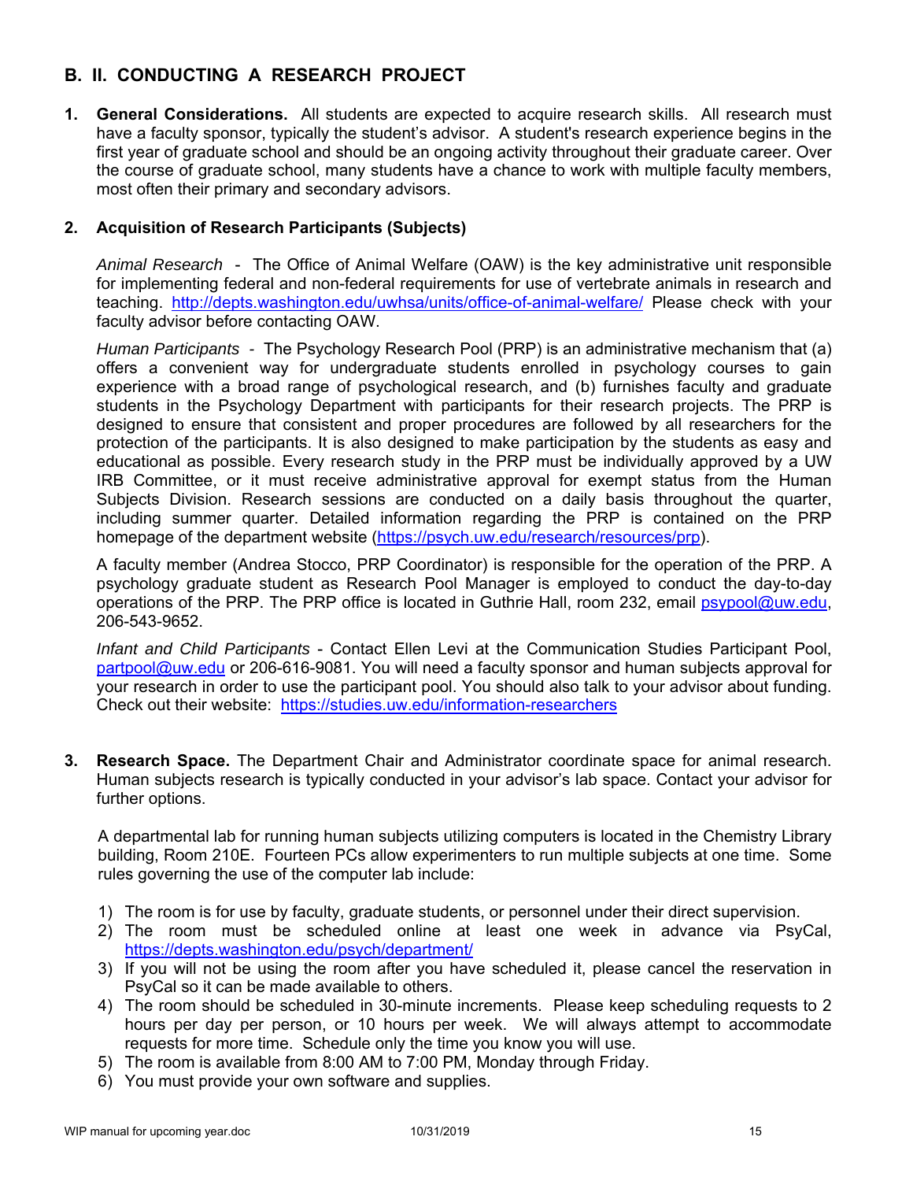## B. II. CONDUCTING A RESEARCH PROJECT

1. **General Considerations.** All students are expected to acquire research skills. All research must have a faculty sponsor, typically the student's advisor. A student's research experience begins in the first year of graduate school and should be an ongoing activity throughout their graduate career. Over the course of graduate school, many students have a chance to work with multiple faculty members, most often their primary and secondary advisors.

2. **Acquisition of Research Participants (Subjects)**

   *Animal Research* - The Office of Animal Welfare (OAW) is the key administrative unit responsible for implementing federal and non-federal requirements for use of vertebrate animals in research and teaching. http://depts.washington.edu/uwhsa/units/office-of-animal-welfare/ Please check with your faculty advisor before contacting OAW.

   *Human Participants* - The Psychology Research Pool (PRP) is an administrative mechanism that (a) offers a convenient way for undergraduate students enrolled in psychology courses to gain experience with a broad range of psychological research, and (b) furnishes faculty and graduate students in the Psychology Department with participants for their research projects. The PRP is designed to ensure that consistent and proper procedures are followed by all researchers for the protection of the participants. It is also designed to make participation by the students as easy and educational as possible. Every research study in the PRP must be individually approved by a UW IRB Committee, or it must receive administrative approval for exempt status from the Human Subjects Division. Research sessions are conducted on a daily basis throughout the quarter, including summer quarter. Detailed information regarding the PRP is contained on the PRP homepage of the department website (https://psych.uw.edu/research/resources/prp).

   A faculty member (Andrea Stocco, PRP Coordinator) is responsible for the operation of the PRP. A psychology graduate student as Research Pool Manager is employed to conduct the day-to-day operations of the PRP. The PRP office is located in Guthrie Hall, room 232, email psypool@uw.edu, 206-543-9652.

   *Infant and Child Participants* - Contact Ellen Levi at the Communication Studies Participant Pool, partpool@uw.edu or 206-616-9081. You will need a faculty sponsor and human subjects approval for your research in order to use the participant pool. You should also talk to your advisor about funding. Check out their website: https://studies.uw.edu/information-researchers

3. **Research Space.** The Department Chair and Administrator coordinate space for animal research. Human subjects research is typically conducted in your advisor's lab space. Contact your advisor for further options.

   A departmental lab for running human subjects utilizing computers is located in the Chemistry Library building, Room 210E. Fourteen PCs allow experimenters to run multiple subjects at one time. Some rules governing the use of the computer lab include:

   1) The room is for use by faculty, graduate students, or personnel under their direct supervision.
   2) The room must be scheduled online at least one week in advance via PsyCal, https://depts.washington.edu/psych/department/
   3) If you will not be using the room after you have scheduled it, please cancel the reservation in PsyCal so it can be made available to others.
   4) The room should be scheduled in 30-minute increments. Please keep scheduling requests to 2 hours per day per person, or 10 hours per week. We will always attempt to accommodate requests for more time. Schedule only the time you know you will use.
   5) The room is available from 8:00 AM to 7:00 PM, Monday through Friday.
   6) You must provide your own software and supplies.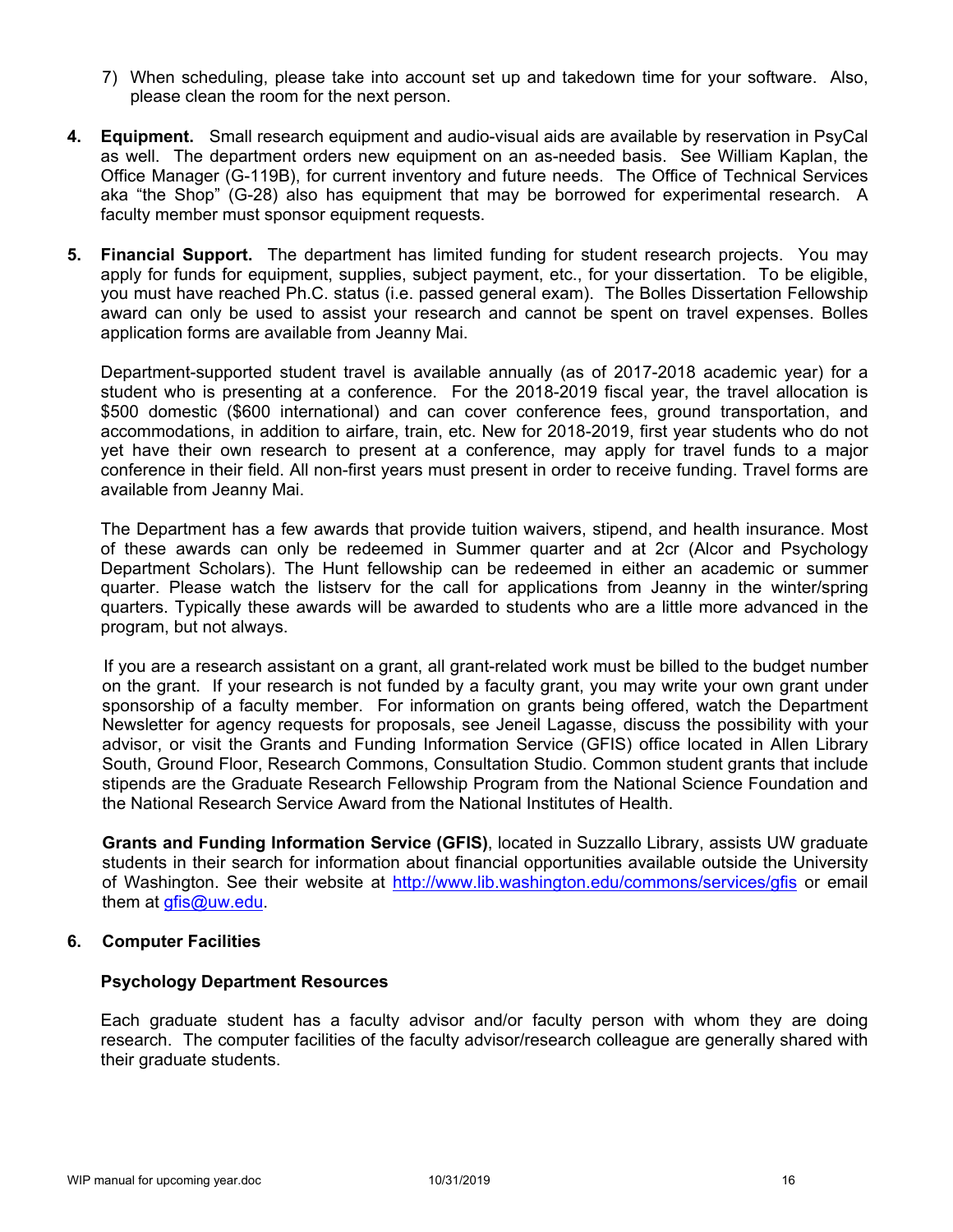7) When scheduling, please take into account set up and takedown time for your software. Also, please clean the room for the next person.

**4. Equipment.** Small research equipment and audio-visual aids are available by reservation in PsyCal as well. The department orders new equipment on an as-needed basis. See William Kaplan, the Office Manager (G-119B), for current inventory and future needs. The Office of Technical Services aka "the Shop" (G-28) also has equipment that may be borrowed for experimental research. A faculty member must sponsor equipment requests.

**5. Financial Support.** The department has limited funding for student research projects. You may apply for funds for equipment, supplies, subject payment, etc., for your dissertation. To be eligible, you must have reached Ph.C. status (i.e. passed general exam). The Bolles Dissertation Fellowship award can only be used to assist your research and cannot be spent on travel expenses. Bolles application forms are available from Jeanny Mai.

Department-supported student travel is available annually (as of 2017-2018 academic year) for a student who is presenting at a conference. For the 2018-2019 fiscal year, the travel allocation is $500 domestic ($600 international) and can cover conference fees, ground transportation, and accommodations, in addition to airfare, train, etc. New for 2018-2019, first year students who do not yet have their own research to present at a conference, may apply for travel funds to a major conference in their field. All non-first years must present in order to receive funding. Travel forms are available from Jeanny Mai.

The Department has a few awards that provide tuition waivers, stipend, and health insurance. Most of these awards can only be redeemed in Summer quarter and at 2cr (Alcor and Psychology Department Scholars). The Hunt fellowship can be redeemed in either an academic or summer quarter. Please watch the listserv for the call for applications from Jeanny in the winter/spring quarters. Typically these awards will be awarded to students who are a little more advanced in the program, but not always.

If you are a research assistant on a grant, all grant-related work must be billed to the budget number on the grant. If your research is not funded by a faculty grant, you may write your own grant under sponsorship of a faculty member. For information on grants being offered, watch the Department Newsletter for agency requests for proposals, see Jeneil Lagasse, discuss the possibility with your advisor, or visit the Grants and Funding Information Service (GFIS) office located in Allen Library South, Ground Floor, Research Commons, Consultation Studio. Common student grants that include stipends are the Graduate Research Fellowship Program from the National Science Foundation and the National Research Service Award from the National Institutes of Health.

**Grants and Funding Information Service (GFIS)**, located in Suzzallo Library, assists UW graduate students in their search for information about financial opportunities available outside the University of Washington. See their website at http://www.lib.washington.edu/commons/services/gfis or email them at gfis@uw.edu.

**6. Computer Facilities**

**Psychology Department Resources**

Each graduate student has a faculty advisor and/or faculty person with whom they are doing research. The computer facilities of the faculty advisor/research colleague are generally shared with their graduate students.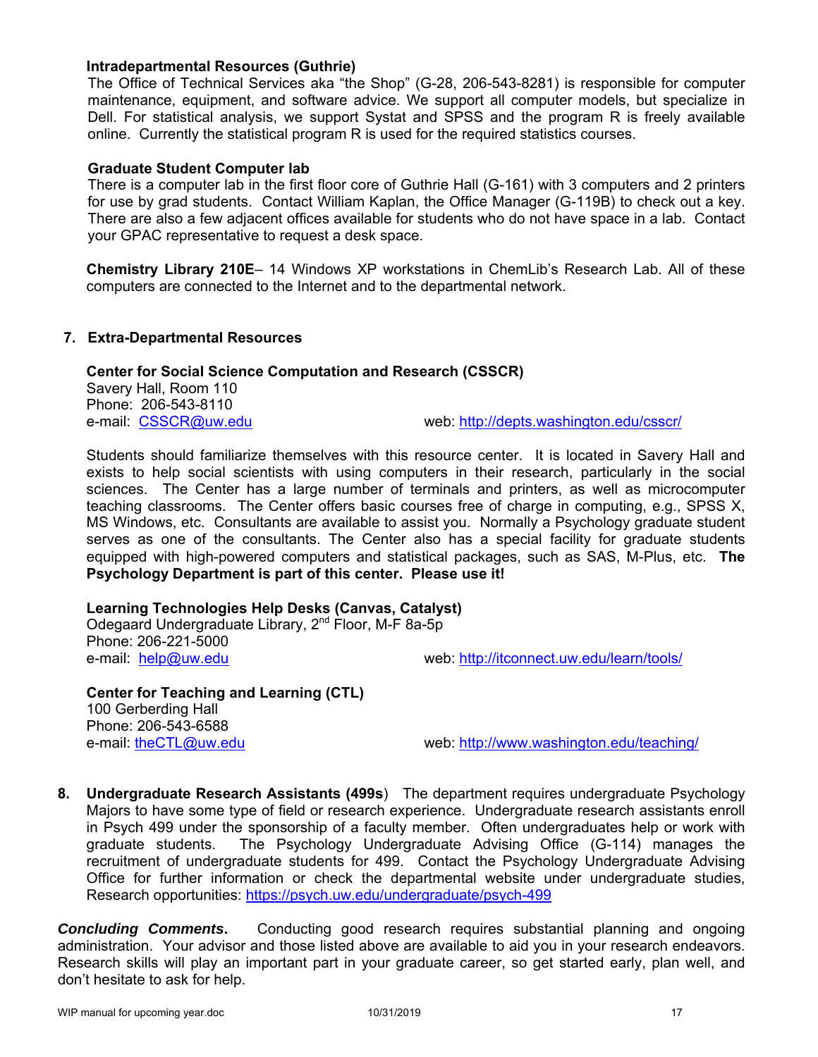**Intradepartmental Resources (Guthrie)**

The Office of Technical Services aka "the Shop" (G-28, 206-543-8281) is responsible for computer maintenance, equipment, and software advice. We support all computer models, but specialize in Dell. For statistical analysis, we support Systat and SPSS and the program R is freely available online. Currently the statistical program R is used for the required statistics courses.

**Graduate Student Computer lab**

There is a computer lab in the first floor core of Guthrie Hall (G-161) with 3 computers and 2 printers for use by grad students. Contact William Kaplan, the Office Manager (G-119B) to check out a key. There are also a few adjacent offices available for students who do not have space in a lab. Contact your GPAC representative to request a desk space.

**Chemistry Library 210E**– 14 Windows XP workstations in ChemLib's Research Lab. All of these computers are connected to the Internet and to the departmental network.

## 7. Extra-Departmental Resources

**Center for Social Science Computation and Research (CSSCR)**
Savery Hall, Room 110
Phone: 206-543-8110
e-mail: CSSCR@uw.edu web: http://depts.washington.edu/csscr/

Students should familiarize themselves with this resource center. It is located in Savery Hall and exists to help social scientists with using computers in their research, particularly in the social sciences. The Center has a large number of terminals and printers, as well as microcomputer teaching classrooms. The Center offers basic courses free of charge in computing, e.g., SPSS X, MS Windows, etc. Consultants are available to assist you. Normally a Psychology graduate student serves as one of the consultants. The Center also has a special facility for graduate students equipped with high-powered computers and statistical packages, such as SAS, M-Plus, etc. **The Psychology Department is part of this center. Please use it!**

**Learning Technologies Help Desks (Canvas, Catalyst)**
Odegaard Undergraduate Library, 2nd Floor, M-F 8a-5p
Phone: 206-221-5000
e-mail: help@uw.edu web: http://itconnect.uw.edu/learn/tools/

**Center for Teaching and Learning (CTL)**
100 Gerberding Hall
Phone: 206-543-6588
e-mail: theCTL@uw.edu web: http://www.washington.edu/teaching/

**8. Undergraduate Research Assistants (499s**) The department requires undergraduate Psychology Majors to have some type of field or research experience. Undergraduate research assistants enroll in Psych 499 under the sponsorship of a faculty member. Often undergraduates help or work with graduate students. The Psychology Undergraduate Advising Office (G-114) manages the recruitment of undergraduate students for 499. Contact the Psychology Undergraduate Advising Office for further information or check the departmental website under undergraduate studies, Research opportunities: https://psych.uw.edu/undergraduate/psych-499

***Concluding Comments.*** Conducting good research requires substantial planning and ongoing administration. Your advisor and those listed above are available to aid you in your research endeavors. Research skills will play an important part in your graduate career, so get started early, plan well, and don't hesitate to ask for help.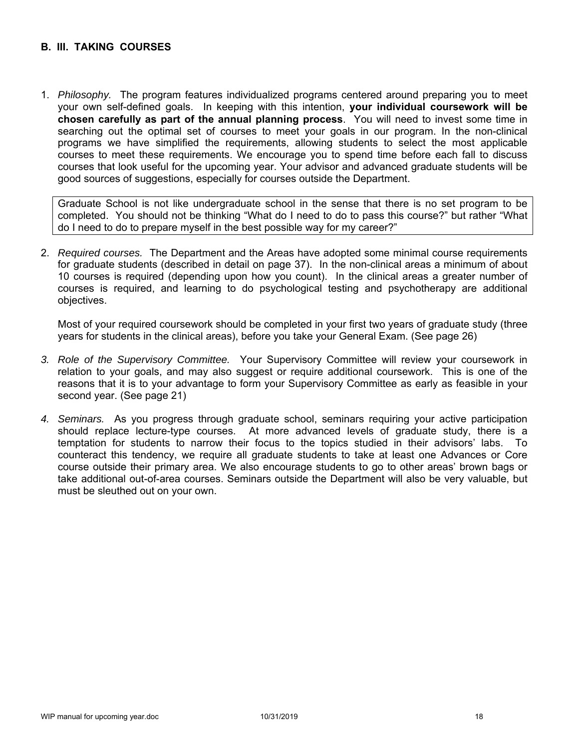## B. III. TAKING COURSES

1. *Philosophy.* The program features individualized programs centered around preparing you to meet your own self-defined goals. In keeping with this intention, **your individual coursework will be chosen carefully as part of the annual planning process**. You will need to invest some time in searching out the optimal set of courses to meet your goals in our program. In the non-clinical programs we have simplified the requirements, allowing students to select the most applicable courses to meet these requirements. We encourage you to spend time before each fall to discuss courses that look useful for the upcoming year. Your advisor and advanced graduate students will be good sources of suggestions, especially for courses outside the Department.

   > Graduate School is not like undergraduate school in the sense that there is no set program to be completed. You should not be thinking "What do I need to do to pass this course?" but rather "What do I need to do to prepare myself in the best possible way for my career?"

2. *Required courses.* The Department and the Areas have adopted some minimal course requirements for graduate students (described in detail on page 37). In the non-clinical areas a minimum of about 10 courses is required (depending upon how you count). In the clinical areas a greater number of courses is required, and learning to do psychological testing and psychotherapy are additional objectives.

   Most of your required coursework should be completed in your first two years of graduate study (three years for students in the clinical areas), before you take your General Exam. (See page 26)

3. *Role of the Supervisory Committee.* Your Supervisory Committee will review your coursework in relation to your goals, and may also suggest or require additional coursework. This is one of the reasons that it is to your advantage to form your Supervisory Committee as early as feasible in your second year. (See page 21)

4. *Seminars.* As you progress through graduate school, seminars requiring your active participation should replace lecture-type courses. At more advanced levels of graduate study, there is a temptation for students to narrow their focus to the topics studied in their advisors' labs. To counteract this tendency, we require all graduate students to take at least one Advances or Core course outside their primary area. We also encourage students to go to other areas' brown bags or take additional out-of-area courses. Seminars outside the Department will also be very valuable, but must be sleuthed out on your own.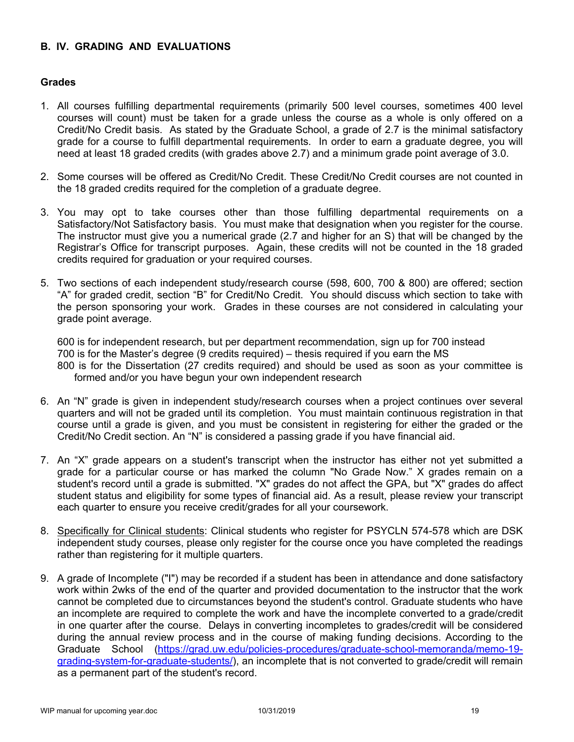## B. IV. GRADING AND EVALUATIONS

### Grades

1. All courses fulfilling departmental requirements (primarily 500 level courses, sometimes 400 level courses will count) must be taken for a grade unless the course as a whole is only offered on a Credit/No Credit basis. As stated by the Graduate School, a grade of 2.7 is the minimal satisfactory grade for a course to fulfill departmental requirements. In order to earn a graduate degree, you will need at least 18 graded credits (with grades above 2.7) and a minimum grade point average of 3.0.

2. Some courses will be offered as Credit/No Credit. These Credit/No Credit courses are not counted in the 18 graded credits required for the completion of a graduate degree.

3. You may opt to take courses other than those fulfilling departmental requirements on a Satisfactory/Not Satisfactory basis. You must make that designation when you register for the course. The instructor must give you a numerical grade (2.7 and higher for an S) that will be changed by the Registrar's Office for transcript purposes. Again, these credits will not be counted in the 18 graded credits required for graduation or your required courses.

5. Two sections of each independent study/research course (598, 600, 700 & 800) are offered; section "A" for graded credit, section "B" for Credit/No Credit. You should discuss which section to take with the person sponsoring your work. Grades in these courses are not considered in calculating your grade point average.

   600 is for independent research, but per department recommendation, sign up for 700 instead
   700 is for the Master's degree (9 credits required) – thesis required if you earn the MS
   800 is for the Dissertation (27 credits required) and should be used as soon as your committee is formed and/or you have begun your own independent research

6. An "N" grade is given in independent study/research courses when a project continues over several quarters and will not be graded until its completion. You must maintain continuous registration in that course until a grade is given, and you must be consistent in registering for either the graded or the Credit/No Credit section. An "N" is considered a passing grade if you have financial aid.

7. An "X" grade appears on a student's transcript when the instructor has either not yet submitted a grade for a particular course or has marked the column "No Grade Now." X grades remain on a student's record until a grade is submitted. "X" grades do not affect the GPA, but "X" grades do affect student status and eligibility for some types of financial aid. As a result, please review your transcript each quarter to ensure you receive credit/grades for all your coursework.

8. Specifically for Clinical students: Clinical students who register for PSYCLN 574-578 which are DSK independent study courses, please only register for the course once you have completed the readings rather than registering for it multiple quarters.

9. A grade of Incomplete ("I") may be recorded if a student has been in attendance and done satisfactory work within 2wks of the end of the quarter and provided documentation to the instructor that the work cannot be completed due to circumstances beyond the student's control. Graduate students who have an incomplete are required to complete the work and have the incomplete converted to a grade/credit in one quarter after the course. Delays in converting incompletes to grades/credit will be considered during the annual review process and in the course of making funding decisions. According to the Graduate School (https://grad.uw.edu/policies-procedures/graduate-school-memoranda/memo-19-grading-system-for-graduate-students/), an incomplete that is not converted to grade/credit will remain as a permanent part of the student's record.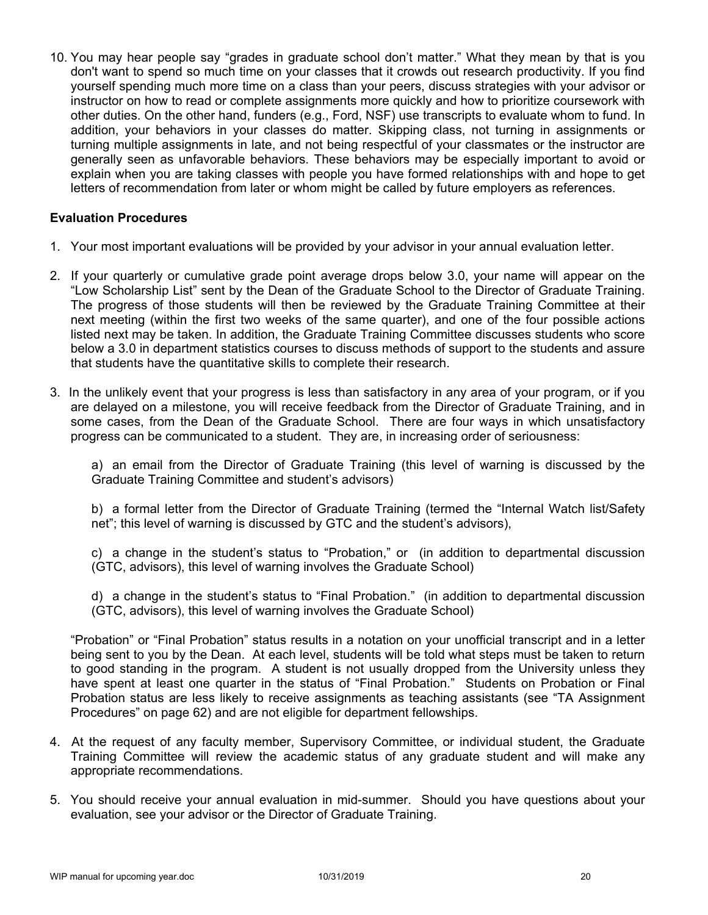10. You may hear people say "grades in graduate school don't matter." What they mean by that is you don't want to spend so much time on your classes that it crowds out research productivity. If you find yourself spending much more time on a class than your peers, discuss strategies with your advisor or instructor on how to read or complete assignments more quickly and how to prioritize coursework with other duties. On the other hand, funders (e.g., Ford, NSF) use transcripts to evaluate whom to fund. In addition, your behaviors in your classes do matter. Skipping class, not turning in assignments or turning multiple assignments in late, and not being respectful of your classmates or the instructor are generally seen as unfavorable behaviors. These behaviors may be especially important to avoid or explain when you are taking classes with people you have formed relationships with and hope to get letters of recommendation from later or whom might be called by future employers as references.

**Evaluation Procedures**

1. Your most important evaluations will be provided by your advisor in your annual evaluation letter.

2. If your quarterly or cumulative grade point average drops below 3.0, your name will appear on the "Low Scholarship List" sent by the Dean of the Graduate School to the Director of Graduate Training. The progress of those students will then be reviewed by the Graduate Training Committee at their next meeting (within the first two weeks of the same quarter), and one of the four possible actions listed next may be taken. In addition, the Graduate Training Committee discusses students who score below a 3.0 in department statistics courses to discuss methods of support to the students and assure that students have the quantitative skills to complete their research.

3. In the unlikely event that your progress is less than satisfactory in any area of your program, or if you are delayed on a milestone, you will receive feedback from the Director of Graduate Training, and in some cases, from the Dean of the Graduate School. There are four ways in which unsatisfactory progress can be communicated to a student. They are, in increasing order of seriousness:

   a) an email from the Director of Graduate Training (this level of warning is discussed by the Graduate Training Committee and student's advisors)

   b) a formal letter from the Director of Graduate Training (termed the "Internal Watch list/Safety net"; this level of warning is discussed by GTC and the student's advisors),

   c) a change in the student's status to "Probation," or (in addition to departmental discussion (GTC, advisors), this level of warning involves the Graduate School)

   d) a change in the student's status to "Final Probation." (in addition to departmental discussion (GTC, advisors), this level of warning involves the Graduate School)

   "Probation" or "Final Probation" status results in a notation on your unofficial transcript and in a letter being sent to you by the Dean. At each level, students will be told what steps must be taken to return to good standing in the program. A student is not usually dropped from the University unless they have spent at least one quarter in the status of "Final Probation." Students on Probation or Final Probation status are less likely to receive assignments as teaching assistants (see "TA Assignment Procedures" on page 62) and are not eligible for department fellowships.

4. At the request of any faculty member, Supervisory Committee, or individual student, the Graduate Training Committee will review the academic status of any graduate student and will make any appropriate recommendations.

5. You should receive your annual evaluation in mid-summer. Should you have questions about your evaluation, see your advisor or the Director of Graduate Training.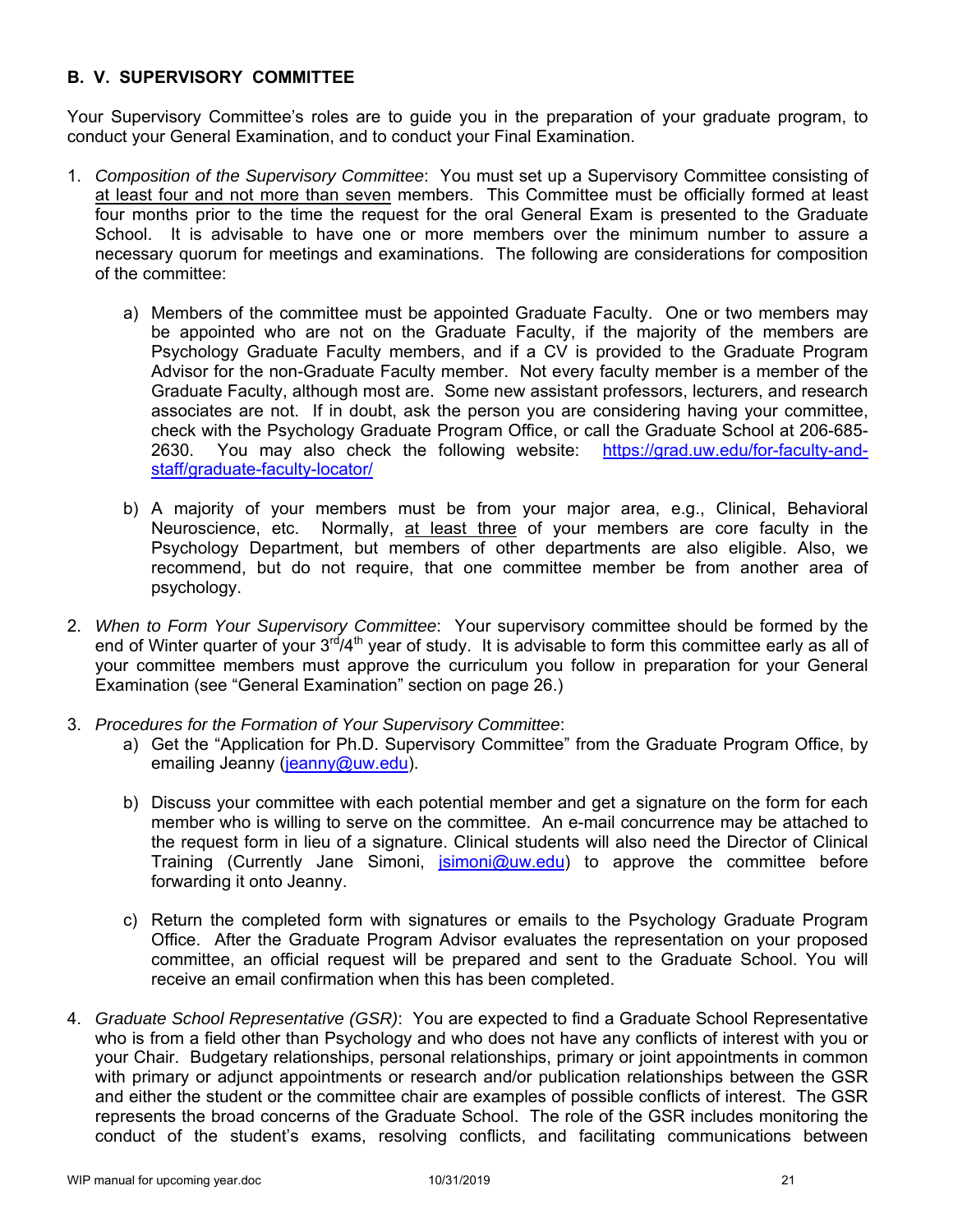## B. V. SUPERVISORY COMMITTEE

Your Supervisory Committee's roles are to guide you in the preparation of your graduate program, to conduct your General Examination, and to conduct your Final Examination.

1. *Composition of the Supervisory Committee*: You must set up a Supervisory Committee consisting of at least four and not more than seven members. This Committee must be officially formed at least four months prior to the time the request for the oral General Exam is presented to the Graduate School. It is advisable to have one or more members over the minimum number to assure a necessary quorum for meetings and examinations. The following are considerations for composition of the committee:

   a) Members of the committee must be appointed Graduate Faculty. One or two members may be appointed who are not on the Graduate Faculty, if the majority of the members are Psychology Graduate Faculty members, and if a CV is provided to the Graduate Program Advisor for the non-Graduate Faculty member. Not every faculty member is a member of the Graduate Faculty, although most are. Some new assistant professors, lecturers, and research associates are not. If in doubt, ask the person you are considering having your committee, check with the Psychology Graduate Program Office, or call the Graduate School at 206-685-2630. You may also check the following website: https://grad.uw.edu/for-faculty-and-staff/graduate-faculty-locator/

   b) A majority of your members must be from your major area, e.g., Clinical, Behavioral Neuroscience, etc. Normally, at least three of your members are core faculty in the Psychology Department, but members of other departments are also eligible. Also, we recommend, but do not require, that one committee member be from another area of psychology.

2. *When to Form Your Supervisory Committee*: Your supervisory committee should be formed by the end of Winter quarter of your 3rd/4th year of study. It is advisable to form this committee early as all of your committee members must approve the curriculum you follow in preparation for your General Examination (see "General Examination" section on page 26.)

3. *Procedures for the Formation of Your Supervisory Committee*:

   a) Get the "Application for Ph.D. Supervisory Committee" from the Graduate Program Office, by emailing Jeanny (jeanny@uw.edu).

   b) Discuss your committee with each potential member and get a signature on the form for each member who is willing to serve on the committee. An e-mail concurrence may be attached to the request form in lieu of a signature. Clinical students will also need the Director of Clinical Training (Currently Jane Simoni, jsimoni@uw.edu) to approve the committee before forwarding it onto Jeanny.

   c) Return the completed form with signatures or emails to the Psychology Graduate Program Office. After the Graduate Program Advisor evaluates the representation on your proposed committee, an official request will be prepared and sent to the Graduate School. You will receive an email confirmation when this has been completed.

4. *Graduate School Representative (GSR)*: You are expected to find a Graduate School Representative who is from a field other than Psychology and who does not have any conflicts of interest with you or your Chair. Budgetary relationships, personal relationships, primary or joint appointments in common with primary or adjunct appointments or research and/or publication relationships between the GSR and either the student or the committee chair are examples of possible conflicts of interest. The GSR represents the broad concerns of the Graduate School. The role of the GSR includes monitoring the conduct of the student's exams, resolving conflicts, and facilitating communications between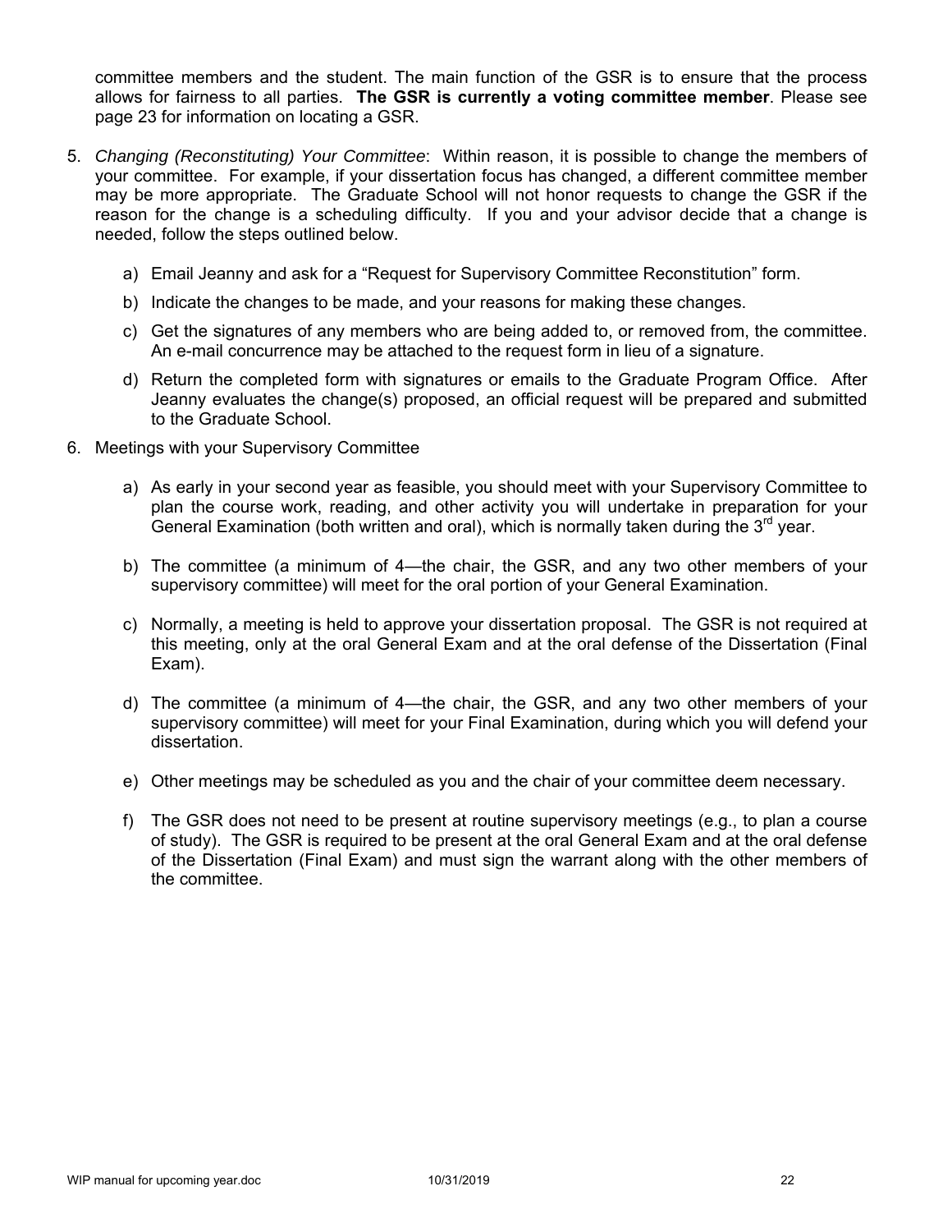committee members and the student. The main function of the GSR is to ensure that the process allows for fairness to all parties. **The GSR is currently a voting committee member**. Please see page 23 for information on locating a GSR.

5. *Changing (Reconstituting) Your Committee*: Within reason, it is possible to change the members of your committee. For example, if your dissertation focus has changed, a different committee member may be more appropriate. The Graduate School will not honor requests to change the GSR if the reason for the change is a scheduling difficulty. If you and your advisor decide that a change is needed, follow the steps outlined below.

   a) Email Jeanny and ask for a "Request for Supervisory Committee Reconstitution" form.

   b) Indicate the changes to be made, and your reasons for making these changes.

   c) Get the signatures of any members who are being added to, or removed from, the committee. An e-mail concurrence may be attached to the request form in lieu of a signature.

   d) Return the completed form with signatures or emails to the Graduate Program Office. After Jeanny evaluates the change(s) proposed, an official request will be prepared and submitted to the Graduate School.

6. Meetings with your Supervisory Committee

   a) As early in your second year as feasible, you should meet with your Supervisory Committee to plan the course work, reading, and other activity you will undertake in preparation for your General Examination (both written and oral), which is normally taken during the 3rd year.

   b) The committee (a minimum of 4—the chair, the GSR, and any two other members of your supervisory committee) will meet for the oral portion of your General Examination.

   c) Normally, a meeting is held to approve your dissertation proposal. The GSR is not required at this meeting, only at the oral General Exam and at the oral defense of the Dissertation (Final Exam).

   d) The committee (a minimum of 4—the chair, the GSR, and any two other members of your supervisory committee) will meet for your Final Examination, during which you will defend your dissertation.

   e) Other meetings may be scheduled as you and the chair of your committee deem necessary.

   f) The GSR does not need to be present at routine supervisory meetings (e.g., to plan a course of study). The GSR is required to be present at the oral General Exam and at the oral defense of the Dissertation (Final Exam) and must sign the warrant along with the other members of the committee.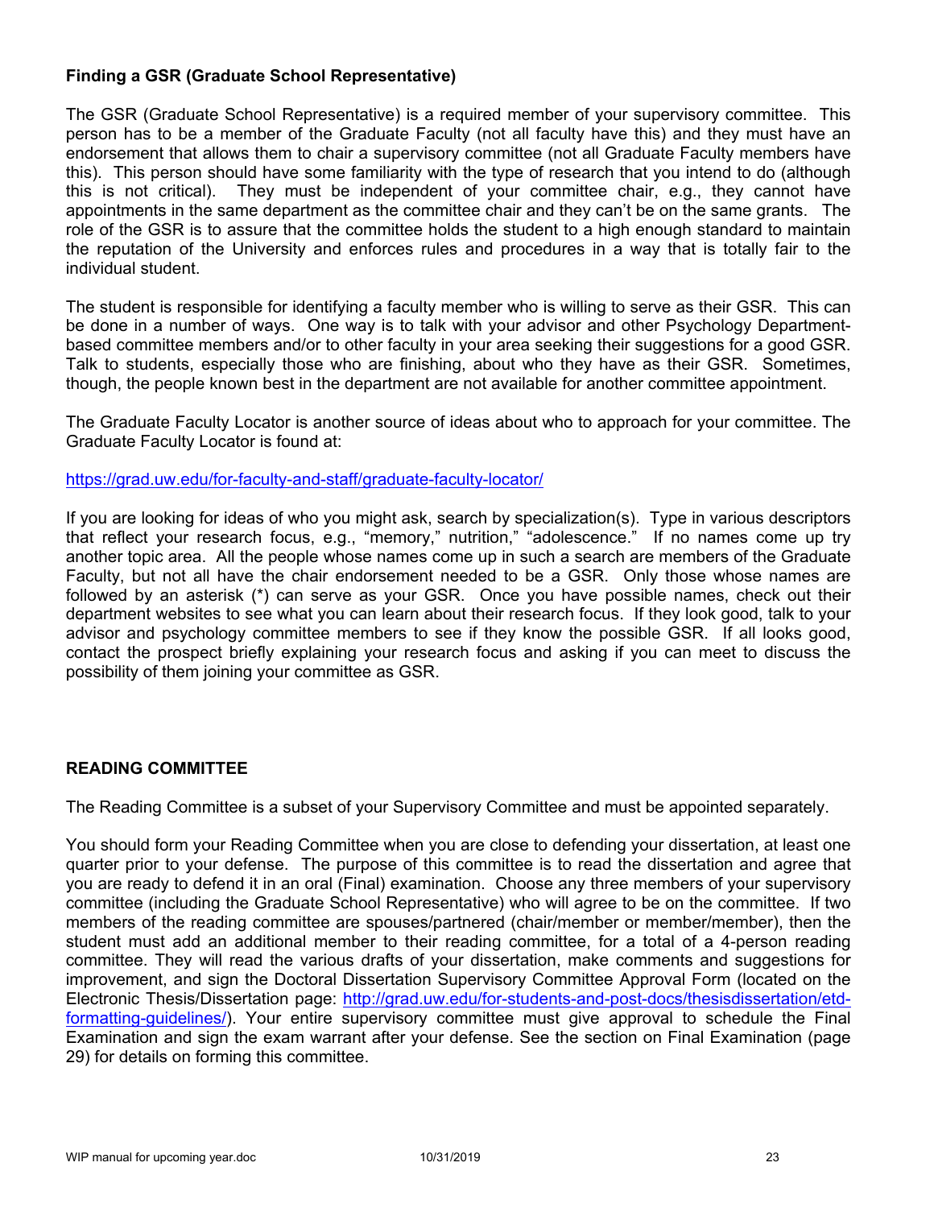### Finding a GSR (Graduate School Representative)

The GSR (Graduate School Representative) is a required member of your supervisory committee. This person has to be a member of the Graduate Faculty (not all faculty have this) and they must have an endorsement that allows them to chair a supervisory committee (not all Graduate Faculty members have this). This person should have some familiarity with the type of research that you intend to do (although this is not critical). They must be independent of your committee chair, e.g., they cannot have appointments in the same department as the committee chair and they can't be on the same grants. The role of the GSR is to assure that the committee holds the student to a high enough standard to maintain the reputation of the University and enforces rules and procedures in a way that is totally fair to the individual student.

The student is responsible for identifying a faculty member who is willing to serve as their GSR. This can be done in a number of ways. One way is to talk with your advisor and other Psychology Department-based committee members and/or to other faculty in your area seeking their suggestions for a good GSR. Talk to students, especially those who are finishing, about who they have as their GSR. Sometimes, though, the people known best in the department are not available for another committee appointment.

The Graduate Faculty Locator is another source of ideas about who to approach for your committee. The Graduate Faculty Locator is found at:

https://grad.uw.edu/for-faculty-and-staff/graduate-faculty-locator/

If you are looking for ideas of who you might ask, search by specialization(s). Type in various descriptors that reflect your research focus, e.g., "memory," nutrition," "adolescence." If no names come up try another topic area. All the people whose names come up in such a search are members of the Graduate Faculty, but not all have the chair endorsement needed to be a GSR. Only those whose names are followed by an asterisk (*) can serve as your GSR. Once you have possible names, check out their department websites to see what you can learn about their research focus. If they look good, talk to your advisor and psychology committee members to see if they know the possible GSR. If all looks good, contact the prospect briefly explaining your research focus and asking if you can meet to discuss the possibility of them joining your committee as GSR.

### READING COMMITTEE

The Reading Committee is a subset of your Supervisory Committee and must be appointed separately.

You should form your Reading Committee when you are close to defending your dissertation, at least one quarter prior to your defense. The purpose of this committee is to read the dissertation and agree that you are ready to defend it in an oral (Final) examination. Choose any three members of your supervisory committee (including the Graduate School Representative) who will agree to be on the committee. If two members of the reading committee are spouses/partnered (chair/member or member/member), then the student must add an additional member to their reading committee, for a total of a 4-person reading committee. They will read the various drafts of your dissertation, make comments and suggestions for improvement, and sign the Doctoral Dissertation Supervisory Committee Approval Form (located on the Electronic Thesis/Dissertation page: http://grad.uw.edu/for-students-and-post-docs/thesisdissertation/etd-formatting-guidelines/). Your entire supervisory committee must give approval to schedule the Final Examination and sign the exam warrant after your defense. See the section on Final Examination (page 29) for details on forming this committee.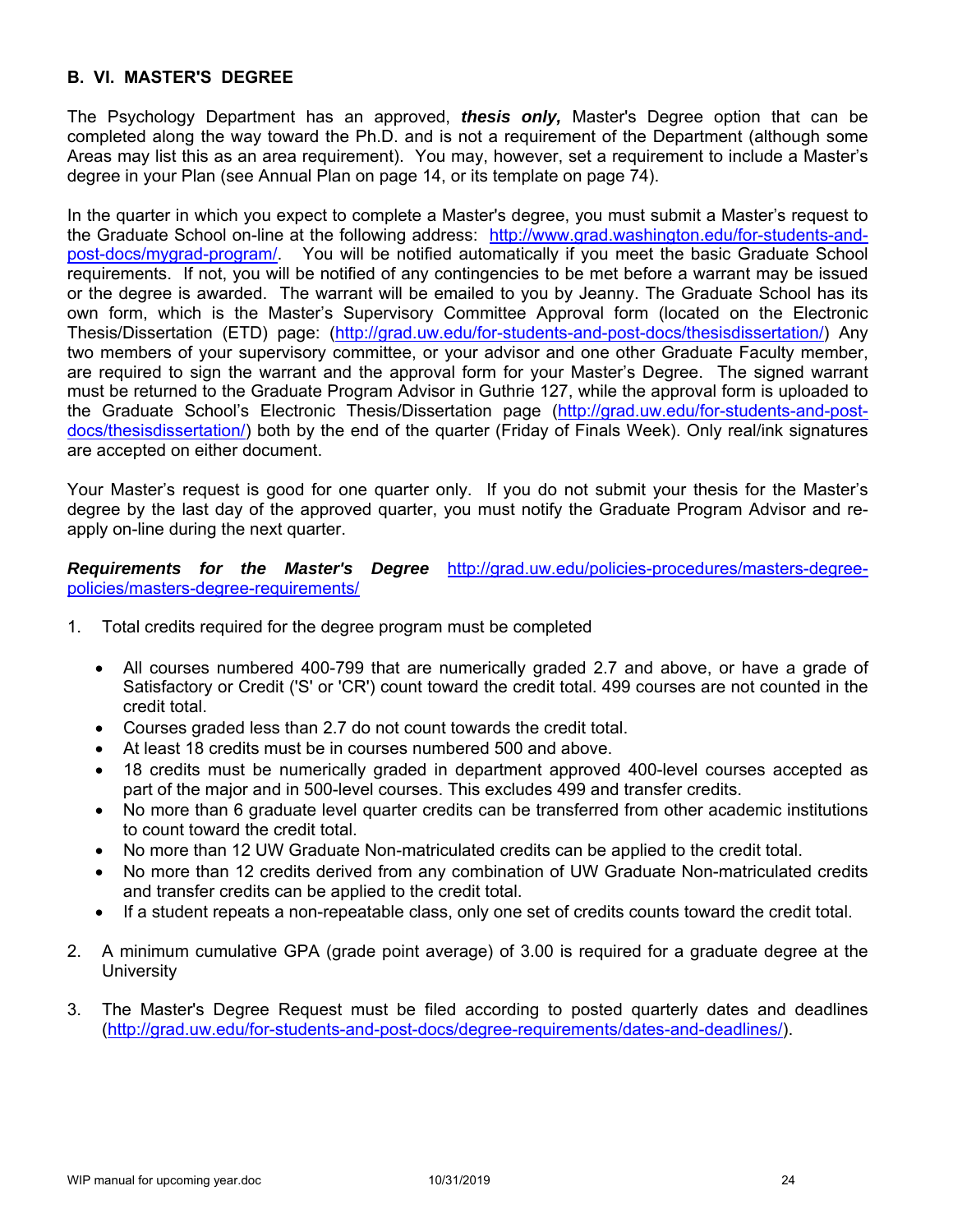## B. VI. MASTER'S DEGREE

The Psychology Department has an approved, ***thesis only,*** Master's Degree option that can be completed along the way toward the Ph.D. and is not a requirement of the Department (although some Areas may list this as an area requirement). You may, however, set a requirement to include a Master's degree in your Plan (see Annual Plan on page 14, or its template on page 74).

In the quarter in which you expect to complete a Master's degree, you must submit a Master's request to the Graduate School on-line at the following address: http://www.grad.washington.edu/for-students-and-post-docs/mygrad-program/. You will be notified automatically if you meet the basic Graduate School requirements. If not, you will be notified of any contingencies to be met before a warrant may be issued or the degree is awarded. The warrant will be emailed to you by Jeanny. The Graduate School has its own form, which is the Master's Supervisory Committee Approval form (located on the Electronic Thesis/Dissertation (ETD) page: (http://grad.uw.edu/for-students-and-post-docs/thesisdissertation/) Any two members of your supervisory committee, or your advisor and one other Graduate Faculty member, are required to sign the warrant and the approval form for your Master's Degree. The signed warrant must be returned to the Graduate Program Advisor in Guthrie 127, while the approval form is uploaded to the Graduate School's Electronic Thesis/Dissertation page (http://grad.uw.edu/for-students-and-post-docs/thesisdissertation/) both by the end of the quarter (Friday of Finals Week). Only real/ink signatures are accepted on either document.

Your Master's request is good for one quarter only. If you do not submit your thesis for the Master's degree by the last day of the approved quarter, you must notify the Graduate Program Advisor and re-apply on-line during the next quarter.

***Requirements for the Master's Degree*** http://grad.uw.edu/policies-procedures/masters-degree-policies/masters-degree-requirements/

1. Total credits required for the degree program must be completed
   - All courses numbered 400-799 that are numerically graded 2.7 and above, or have a grade of Satisfactory or Credit ('S' or 'CR') count toward the credit total. 499 courses are not counted in the credit total.
   - Courses graded less than 2.7 do not count towards the credit total.
   - At least 18 credits must be in courses numbered 500 and above.
   - 18 credits must be numerically graded in department approved 400-level courses accepted as part of the major and in 500-level courses. This excludes 499 and transfer credits.
   - No more than 6 graduate level quarter credits can be transferred from other academic institutions to count toward the credit total.
   - No more than 12 UW Graduate Non-matriculated credits can be applied to the credit total.
   - No more than 12 credits derived from any combination of UW Graduate Non-matriculated credits and transfer credits can be applied to the credit total.
   - If a student repeats a non-repeatable class, only one set of credits counts toward the credit total.

2. A minimum cumulative GPA (grade point average) of 3.00 is required for a graduate degree at the University

3. The Master's Degree Request must be filed according to posted quarterly dates and deadlines (http://grad.uw.edu/for-students-and-post-docs/degree-requirements/dates-and-deadlines/).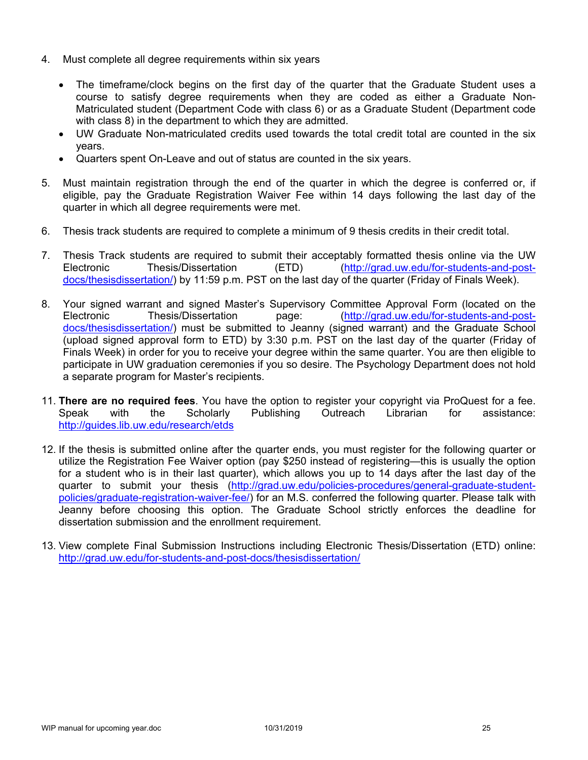4. Must complete all degree requirements within six years

   - The timeframe/clock begins on the first day of the quarter that the Graduate Student uses a course to satisfy degree requirements when they are coded as either a Graduate Non-Matriculated student (Department Code with class 6) or as a Graduate Student (Department code with class 8) in the department to which they are admitted.
   - UW Graduate Non-matriculated credits used towards the total credit total are counted in the six years.
   - Quarters spent On-Leave and out of status are counted in the six years.

5. Must maintain registration through the end of the quarter in which the degree is conferred or, if eligible, pay the Graduate Registration Waiver Fee within 14 days following the last day of the quarter in which all degree requirements were met.

6. Thesis track students are required to complete a minimum of 9 thesis credits in their credit total.

7. Thesis Track students are required to submit their acceptably formatted thesis online via the UW Electronic Thesis/Dissertation (ETD) (http://grad.uw.edu/for-students-and-post-docs/thesisdissertation/) by 11:59 p.m. PST on the last day of the quarter (Friday of Finals Week).

8. Your signed warrant and signed Master's Supervisory Committee Approval Form (located on the Electronic Thesis/Dissertation page: (http://grad.uw.edu/for-students-and-post-docs/thesisdissertation/) must be submitted to Jeanny (signed warrant) and the Graduate School (upload signed approval form to ETD) by 3:30 p.m. PST on the last day of the quarter (Friday of Finals Week) in order for you to receive your degree within the same quarter. You are then eligible to participate in UW graduation ceremonies if you so desire. The Psychology Department does not hold a separate program for Master's recipients.

11. **There are no required fees**. You have the option to register your copyright via ProQuest for a fee. Speak with the Scholarly Publishing Outreach Librarian for assistance: http://guides.lib.uw.edu/research/etds

12. If the thesis is submitted online after the quarter ends, you must register for the following quarter or utilize the Registration Fee Waiver option (pay $250 instead of registering—this is usually the option for a student who is in their last quarter), which allows you up to 14 days after the last day of the quarter to submit your thesis (http://grad.uw.edu/policies-procedures/general-graduate-student-policies/graduate-registration-waiver-fee/) for an M.S. conferred the following quarter. Please talk with Jeanny before choosing this option. The Graduate School strictly enforces the deadline for dissertation submission and the enrollment requirement.

13. View complete Final Submission Instructions including Electronic Thesis/Dissertation (ETD) online: http://grad.uw.edu/for-students-and-post-docs/thesisdissertation/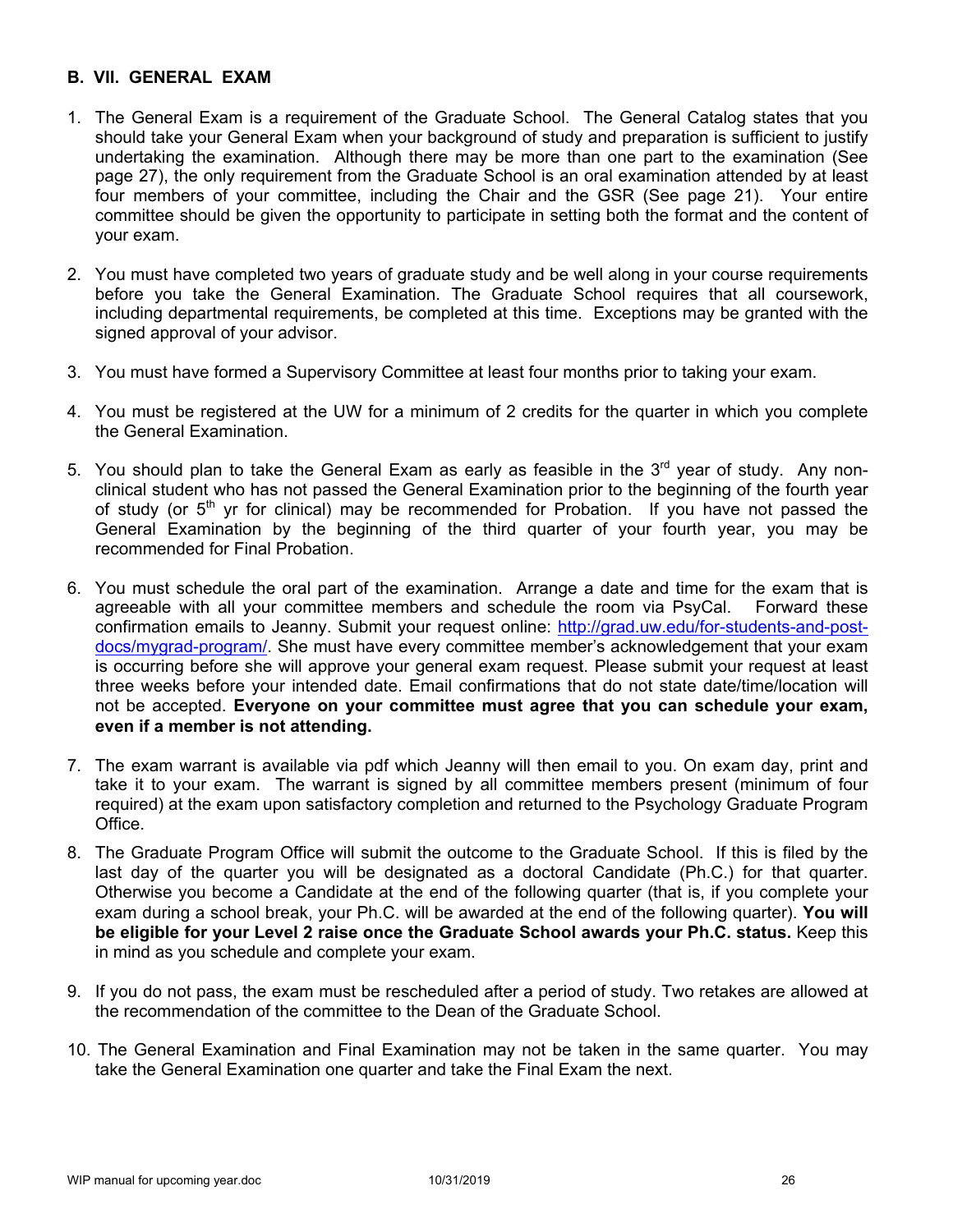## B. VII. GENERAL EXAM

1. The General Exam is a requirement of the Graduate School. The General Catalog states that you should take your General Exam when your background of study and preparation is sufficient to justify undertaking the examination. Although there may be more than one part to the examination (See page 27), the only requirement from the Graduate School is an oral examination attended by at least four members of your committee, including the Chair and the GSR (See page 21). Your entire committee should be given the opportunity to participate in setting both the format and the content of your exam.

2. You must have completed two years of graduate study and be well along in your course requirements before you take the General Examination. The Graduate School requires that all coursework, including departmental requirements, be completed at this time. Exceptions may be granted with the signed approval of your advisor.

3. You must have formed a Supervisory Committee at least four months prior to taking your exam.

4. You must be registered at the UW for a minimum of 2 credits for the quarter in which you complete the General Examination.

5. You should plan to take the General Exam as early as feasible in the 3rd year of study. Any non-clinical student who has not passed the General Examination prior to the beginning of the fourth year of study (or 5th yr for clinical) may be recommended for Probation. If you have not passed the General Examination by the beginning of the third quarter of your fourth year, you may be recommended for Final Probation.

6. You must schedule the oral part of the examination. Arrange a date and time for the exam that is agreeable with all your committee members and schedule the room via PsyCal. Forward these confirmation emails to Jeanny. Submit your request online: [http://grad.uw.edu/for-students-and-post-docs/mygrad-program/](http://grad.uw.edu/for-students-and-post-docs/mygrad-program/). She must have every committee member's acknowledgement that your exam is occurring before she will approve your general exam request. Please submit your request at least three weeks before your intended date. Email confirmations that do not state date/time/location will not be accepted. **Everyone on your committee must agree that you can schedule your exam, even if a member is not attending.**

7. The exam warrant is available via pdf which Jeanny will then email to you. On exam day, print and take it to your exam. The warrant is signed by all committee members present (minimum of four required) at the exam upon satisfactory completion and returned to the Psychology Graduate Program Office.

8. The Graduate Program Office will submit the outcome to the Graduate School. If this is filed by the last day of the quarter you will be designated as a doctoral Candidate (Ph.C.) for that quarter. Otherwise you become a Candidate at the end of the following quarter (that is, if you complete your exam during a school break, your Ph.C. will be awarded at the end of the following quarter). **You will be eligible for your Level 2 raise once the Graduate School awards your Ph.C. status.** Keep this in mind as you schedule and complete your exam.

9. If you do not pass, the exam must be rescheduled after a period of study. Two retakes are allowed at the recommendation of the committee to the Dean of the Graduate School.

10. The General Examination and Final Examination may not be taken in the same quarter. You may take the General Examination one quarter and take the Final Exam the next.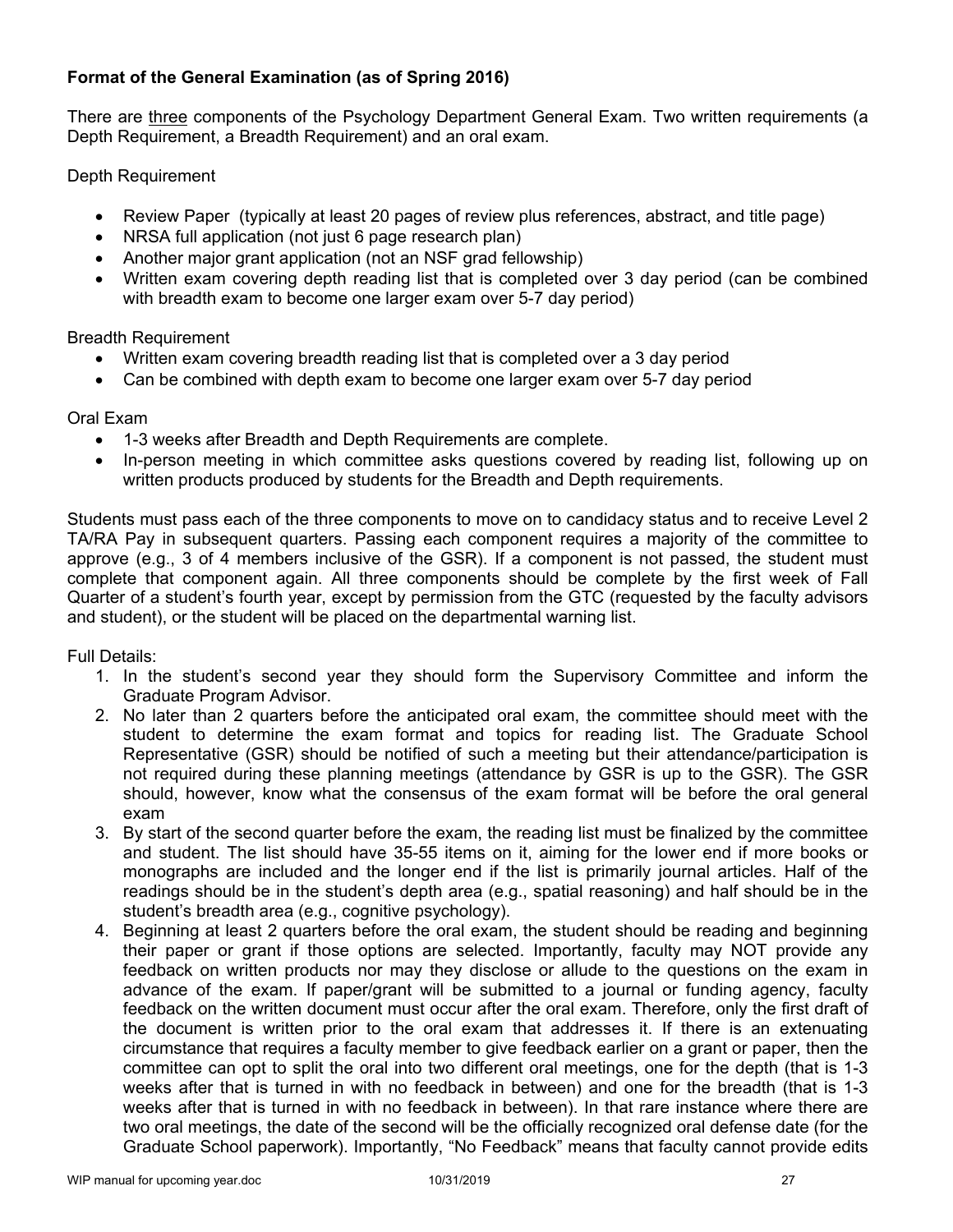**Format of the General Examination (as of Spring 2016)**

There are three components of the Psychology Department General Exam. Two written requirements (a Depth Requirement, a Breadth Requirement) and an oral exam.

Depth Requirement

- Review Paper (typically at least 20 pages of review plus references, abstract, and title page)
- NRSA full application (not just 6 page research plan)
- Another major grant application (not an NSF grad fellowship)
- Written exam covering depth reading list that is completed over 3 day period (can be combined with breadth exam to become one larger exam over 5-7 day period)

Breadth Requirement

- Written exam covering breadth reading list that is completed over a 3 day period
- Can be combined with depth exam to become one larger exam over 5-7 day period

Oral Exam

- 1-3 weeks after Breadth and Depth Requirements are complete.
- In-person meeting in which committee asks questions covered by reading list, following up on written products produced by students for the Breadth and Depth requirements.

Students must pass each of the three components to move on to candidacy status and to receive Level 2 TA/RA Pay in subsequent quarters. Passing each component requires a majority of the committee to approve (e.g., 3 of 4 members inclusive of the GSR). If a component is not passed, the student must complete that component again. All three components should be complete by the first week of Fall Quarter of a student's fourth year, except by permission from the GTC (requested by the faculty advisors and student), or the student will be placed on the departmental warning list.

Full Details:

1. In the student's second year they should form the Supervisory Committee and inform the Graduate Program Advisor.
2. No later than 2 quarters before the anticipated oral exam, the committee should meet with the student to determine the exam format and topics for reading list. The Graduate School Representative (GSR) should be notified of such a meeting but their attendance/participation is not required during these planning meetings (attendance by GSR is up to the GSR). The GSR should, however, know what the consensus of the exam format will be before the oral general exam
3. By start of the second quarter before the exam, the reading list must be finalized by the committee and student. The list should have 35-55 items on it, aiming for the lower end if more books or monographs are included and the longer end if the list is primarily journal articles. Half of the readings should be in the student's depth area (e.g., spatial reasoning) and half should be in the student's breadth area (e.g., cognitive psychology).
4. Beginning at least 2 quarters before the oral exam, the student should be reading and beginning their paper or grant if those options are selected. Importantly, faculty may NOT provide any feedback on written products nor may they disclose or allude to the questions on the exam in advance of the exam. If paper/grant will be submitted to a journal or funding agency, faculty feedback on the written document must occur after the oral exam. Therefore, only the first draft of the document is written prior to the oral exam that addresses it. If there is an extenuating circumstance that requires a faculty member to give feedback earlier on a grant or paper, then the committee can opt to split the oral into two different oral meetings, one for the depth (that is 1-3 weeks after that is turned in with no feedback in between) and one for the breadth (that is 1-3 weeks after that is turned in with no feedback in between). In that rare instance where there are two oral meetings, the date of the second will be the officially recognized oral defense date (for the Graduate School paperwork). Importantly, "No Feedback" means that faculty cannot provide edits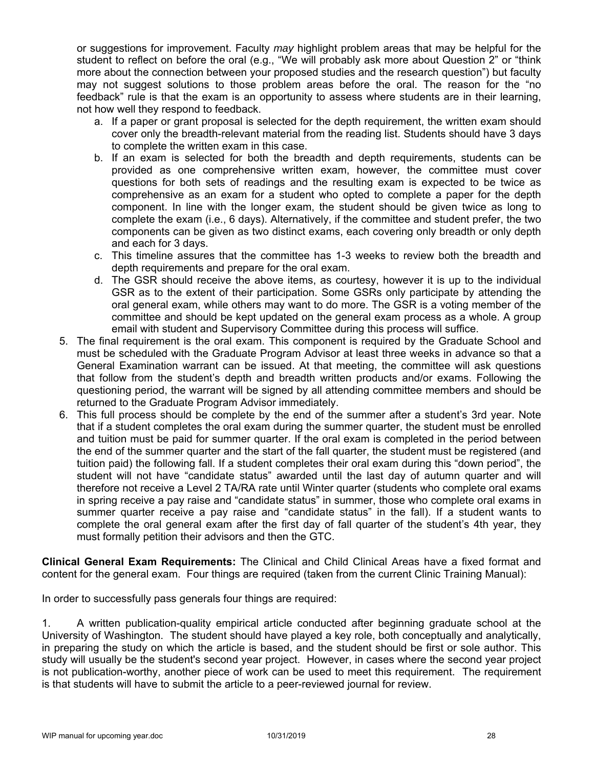or suggestions for improvement. Faculty *may* highlight problem areas that may be helpful for the student to reflect on before the oral (e.g., "We will probably ask more about Question 2" or "think more about the connection between your proposed studies and the research question") but faculty may not suggest solutions to those problem areas before the oral. The reason for the "no feedback" rule is that the exam is an opportunity to assess where students are in their learning, not how well they respond to feedback.

   a. If a paper or grant proposal is selected for the depth requirement, the written exam should cover only the breadth-relevant material from the reading list. Students should have 3 days to complete the written exam in this case.
   b. If an exam is selected for both the breadth and depth requirements, students can be provided as one comprehensive written exam, however, the committee must cover questions for both sets of readings and the resulting exam is expected to be twice as comprehensive as an exam for a student who opted to complete a paper for the depth component. In line with the longer exam, the student should be given twice as long to complete the exam (i.e., 6 days). Alternatively, if the committee and student prefer, the two components can be given as two distinct exams, each covering only breadth or only depth and each for 3 days.
   c. This timeline assures that the committee has 1-3 weeks to review both the breadth and depth requirements and prepare for the oral exam.
   d. The GSR should receive the above items, as courtesy, however it is up to the individual GSR as to the extent of their participation. Some GSRs only participate by attending the oral general exam, while others may want to do more. The GSR is a voting member of the committee and should be kept updated on the general exam process as a whole. A group email with student and Supervisory Committee during this process will suffice.

5. The final requirement is the oral exam. This component is required by the Graduate School and must be scheduled with the Graduate Program Advisor at least three weeks in advance so that a General Examination warrant can be issued. At that meeting, the committee will ask questions that follow from the student's depth and breadth written products and/or exams. Following the questioning period, the warrant will be signed by all attending committee members and should be returned to the Graduate Program Advisor immediately.
6. This full process should be complete by the end of the summer after a student's 3rd year. Note that if a student completes the oral exam during the summer quarter, the student must be enrolled and tuition must be paid for summer quarter. If the oral exam is completed in the period between the end of the summer quarter and the start of the fall quarter, the student must be registered (and tuition paid) the following fall. If a student completes their oral exam during this "down period", the student will not have "candidate status" awarded until the last day of autumn quarter and will therefore not receive a Level 2 TA/RA rate until Winter quarter (students who complete oral exams in spring receive a pay raise and "candidate status" in summer, those who complete oral exams in summer quarter receive a pay raise and "candidate status" in the fall). If a student wants to complete the oral general exam after the first day of fall quarter of the student's 4th year, they must formally petition their advisors and then the GTC.

**Clinical General Exam Requirements:** The Clinical and Child Clinical Areas have a fixed format and content for the general exam. Four things are required (taken from the current Clinic Training Manual):

In order to successfully pass generals four things are required:

1. A written publication-quality empirical article conducted after beginning graduate school at the University of Washington. The student should have played a key role, both conceptually and analytically, in preparing the study on which the article is based, and the student should be first or sole author. This study will usually be the student's second year project. However, in cases where the second year project is not publication-worthy, another piece of work can be used to meet this requirement. The requirement is that students will have to submit the article to a peer-reviewed journal for review.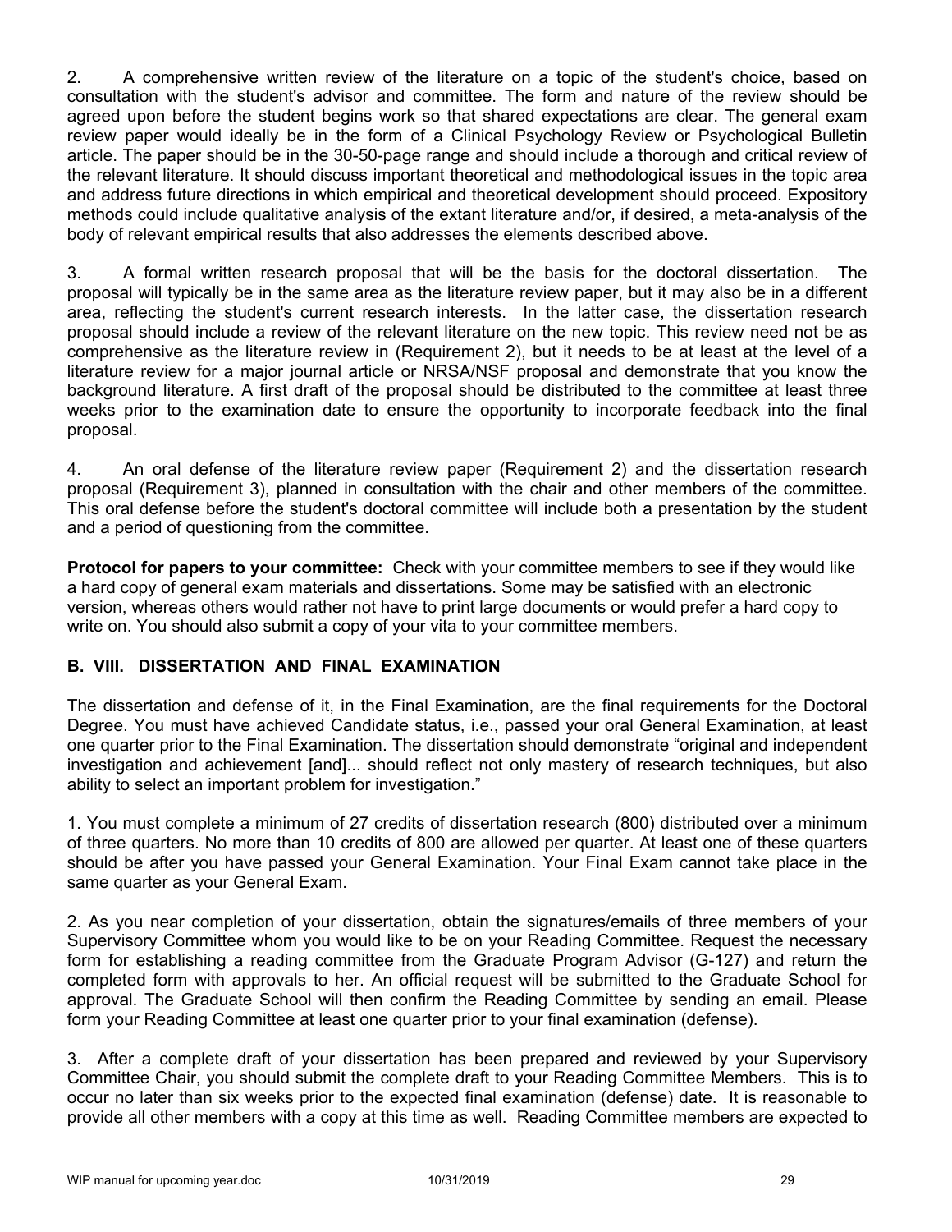2. A comprehensive written review of the literature on a topic of the student's choice, based on consultation with the student's advisor and committee. The form and nature of the review should be agreed upon before the student begins work so that shared expectations are clear. The general exam review paper would ideally be in the form of a Clinical Psychology Review or Psychological Bulletin article. The paper should be in the 30-50-page range and should include a thorough and critical review of the relevant literature. It should discuss important theoretical and methodological issues in the topic area and address future directions in which empirical and theoretical development should proceed. Expository methods could include qualitative analysis of the extant literature and/or, if desired, a meta-analysis of the body of relevant empirical results that also addresses the elements described above.

3. A formal written research proposal that will be the basis for the doctoral dissertation. The proposal will typically be in the same area as the literature review paper, but it may also be in a different area, reflecting the student's current research interests. In the latter case, the dissertation research proposal should include a review of the relevant literature on the new topic. This review need not be as comprehensive as the literature review in (Requirement 2), but it needs to be at least at the level of a literature review for a major journal article or NRSA/NSF proposal and demonstrate that you know the background literature. A first draft of the proposal should be distributed to the committee at least three weeks prior to the examination date to ensure the opportunity to incorporate feedback into the final proposal.

4. An oral defense of the literature review paper (Requirement 2) and the dissertation research proposal (Requirement 3), planned in consultation with the chair and other members of the committee. This oral defense before the student's doctoral committee will include both a presentation by the student and a period of questioning from the committee.

**Protocol for papers to your committee:** Check with your committee members to see if they would like a hard copy of general exam materials and dissertations. Some may be satisfied with an electronic version, whereas others would rather not have to print large documents or would prefer a hard copy to write on. You should also submit a copy of your vita to your committee members.

## B. VIII. DISSERTATION AND FINAL EXAMINATION

The dissertation and defense of it, in the Final Examination, are the final requirements for the Doctoral Degree. You must have achieved Candidate status, i.e., passed your oral General Examination, at least one quarter prior to the Final Examination. The dissertation should demonstrate "original and independent investigation and achievement [and]... should reflect not only mastery of research techniques, but also ability to select an important problem for investigation."

1. You must complete a minimum of 27 credits of dissertation research (800) distributed over a minimum of three quarters. No more than 10 credits of 800 are allowed per quarter. At least one of these quarters should be after you have passed your General Examination. Your Final Exam cannot take place in the same quarter as your General Exam.

2. As you near completion of your dissertation, obtain the signatures/emails of three members of your Supervisory Committee whom you would like to be on your Reading Committee. Request the necessary form for establishing a reading committee from the Graduate Program Advisor (G-127) and return the completed form with approvals to her. An official request will be submitted to the Graduate School for approval. The Graduate School will then confirm the Reading Committee by sending an email. Please form your Reading Committee at least one quarter prior to your final examination (defense).

3. After a complete draft of your dissertation has been prepared and reviewed by your Supervisory Committee Chair, you should submit the complete draft to your Reading Committee Members. This is to occur no later than six weeks prior to the expected final examination (defense) date. It is reasonable to provide all other members with a copy at this time as well. Reading Committee members are expected to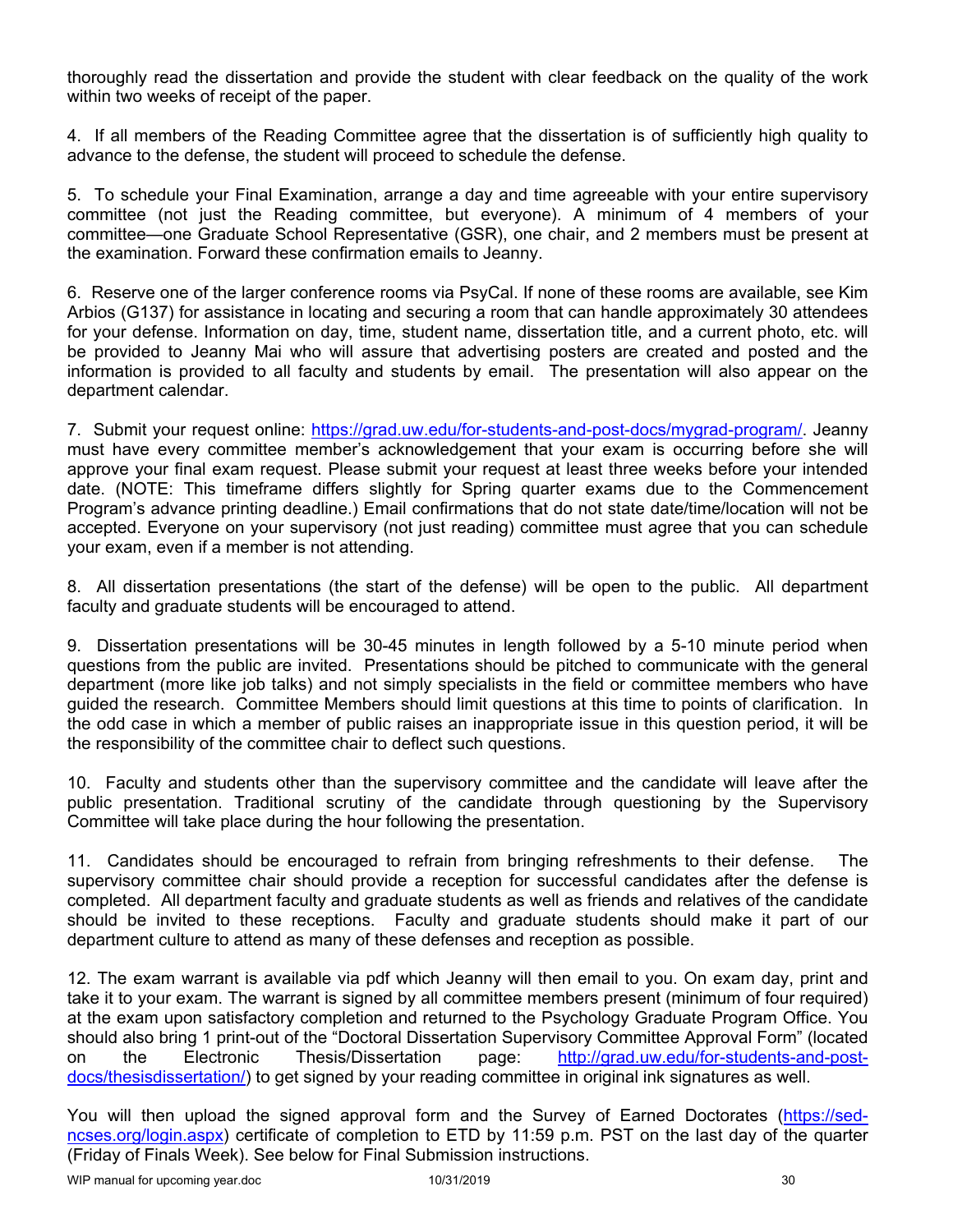thoroughly read the dissertation and provide the student with clear feedback on the quality of the work within two weeks of receipt of the paper.

4. If all members of the Reading Committee agree that the dissertation is of sufficiently high quality to advance to the defense, the student will proceed to schedule the defense.

5. To schedule your Final Examination, arrange a day and time agreeable with your entire supervisory committee (not just the Reading committee, but everyone). A minimum of 4 members of your committee—one Graduate School Representative (GSR), one chair, and 2 members must be present at the examination. Forward these confirmation emails to Jeanny.

6. Reserve one of the larger conference rooms via PsyCal. If none of these rooms are available, see Kim Arbios (G137) for assistance in locating and securing a room that can handle approximately 30 attendees for your defense. Information on day, time, student name, dissertation title, and a current photo, etc. will be provided to Jeanny Mai who will assure that advertising posters are created and posted and the information is provided to all faculty and students by email. The presentation will also appear on the department calendar.

7. Submit your request online: https://grad.uw.edu/for-students-and-post-docs/mygrad-program/. Jeanny must have every committee member's acknowledgement that your exam is occurring before she will approve your final exam request. Please submit your request at least three weeks before your intended date. (NOTE: This timeframe differs slightly for Spring quarter exams due to the Commencement Program's advance printing deadline.) Email confirmations that do not state date/time/location will not be accepted. Everyone on your supervisory (not just reading) committee must agree that you can schedule your exam, even if a member is not attending.

8. All dissertation presentations (the start of the defense) will be open to the public. All department faculty and graduate students will be encouraged to attend.

9. Dissertation presentations will be 30-45 minutes in length followed by a 5-10 minute period when questions from the public are invited. Presentations should be pitched to communicate with the general department (more like job talks) and not simply specialists in the field or committee members who have guided the research. Committee Members should limit questions at this time to points of clarification. In the odd case in which a member of public raises an inappropriate issue in this question period, it will be the responsibility of the committee chair to deflect such questions.

10. Faculty and students other than the supervisory committee and the candidate will leave after the public presentation. Traditional scrutiny of the candidate through questioning by the Supervisory Committee will take place during the hour following the presentation.

11. Candidates should be encouraged to refrain from bringing refreshments to their defense. The supervisory committee chair should provide a reception for successful candidates after the defense is completed. All department faculty and graduate students as well as friends and relatives of the candidate should be invited to these receptions. Faculty and graduate students should make it part of our department culture to attend as many of these defenses and reception as possible.

12. The exam warrant is available via pdf which Jeanny will then email to you. On exam day, print and take it to your exam. The warrant is signed by all committee members present (minimum of four required) at the exam upon satisfactory completion and returned to the Psychology Graduate Program Office. You should also bring 1 print-out of the "Doctoral Dissertation Supervisory Committee Approval Form" (located on the Electronic Thesis/Dissertation page: http://grad.uw.edu/for-students-and-post-docs/thesisdissertation/) to get signed by your reading committee in original ink signatures as well.

You will then upload the signed approval form and the Survey of Earned Doctorates (https://sed-ncses.org/login.aspx) certificate of completion to ETD by 11:59 p.m. PST on the last day of the quarter (Friday of Finals Week). See below for Final Submission instructions.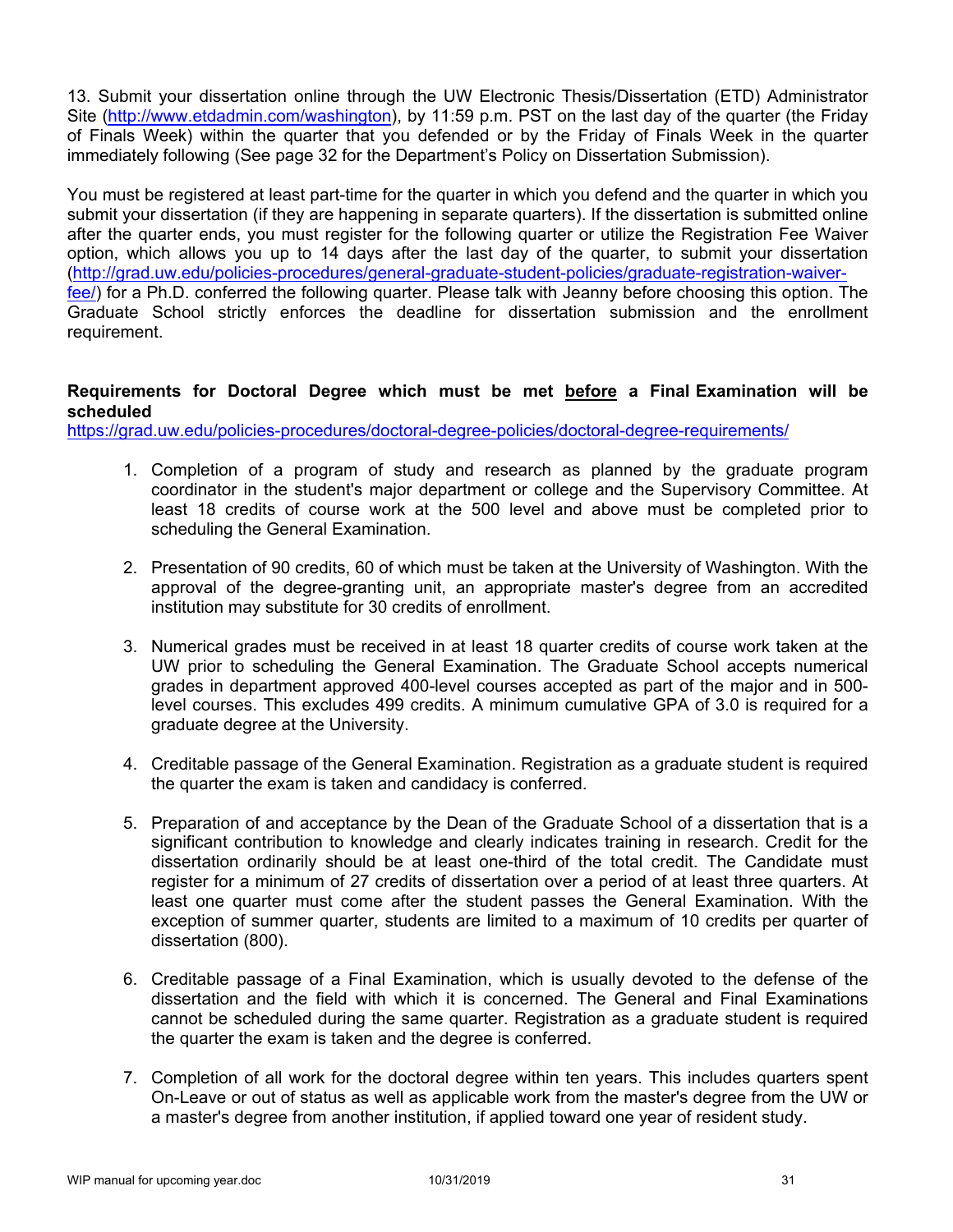13. Submit your dissertation online through the UW Electronic Thesis/Dissertation (ETD) Administrator Site (http://www.etdadmin.com/washington), by 11:59 p.m. PST on the last day of the quarter (the Friday of Finals Week) within the quarter that you defended or by the Friday of Finals Week in the quarter immediately following (See page 32 for the Department's Policy on Dissertation Submission).

You must be registered at least part-time for the quarter in which you defend and the quarter in which you submit your dissertation (if they are happening in separate quarters). If the dissertation is submitted online after the quarter ends, you must register for the following quarter or utilize the Registration Fee Waiver option, which allows you up to 14 days after the last day of the quarter, to submit your dissertation (http://grad.uw.edu/policies-procedures/general-graduate-student-policies/graduate-registration-waiver-fee/) for a Ph.D. conferred the following quarter. Please talk with Jeanny before choosing this option. The Graduate School strictly enforces the deadline for dissertation submission and the enrollment requirement.

**Requirements for Doctoral Degree which must be met <u>before</u> a Final Examination will be scheduled**
https://grad.uw.edu/policies-procedures/doctoral-degree-policies/doctoral-degree-requirements/

1. Completion of a program of study and research as planned by the graduate program coordinator in the student's major department or college and the Supervisory Committee. At least 18 credits of course work at the 500 level and above must be completed prior to scheduling the General Examination.

2. Presentation of 90 credits, 60 of which must be taken at the University of Washington. With the approval of the degree-granting unit, an appropriate master's degree from an accredited institution may substitute for 30 credits of enrollment.

3. Numerical grades must be received in at least 18 quarter credits of course work taken at the UW prior to scheduling the General Examination. The Graduate School accepts numerical grades in department approved 400-level courses accepted as part of the major and in 500-level courses. This excludes 499 credits. A minimum cumulative GPA of 3.0 is required for a graduate degree at the University.

4. Creditable passage of the General Examination. Registration as a graduate student is required the quarter the exam is taken and candidacy is conferred.

5. Preparation of and acceptance by the Dean of the Graduate School of a dissertation that is a significant contribution to knowledge and clearly indicates training in research. Credit for the dissertation ordinarily should be at least one-third of the total credit. The Candidate must register for a minimum of 27 credits of dissertation over a period of at least three quarters. At least one quarter must come after the student passes the General Examination. With the exception of summer quarter, students are limited to a maximum of 10 credits per quarter of dissertation (800).

6. Creditable passage of a Final Examination, which is usually devoted to the defense of the dissertation and the field with which it is concerned. The General and Final Examinations cannot be scheduled during the same quarter. Registration as a graduate student is required the quarter the exam is taken and the degree is conferred.

7. Completion of all work for the doctoral degree within ten years. This includes quarters spent On-Leave or out of status as well as applicable work from the master's degree from the UW or a master's degree from another institution, if applied toward one year of resident study.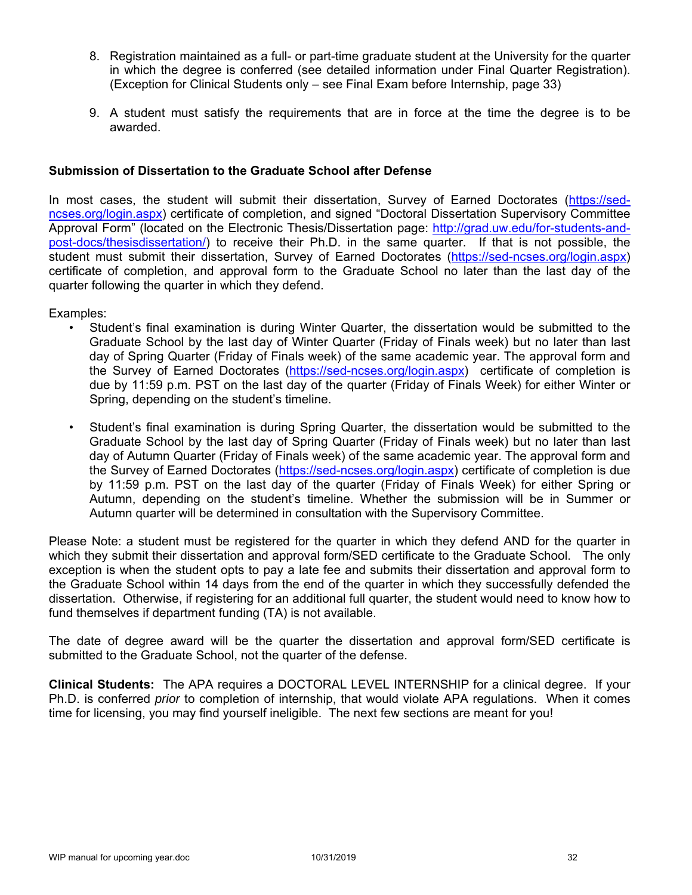8. Registration maintained as a full- or part-time graduate student at the University for the quarter in which the degree is conferred (see detailed information under Final Quarter Registration). (Exception for Clinical Students only – see Final Exam before Internship, page 33)

9. A student must satisfy the requirements that are in force at the time the degree is to be awarded.

**Submission of Dissertation to the Graduate School after Defense**

In most cases, the student will submit their dissertation, Survey of Earned Doctorates (https://sed-ncses.org/login.aspx) certificate of completion, and signed "Doctoral Dissertation Supervisory Committee Approval Form" (located on the Electronic Thesis/Dissertation page: http://grad.uw.edu/for-students-and-post-docs/thesisdissertation/) to receive their Ph.D. in the same quarter. If that is not possible, the student must submit their dissertation, Survey of Earned Doctorates (https://sed-ncses.org/login.aspx) certificate of completion, and approval form to the Graduate School no later than the last day of the quarter following the quarter in which they defend.

Examples:

- Student's final examination is during Winter Quarter, the dissertation would be submitted to the Graduate School by the last day of Winter Quarter (Friday of Finals week) but no later than last day of Spring Quarter (Friday of Finals week) of the same academic year. The approval form and the Survey of Earned Doctorates (https://sed-ncses.org/login.aspx) certificate of completion is due by 11:59 p.m. PST on the last day of the quarter (Friday of Finals Week) for either Winter or Spring, depending on the student's timeline.

- Student's final examination is during Spring Quarter, the dissertation would be submitted to the Graduate School by the last day of Spring Quarter (Friday of Finals week) but no later than last day of Autumn Quarter (Friday of Finals week) of the same academic year. The approval form and the Survey of Earned Doctorates (https://sed-ncses.org/login.aspx) certificate of completion is due by 11:59 p.m. PST on the last day of the quarter (Friday of Finals Week) for either Spring or Autumn, depending on the student's timeline. Whether the submission will be in Summer or Autumn quarter will be determined in consultation with the Supervisory Committee.

Please Note: a student must be registered for the quarter in which they defend AND for the quarter in which they submit their dissertation and approval form/SED certificate to the Graduate School. The only exception is when the student opts to pay a late fee and submits their dissertation and approval form to the Graduate School within 14 days from the end of the quarter in which they successfully defended the dissertation. Otherwise, if registering for an additional full quarter, the student would need to know how to fund themselves if department funding (TA) is not available.

The date of degree award will be the quarter the dissertation and approval form/SED certificate is submitted to the Graduate School, not the quarter of the defense.

**Clinical Students:** The APA requires a DOCTORAL LEVEL INTERNSHIP for a clinical degree. If your Ph.D. is conferred *prior* to completion of internship, that would violate APA regulations. When it comes time for licensing, you may find yourself ineligible. The next few sections are meant for you!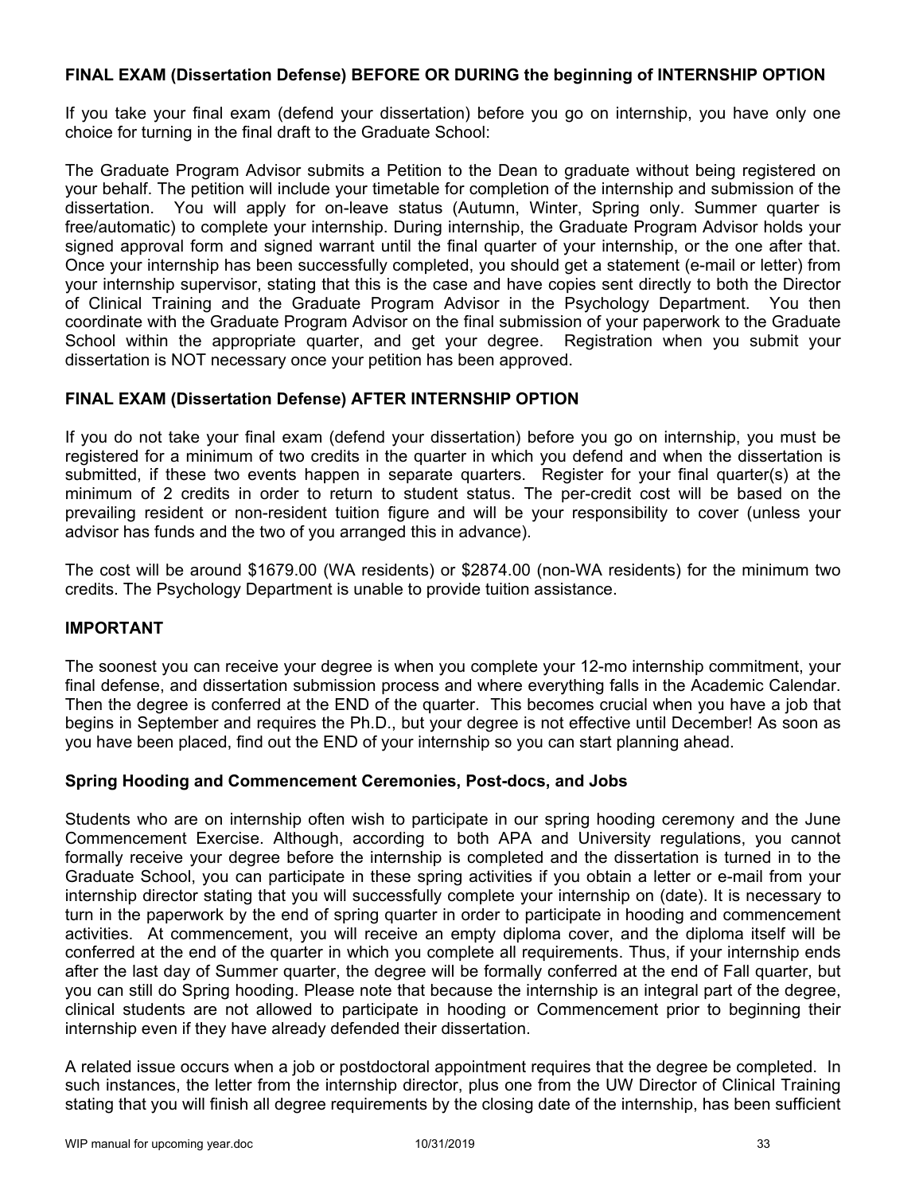**FINAL EXAM (Dissertation Defense) BEFORE OR DURING the beginning of INTERNSHIP OPTION**

If you take your final exam (defend your dissertation) before you go on internship, you have only one choice for turning in the final draft to the Graduate School:

The Graduate Program Advisor submits a Petition to the Dean to graduate without being registered on your behalf. The petition will include your timetable for completion of the internship and submission of the dissertation. You will apply for on-leave status (Autumn, Winter, Spring only. Summer quarter is free/automatic) to complete your internship. During internship, the Graduate Program Advisor holds your signed approval form and signed warrant until the final quarter of your internship, or the one after that. Once your internship has been successfully completed, you should get a statement (e-mail or letter) from your internship supervisor, stating that this is the case and have copies sent directly to both the Director of Clinical Training and the Graduate Program Advisor in the Psychology Department. You then coordinate with the Graduate Program Advisor on the final submission of your paperwork to the Graduate School within the appropriate quarter, and get your degree. Registration when you submit your dissertation is NOT necessary once your petition has been approved.

**FINAL EXAM (Dissertation Defense) AFTER INTERNSHIP OPTION**

If you do not take your final exam (defend your dissertation) before you go on internship, you must be registered for a minimum of two credits in the quarter in which you defend and when the dissertation is submitted, if these two events happen in separate quarters. Register for your final quarter(s) at the minimum of 2 credits in order to return to student status. The per-credit cost will be based on the prevailing resident or non-resident tuition figure and will be your responsibility to cover (unless your advisor has funds and the two of you arranged this in advance).

The cost will be around $1679.00 (WA residents) or $2874.00 (non-WA residents) for the minimum two credits. The Psychology Department is unable to provide tuition assistance.

**IMPORTANT**

The soonest you can receive your degree is when you complete your 12-mo internship commitment, your final defense, and dissertation submission process and where everything falls in the Academic Calendar. Then the degree is conferred at the END of the quarter. This becomes crucial when you have a job that begins in September and requires the Ph.D., but your degree is not effective until December! As soon as you have been placed, find out the END of your internship so you can start planning ahead.

**Spring Hooding and Commencement Ceremonies, Post-docs, and Jobs**

Students who are on internship often wish to participate in our spring hooding ceremony and the June Commencement Exercise. Although, according to both APA and University regulations, you cannot formally receive your degree before the internship is completed and the dissertation is turned in to the Graduate School, you can participate in these spring activities if you obtain a letter or e-mail from your internship director stating that you will successfully complete your internship on (date). It is necessary to turn in the paperwork by the end of spring quarter in order to participate in hooding and commencement activities. At commencement, you will receive an empty diploma cover, and the diploma itself will be conferred at the end of the quarter in which you complete all requirements. Thus, if your internship ends after the last day of Summer quarter, the degree will be formally conferred at the end of Fall quarter, but you can still do Spring hooding. Please note that because the internship is an integral part of the degree, clinical students are not allowed to participate in hooding or Commencement prior to beginning their internship even if they have already defended their dissertation.

A related issue occurs when a job or postdoctoral appointment requires that the degree be completed. In such instances, the letter from the internship director, plus one from the UW Director of Clinical Training stating that you will finish all degree requirements by the closing date of the internship, has been sufficient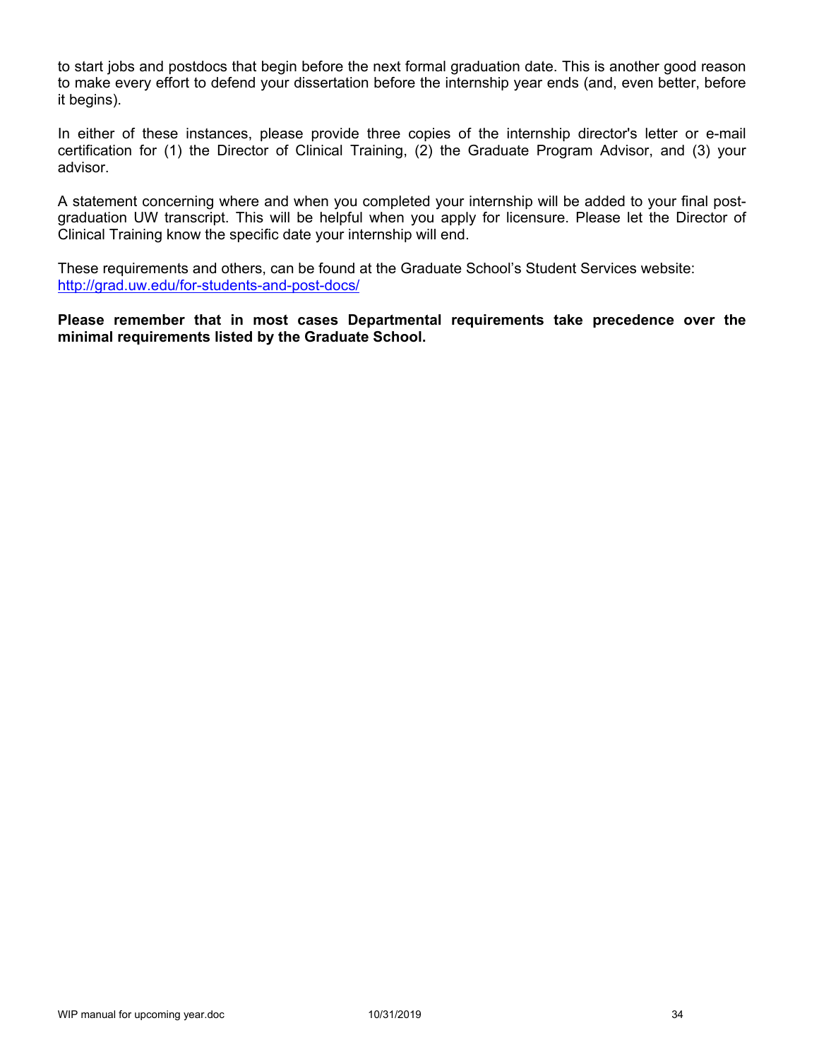to start jobs and postdocs that begin before the next formal graduation date. This is another good reason to make every effort to defend your dissertation before the internship year ends (and, even better, before it begins).

In either of these instances, please provide three copies of the internship director's letter or e-mail certification for (1) the Director of Clinical Training, (2) the Graduate Program Advisor, and (3) your advisor.

A statement concerning where and when you completed your internship will be added to your final post-graduation UW transcript. This will be helpful when you apply for licensure. Please let the Director of Clinical Training know the specific date your internship will end.

These requirements and others, can be found at the Graduate School's Student Services website:
http://grad.uw.edu/for-students-and-post-docs/

**Please remember that in most cases Departmental requirements take precedence over the minimal requirements listed by the Graduate School.**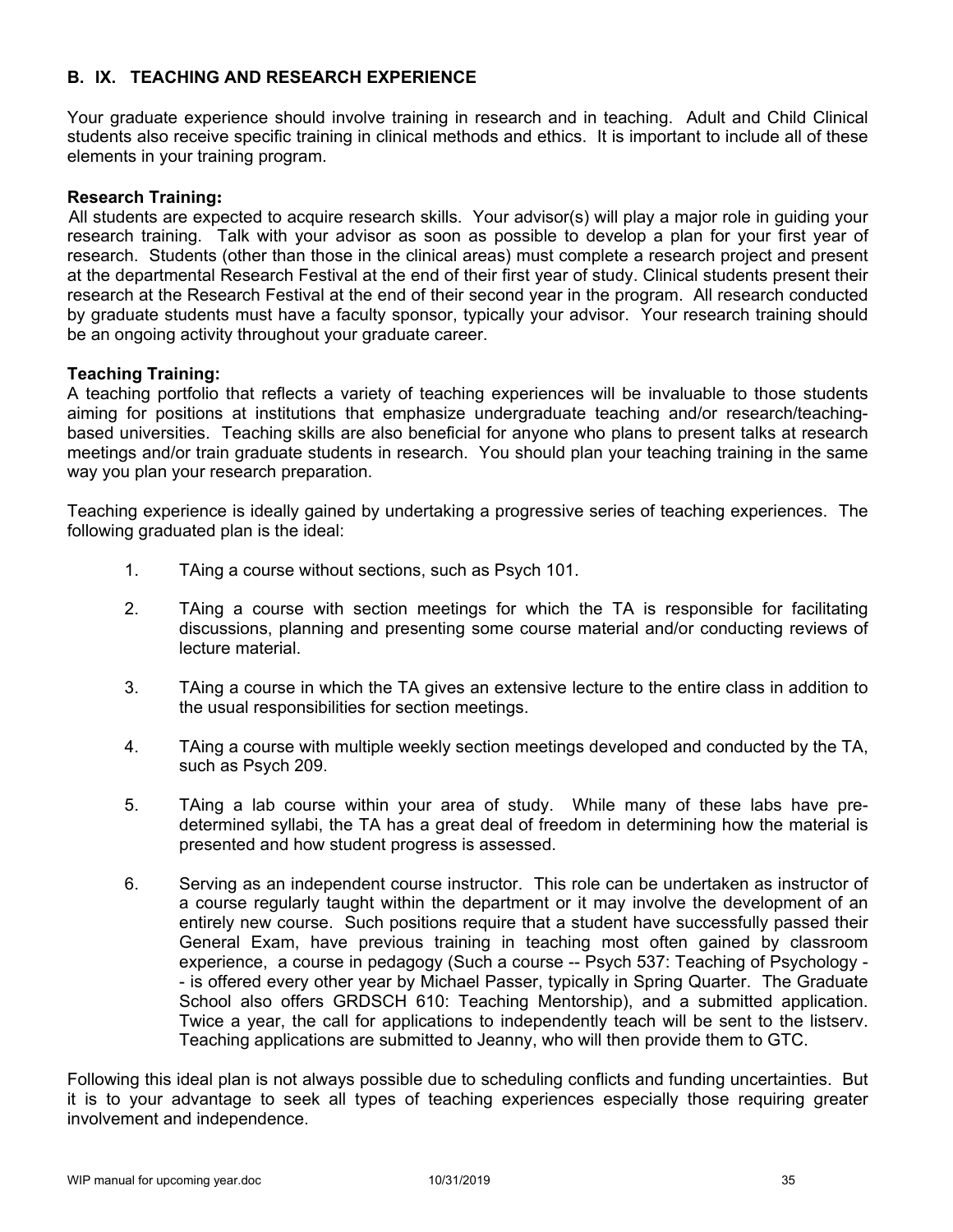## B. IX. TEACHING AND RESEARCH EXPERIENCE

Your graduate experience should involve training in research and in teaching. Adult and Child Clinical students also receive specific training in clinical methods and ethics. It is important to include all of these elements in your training program.

**Research Training:**

All students are expected to acquire research skills. Your advisor(s) will play a major role in guiding your research training. Talk with your advisor as soon as possible to develop a plan for your first year of research. Students (other than those in the clinical areas) must complete a research project and present at the departmental Research Festival at the end of their first year of study. Clinical students present their research at the Research Festival at the end of their second year in the program. All research conducted by graduate students must have a faculty sponsor, typically your advisor. Your research training should be an ongoing activity throughout your graduate career.

**Teaching Training:**

A teaching portfolio that reflects a variety of teaching experiences will be invaluable to those students aiming for positions at institutions that emphasize undergraduate teaching and/or research/teaching-based universities. Teaching skills are also beneficial for anyone who plans to present talks at research meetings and/or train graduate students in research. You should plan your teaching training in the same way you plan your research preparation.

Teaching experience is ideally gained by undertaking a progressive series of teaching experiences. The following graduated plan is the ideal:

1. TAing a course without sections, such as Psych 101.
2. TAing a course with section meetings for which the TA is responsible for facilitating discussions, planning and presenting some course material and/or conducting reviews of lecture material.
3. TAing a course in which the TA gives an extensive lecture to the entire class in addition to the usual responsibilities for section meetings.
4. TAing a course with multiple weekly section meetings developed and conducted by the TA, such as Psych 209.
5. TAing a lab course within your area of study. While many of these labs have pre-determined syllabi, the TA has a great deal of freedom in determining how the material is presented and how student progress is assessed.
6. Serving as an independent course instructor. This role can be undertaken as instructor of a course regularly taught within the department or it may involve the development of an entirely new course. Such positions require that a student have successfully passed their General Exam, have previous training in teaching most often gained by classroom experience, a course in pedagogy (Such a course -- Psych 537: Teaching of Psychology -- is offered every other year by Michael Passer, typically in Spring Quarter. The Graduate School also offers GRDSCH 610: Teaching Mentorship), and a submitted application. Twice a year, the call for applications to independently teach will be sent to the listserv. Teaching applications are submitted to Jeanny, who will then provide them to GTC.

Following this ideal plan is not always possible due to scheduling conflicts and funding uncertainties. But it is to your advantage to seek all types of teaching experiences especially those requiring greater involvement and independence.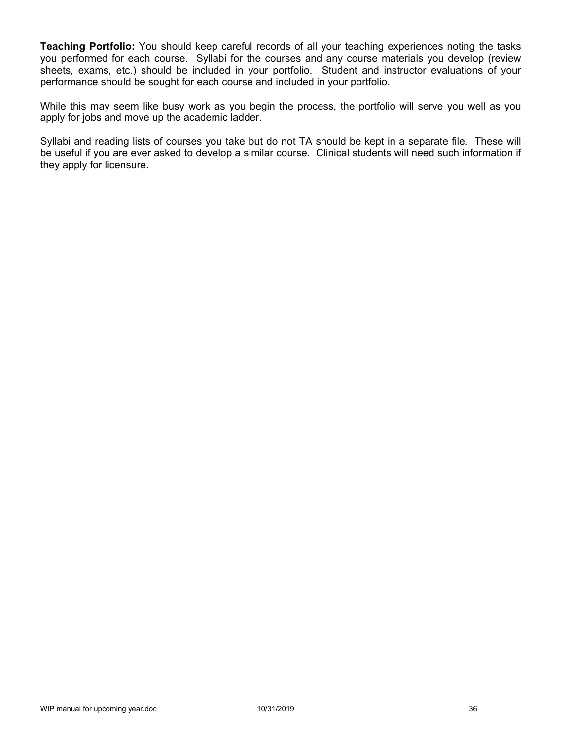**Teaching Portfolio:** You should keep careful records of all your teaching experiences noting the tasks you performed for each course. Syllabi for the courses and any course materials you develop (review sheets, exams, etc.) should be included in your portfolio. Student and instructor evaluations of your performance should be sought for each course and included in your portfolio.

While this may seem like busy work as you begin the process, the portfolio will serve you well as you apply for jobs and move up the academic ladder.

Syllabi and reading lists of courses you take but do not TA should be kept in a separate file. These will be useful if you are ever asked to develop a similar course. Clinical students will need such information if they apply for licensure.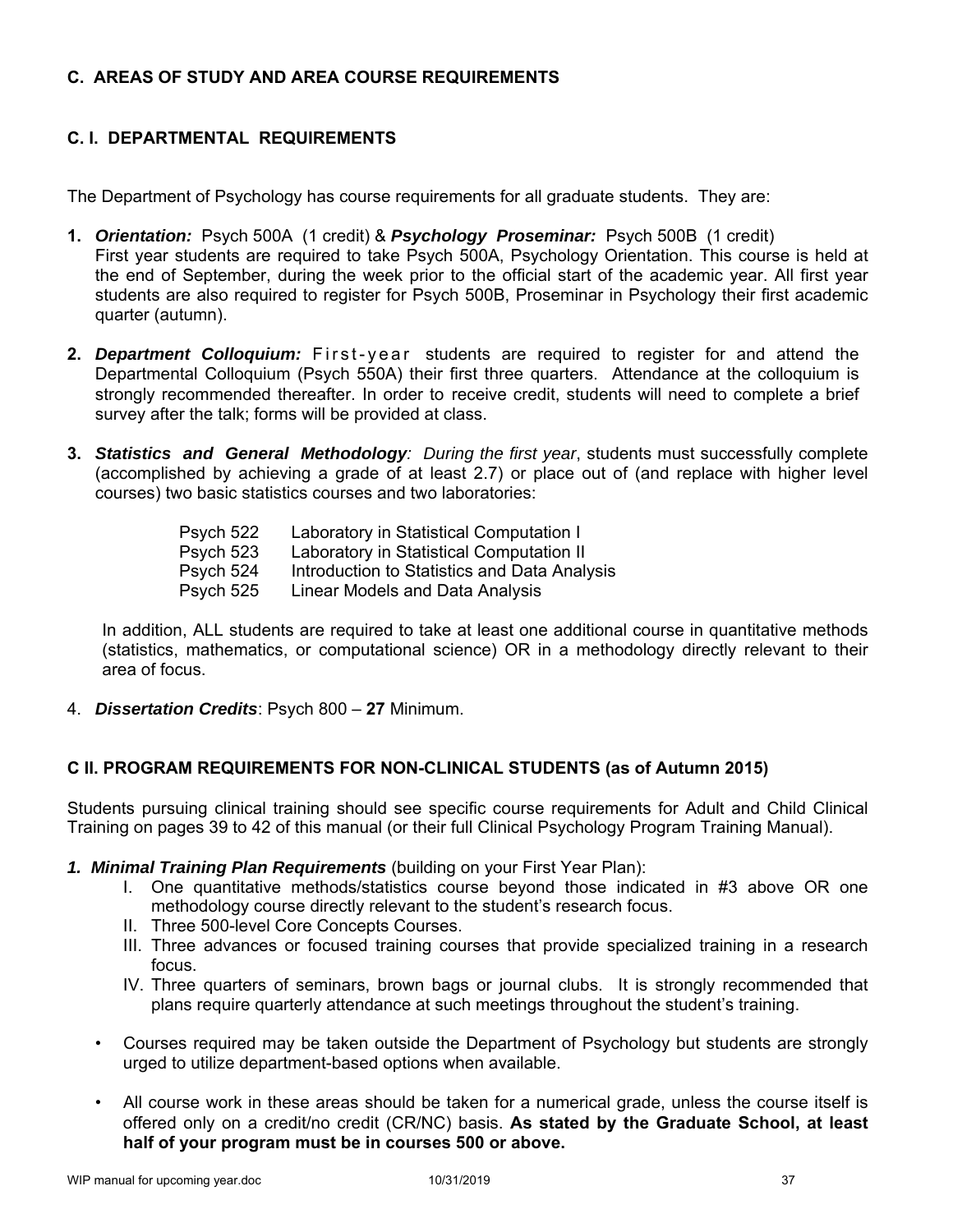## C. AREAS OF STUDY AND AREA COURSE REQUIREMENTS

### C. I. DEPARTMENTAL REQUIREMENTS

The Department of Psychology has course requirements for all graduate students. They are:

1. ***Orientation:*** Psych 500A (1 credit) & ***Psychology Proseminar:*** Psych 500B (1 credit)
   First year students are required to take Psych 500A, Psychology Orientation. This course is held at the end of September, during the week prior to the official start of the academic year. All first year students are also required to register for Psych 500B, Proseminar in Psychology their first academic quarter (autumn).

2. ***Department Colloquium:*** First-year students are required to register for and attend the Departmental Colloquium (Psych 550A) their first three quarters. Attendance at the colloquium is strongly recommended thereafter. In order to receive credit, students will need to complete a brief survey after the talk; forms will be provided at class.

3. ***Statistics and General Methodology****: During the first year*, students must successfully complete (accomplished by achieving a grade of at least 2.7) or place out of (and replace with higher level courses) two basic statistics courses and two laboratories:

   | | |
   |---|---|
   | Psych 522 | Laboratory in Statistical Computation I |
   | Psych 523 | Laboratory in Statistical Computation II |
   | Psych 524 | Introduction to Statistics and Data Analysis |
   | Psych 525 | Linear Models and Data Analysis |

   In addition, ALL students are required to take at least one additional course in quantitative methods (statistics, mathematics, or computational science) OR in a methodology directly relevant to their area of focus.

4. ***Dissertation Credits***: Psych 800 – **27** Minimum.

### C II. PROGRAM REQUIREMENTS FOR NON-CLINICAL STUDENTS (as of Autumn 2015)

Students pursuing clinical training should see specific course requirements for Adult and Child Clinical Training on pages 39 to 42 of this manual (or their full Clinical Psychology Program Training Manual).

***1. Minimal Training Plan Requirements*** (building on your First Year Plan):

I. One quantitative methods/statistics course beyond those indicated in #3 above OR one methodology course directly relevant to the student's research focus.
II. Three 500-level Core Concepts Courses.
III. Three advances or focused training courses that provide specialized training in a research focus.
IV. Three quarters of seminars, brown bags or journal clubs. It is strongly recommended that plans require quarterly attendance at such meetings throughout the student's training.

- Courses required may be taken outside the Department of Psychology but students are strongly urged to utilize department-based options when available.
- All course work in these areas should be taken for a numerical grade, unless the course itself is offered only on a credit/no credit (CR/NC) basis. **As stated by the Graduate School, at least half of your program must be in courses 500 or above.**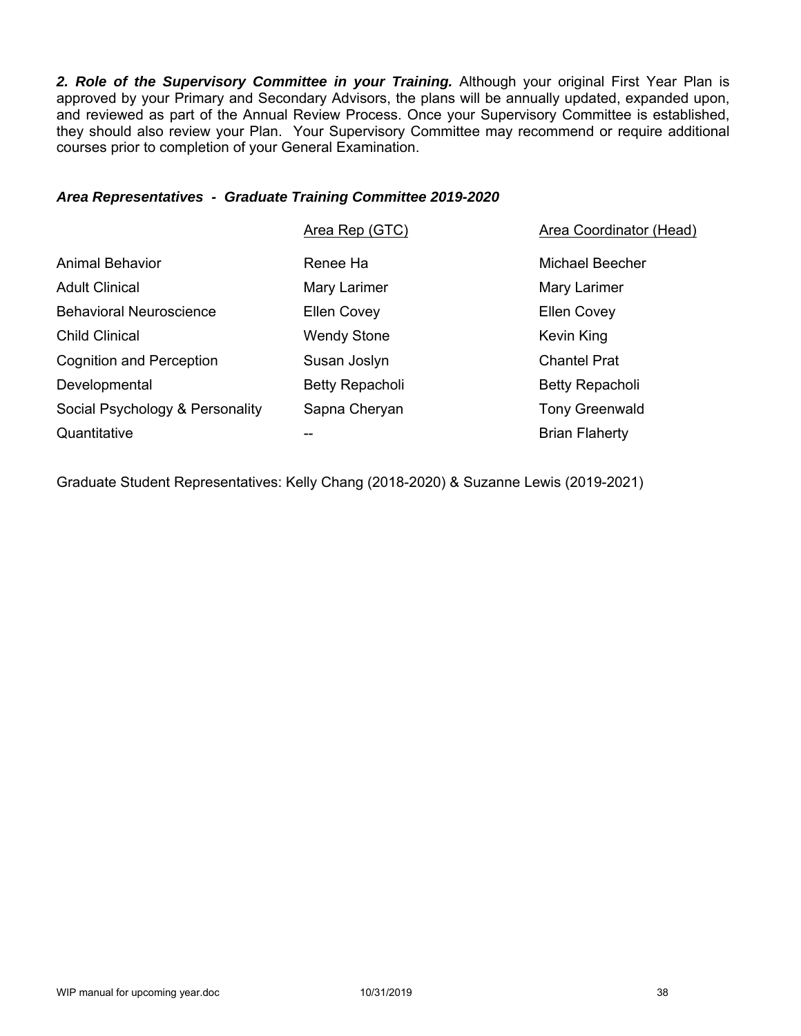***2. Role of the Supervisory Committee in your Training.*** Although your original First Year Plan is approved by your Primary and Secondary Advisors, the plans will be annually updated, expanded upon, and reviewed as part of the Annual Review Process. Once your Supervisory Committee is established, they should also review your Plan. Your Supervisory Committee may recommend or require additional courses prior to completion of your General Examination.

### *Area Representatives - Graduate Training Committee 2019-2020*

| | Area Rep (GTC) | Area Coordinator (Head) |
|---|---|---|
| Animal Behavior | Renee Ha | Michael Beecher |
| Adult Clinical | Mary Larimer | Mary Larimer |
| Behavioral Neuroscience | Ellen Covey | Ellen Covey |
| Child Clinical | Wendy Stone | Kevin King |
| Cognition and Perception | Susan Joslyn | Chantel Prat |
| Developmental | Betty Repacholi | Betty Repacholi |
| Social Psychology & Personality | Sapna Cheryan | Tony Greenwald |
| Quantitative | -- | Brian Flaherty |

Graduate Student Representatives: Kelly Chang (2018-2020) & Suzanne Lewis (2019-2021)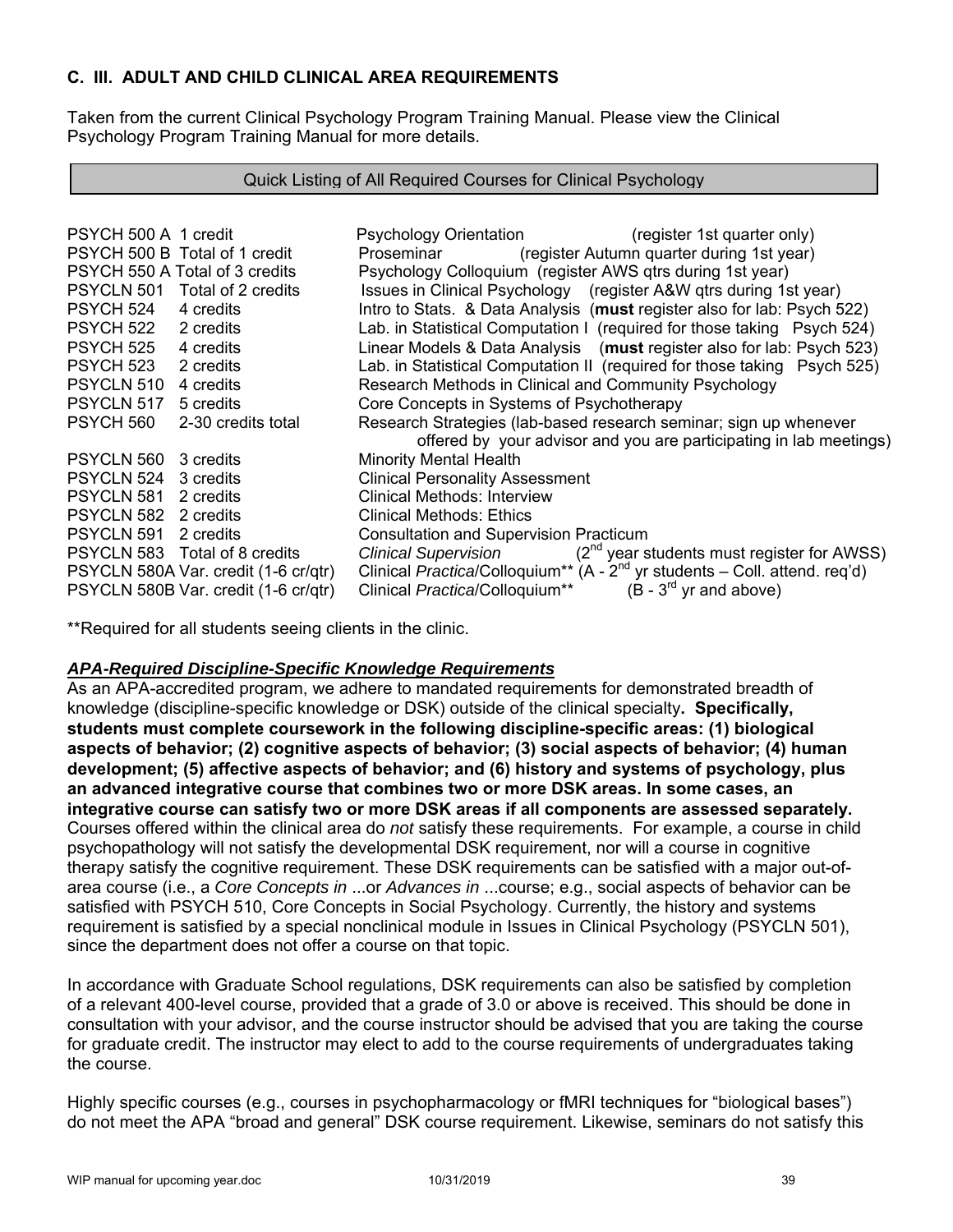### C. III. ADULT AND CHILD CLINICAL AREA REQUIREMENTS

Taken from the current Clinical Psychology Program Training Manual. Please view the Clinical Psychology Program Training Manual for more details.

## Quick Listing of All Required Courses for Clinical Psychology

| Course | Credits | Description |
|---|---|---|
| PSYCH 500 A | 1 credit | Psychology Orientation (register 1st quarter only) |
| PSYCH 500 B | Total of 1 credit | Proseminar (register Autumn quarter during 1st year) |
| PSYCH 550 A | Total of 3 credits | Psychology Colloquium (register AWS qtrs during 1st year) |
| PSYCLN 501 | Total of 2 credits | Issues in Clinical Psychology (register A&W qtrs during 1st year) |
| PSYCH 524 | 4 credits | Intro to Stats. & Data Analysis (**must** register also for lab: Psych 522) |
| PSYCH 522 | 2 credits | Lab. in Statistical Computation I (required for those taking Psych 524) |
| PSYCH 525 | 4 credits | Linear Models & Data Analysis (**must** register also for lab: Psych 523) |
| PSYCH 523 | 2 credits | Lab. in Statistical Computation II (required for those taking Psych 525) |
| PSYCLN 510 | 4 credits | Research Methods in Clinical and Community Psychology |
| PSYCLN 517 | 5 credits | Core Concepts in Systems of Psychotherapy |
| PSYCH 560 | 2-30 credits total | Research Strategies (lab-based research seminar; sign up whenever offered by your advisor and you are participating in lab meetings) |
| PSYCLN 560 | 3 credits | Minority Mental Health |
| PSYCLN 524 | 3 credits | Clinical Personality Assessment |
| PSYCLN 581 | 2 credits | Clinical Methods: Interview |
| PSYCLN 582 | 2 credits | Clinical Methods: Ethics |
| PSYCLN 591 | 2 credits | Consultation and Supervision Practicum |
| PSYCLN 583 | Total of 8 credits | *Clinical Supervision* (2nd year students must register for AWSS) |
| PSYCLN 580A | Var. credit (1-6 cr/qtr) | Clinical *Practica*/Colloquium** (A - 2nd yr students – Coll. attend. req'd) |
| PSYCLN 580B | Var. credit (1-6 cr/qtr) | Clinical *Practica*/Colloquium** (B - 3rd yr and above) |

**Required for all students seeing clients in the clinic.

***APA-Required Discipline-Specific Knowledge Requirements***

As an APA-accredited program, we adhere to mandated requirements for demonstrated breadth of knowledge (discipline-specific knowledge or DSK) outside of the clinical specialty**. Specifically, students must complete coursework in the following discipline-specific areas: (1) biological aspects of behavior; (2) cognitive aspects of behavior; (3) social aspects of behavior; (4) human development; (5) affective aspects of behavior; and (6) history and systems of psychology, plus an advanced integrative course that combines two or more DSK areas. In some cases, an integrative course can satisfy two or more DSK areas if all components are assessed separately.** Courses offered within the clinical area do *not* satisfy these requirements. For example, a course in child psychopathology will not satisfy the developmental DSK requirement, nor will a course in cognitive therapy satisfy the cognitive requirement. These DSK requirements can be satisfied with a major out-of-area course (i.e., a *Core Concepts in* ...or *Advances in* ...course; e.g., social aspects of behavior can be satisfied with PSYCH 510, Core Concepts in Social Psychology. Currently, the history and systems requirement is satisfied by a special nonclinical module in Issues in Clinical Psychology (PSYCLN 501), since the department does not offer a course on that topic.

In accordance with Graduate School regulations, DSK requirements can also be satisfied by completion of a relevant 400-level course, provided that a grade of 3.0 or above is received. This should be done in consultation with your advisor, and the course instructor should be advised that you are taking the course for graduate credit. The instructor may elect to add to the course requirements of undergraduates taking the course.

Highly specific courses (e.g., courses in psychopharmacology or fMRI techniques for "biological bases") do not meet the APA "broad and general" DSK course requirement. Likewise, seminars do not satisfy this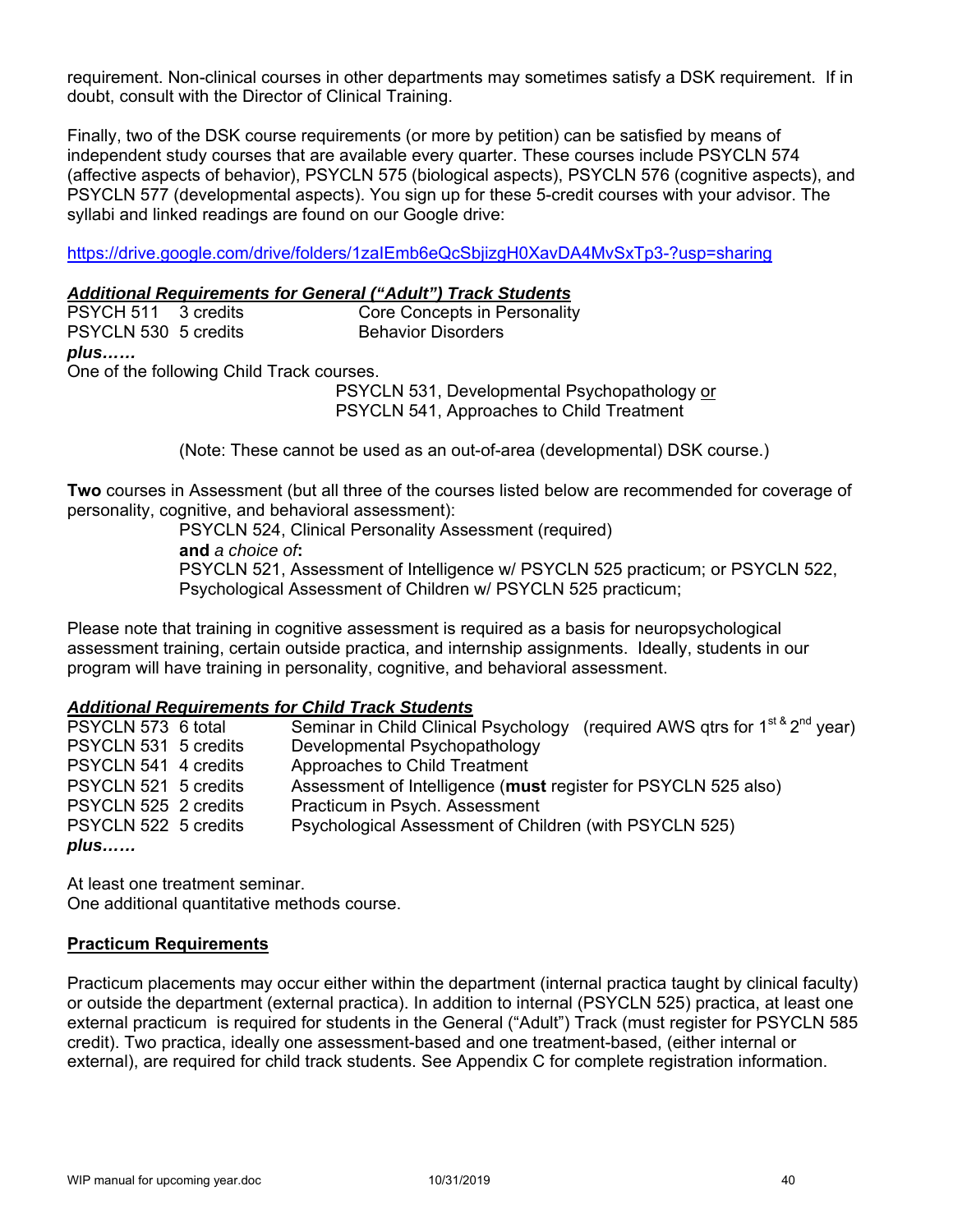requirement. Non-clinical courses in other departments may sometimes satisfy a DSK requirement. If in doubt, consult with the Director of Clinical Training.

Finally, two of the DSK course requirements (or more by petition) can be satisfied by means of independent study courses that are available every quarter. These courses include PSYCLN 574 (affective aspects of behavior), PSYCLN 575 (biological aspects), PSYCLN 576 (cognitive aspects), and PSYCLN 577 (developmental aspects). You sign up for these 5-credit courses with your advisor. The syllabi and linked readings are found on our Google drive:

https://drive.google.com/drive/folders/1zaIEmb6eQcSbjizgH0XavDA4MvSxTp3-?usp=sharing

***Additional Requirements for General ("Adult") Track Students***

| | | |
|---|---|---|
| PSYCH 511 | 3 credits | Core Concepts in Personality |
| PSYCLN 530 | 5 credits | Behavior Disorders |

***plus……***

One of the following Child Track courses.

PSYCLN 531, Developmental Psychopathology or
PSYCLN 541, Approaches to Child Treatment

(Note: These cannot be used as an out-of-area (developmental) DSK course.)

**Two** courses in Assessment (but all three of the courses listed below are recommended for coverage of personality, cognitive, and behavioral assessment):

PSYCLN 524, Clinical Personality Assessment (required)
**and** *a choice of***:**
PSYCLN 521, Assessment of Intelligence w/ PSYCLN 525 practicum; or PSYCLN 522, Psychological Assessment of Children w/ PSYCLN 525 practicum;

Please note that training in cognitive assessment is required as a basis for neuropsychological assessment training, certain outside practica, and internship assignments. Ideally, students in our program will have training in personality, cognitive, and behavioral assessment.

***Additional Requirements for Child Track Students***

| | | |
|---|---|---|
| PSYCLN 573 | 6 total | Seminar in Child Clinical Psychology (required AWS qtrs for 1st & 2nd year) |
| PSYCLN 531 | 5 credits | Developmental Psychopathology |
| PSYCLN 541 | 4 credits | Approaches to Child Treatment |
| PSYCLN 521 | 5 credits | Assessment of Intelligence (**must** register for PSYCLN 525 also) |
| PSYCLN 525 | 2 credits | Practicum in Psych. Assessment |
| PSYCLN 522 | 5 credits | Psychological Assessment of Children (with PSYCLN 525) |

***plus……***

At least one treatment seminar.
One additional quantitative methods course.

**Practicum Requirements**

Practicum placements may occur either within the department (internal practica taught by clinical faculty) or outside the department (external practica). In addition to internal (PSYCLN 525) practica, at least one external practicum is required for students in the General ("Adult") Track (must register for PSYCLN 585 credit). Two practica, ideally one assessment-based and one treatment-based, (either internal or external), are required for child track students. See Appendix C for complete registration information.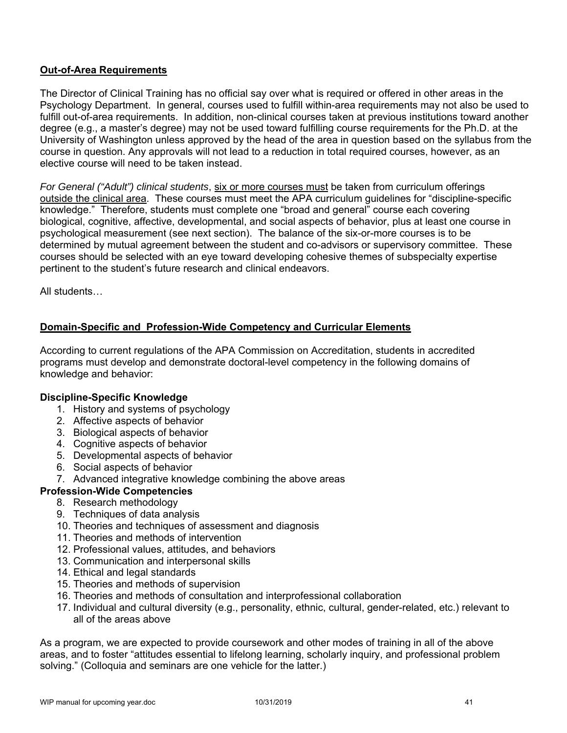## Out-of-Area Requirements

The Director of Clinical Training has no official say over what is required or offered in other areas in the Psychology Department. In general, courses used to fulfill within-area requirements may not also be used to fulfill out-of-area requirements. In addition, non-clinical courses taken at previous institutions toward another degree (e.g., a master's degree) may not be used toward fulfilling course requirements for the Ph.D. at the University of Washington unless approved by the head of the area in question based on the syllabus from the course in question. Any approvals will not lead to a reduction in total required courses, however, as an elective course will need to be taken instead.

*For General ("Adult") clinical students*, <u>six or more courses must</u> be taken from curriculum offerings <u>outside the clinical area</u>. These courses must meet the APA curriculum guidelines for "discipline-specific knowledge." Therefore, students must complete one "broad and general" course each covering biological, cognitive, affective, developmental, and social aspects of behavior, plus at least one course in psychological measurement (see next section). The balance of the six-or-more courses is to be determined by mutual agreement between the student and co-advisors or supervisory committee. These courses should be selected with an eye toward developing cohesive themes of subspecialty expertise pertinent to the student's future research and clinical endeavors.

All students…

## Domain-Specific and Profession-Wide Competency and Curricular Elements

According to current regulations of the APA Commission on Accreditation, students in accredited programs must develop and demonstrate doctoral-level competency in the following domains of knowledge and behavior:

**Discipline-Specific Knowledge**

1. History and systems of psychology
2. Affective aspects of behavior
3. Biological aspects of behavior
4. Cognitive aspects of behavior
5. Developmental aspects of behavior
6. Social aspects of behavior
7. Advanced integrative knowledge combining the above areas

**Profession-Wide Competencies**

8. Research methodology
9. Techniques of data analysis
10. Theories and techniques of assessment and diagnosis
11. Theories and methods of intervention
12. Professional values, attitudes, and behaviors
13. Communication and interpersonal skills
14. Ethical and legal standards
15. Theories and methods of supervision
16. Theories and methods of consultation and interprofessional collaboration
17. Individual and cultural diversity (e.g., personality, ethnic, cultural, gender-related, etc.) relevant to all of the areas above

As a program, we are expected to provide coursework and other modes of training in all of the above areas, and to foster "attitudes essential to lifelong learning, scholarly inquiry, and professional problem solving." (Colloquia and seminars are one vehicle for the latter.)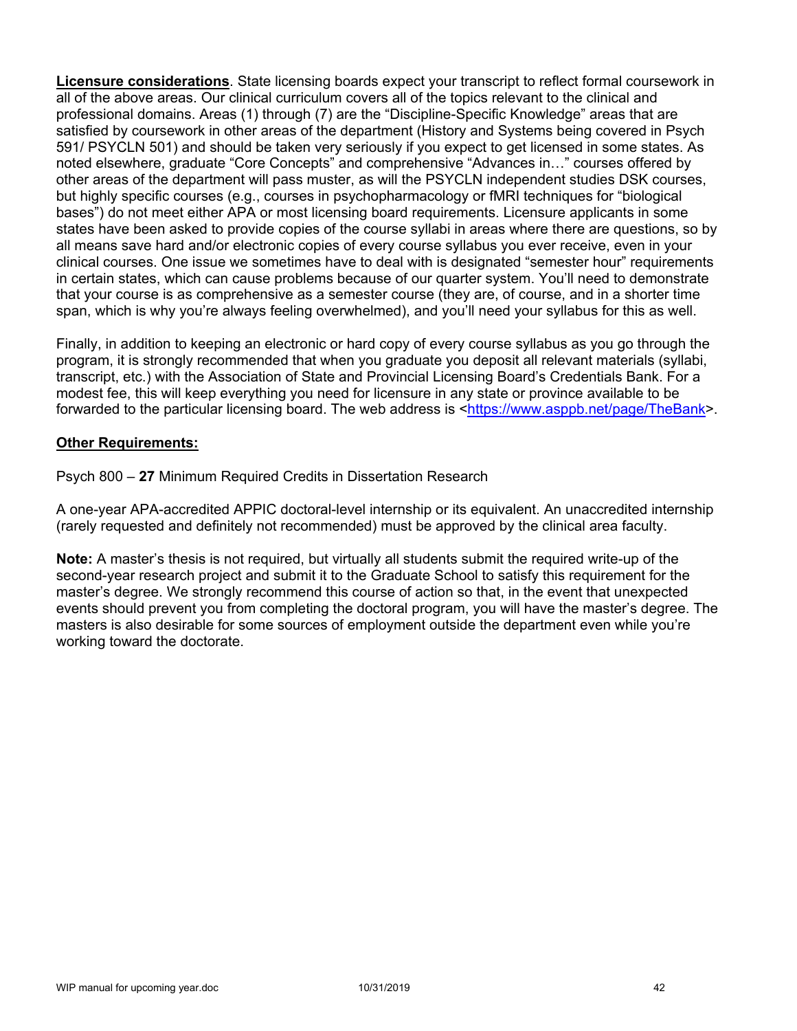**Licensure considerations**. State licensing boards expect your transcript to reflect formal coursework in all of the above areas. Our clinical curriculum covers all of the topics relevant to the clinical and professional domains. Areas (1) through (7) are the "Discipline-Specific Knowledge" areas that are satisfied by coursework in other areas of the department (History and Systems being covered in Psych 591/ PSYCLN 501) and should be taken very seriously if you expect to get licensed in some states. As noted elsewhere, graduate "Core Concepts" and comprehensive "Advances in…" courses offered by other areas of the department will pass muster, as will the PSYCLN independent studies DSK courses, but highly specific courses (e.g., courses in psychopharmacology or fMRI techniques for "biological bases") do not meet either APA or most licensing board requirements. Licensure applicants in some states have been asked to provide copies of the course syllabi in areas where there are questions, so by all means save hard and/or electronic copies of every course syllabus you ever receive, even in your clinical courses. One issue we sometimes have to deal with is designated "semester hour" requirements in certain states, which can cause problems because of our quarter system. You'll need to demonstrate that your course is as comprehensive as a semester course (they are, of course, and in a shorter time span, which is why you're always feeling overwhelmed), and you'll need your syllabus for this as well.

Finally, in addition to keeping an electronic or hard copy of every course syllabus as you go through the program, it is strongly recommended that when you graduate you deposit all relevant materials (syllabi, transcript, etc.) with the Association of State and Provincial Licensing Board's Credentials Bank. For a modest fee, this will keep everything you need for licensure in any state or province available to be forwarded to the particular licensing board. The web address is <https://www.asppb.net/page/TheBank>.

**Other Requirements:**

Psych 800 – **27** Minimum Required Credits in Dissertation Research

A one-year APA-accredited APPIC doctoral-level internship or its equivalent. An unaccredited internship (rarely requested and definitely not recommended) must be approved by the clinical area faculty.

**Note:** A master's thesis is not required, but virtually all students submit the required write-up of the second-year research project and submit it to the Graduate School to satisfy this requirement for the master's degree. We strongly recommend this course of action so that, in the event that unexpected events should prevent you from completing the doctoral program, you will have the master's degree. The masters is also desirable for some sources of employment outside the department even while you're working toward the doctorate.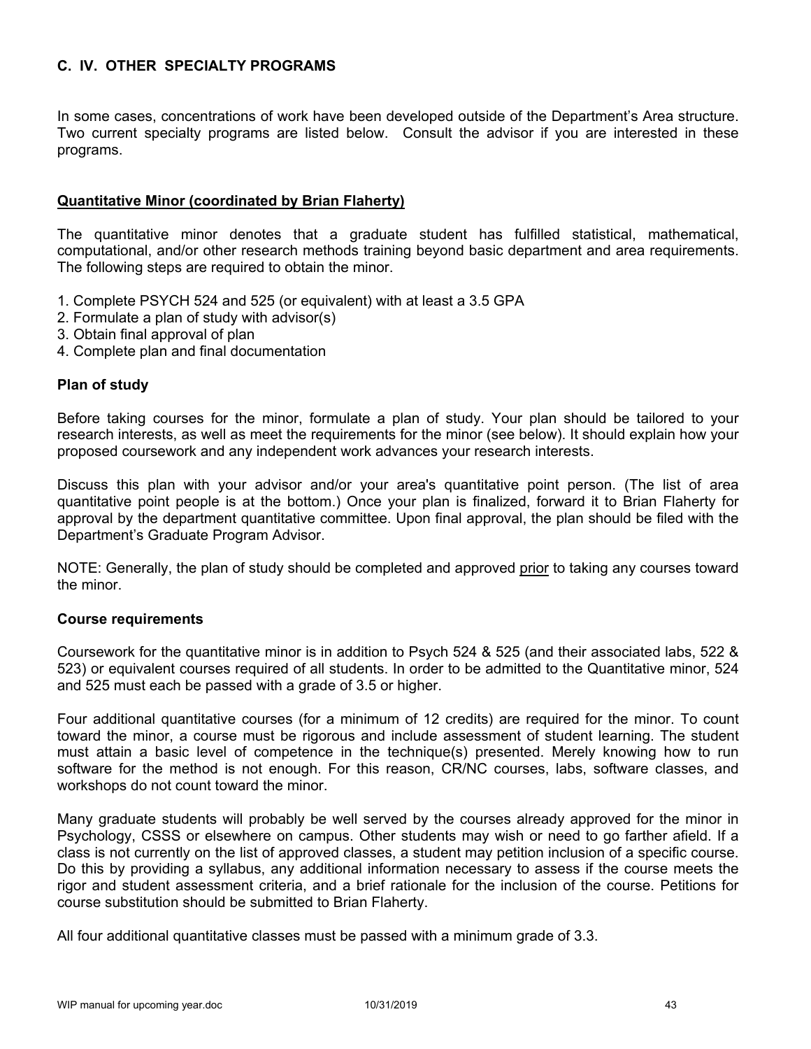## C. IV. OTHER SPECIALTY PROGRAMS

In some cases, concentrations of work have been developed outside of the Department's Area structure. Two current specialty programs are listed below. Consult the advisor if you are interested in these programs.

### Quantitative Minor (coordinated by Brian Flaherty)

The quantitative minor denotes that a graduate student has fulfilled statistical, mathematical, computational, and/or other research methods training beyond basic department and area requirements. The following steps are required to obtain the minor.

1. Complete PSYCH 524 and 525 (or equivalent) with at least a 3.5 GPA
2. Formulate a plan of study with advisor(s)
3. Obtain final approval of plan
4. Complete plan and final documentation

#### Plan of study

Before taking courses for the minor, formulate a plan of study. Your plan should be tailored to your research interests, as well as meet the requirements for the minor (see below). It should explain how your proposed coursework and any independent work advances your research interests.

Discuss this plan with your advisor and/or your area's quantitative point person. (The list of area quantitative point people is at the bottom.) Once your plan is finalized, forward it to Brian Flaherty for approval by the department quantitative committee. Upon final approval, the plan should be filed with the Department's Graduate Program Advisor.

NOTE: Generally, the plan of study should be completed and approved prior to taking any courses toward the minor.

#### Course requirements

Coursework for the quantitative minor is in addition to Psych 524 & 525 (and their associated labs, 522 & 523) or equivalent courses required of all students. In order to be admitted to the Quantitative minor, 524 and 525 must each be passed with a grade of 3.5 or higher.

Four additional quantitative courses (for a minimum of 12 credits) are required for the minor. To count toward the minor, a course must be rigorous and include assessment of student learning. The student must attain a basic level of competence in the technique(s) presented. Merely knowing how to run software for the method is not enough. For this reason, CR/NC courses, labs, software classes, and workshops do not count toward the minor.

Many graduate students will probably be well served by the courses already approved for the minor in Psychology, CSSS or elsewhere on campus. Other students may wish or need to go farther afield. If a class is not currently on the list of approved classes, a student may petition inclusion of a specific course. Do this by providing a syllabus, any additional information necessary to assess if the course meets the rigor and student assessment criteria, and a brief rationale for the inclusion of the course. Petitions for course substitution should be submitted to Brian Flaherty.

All four additional quantitative classes must be passed with a minimum grade of 3.3.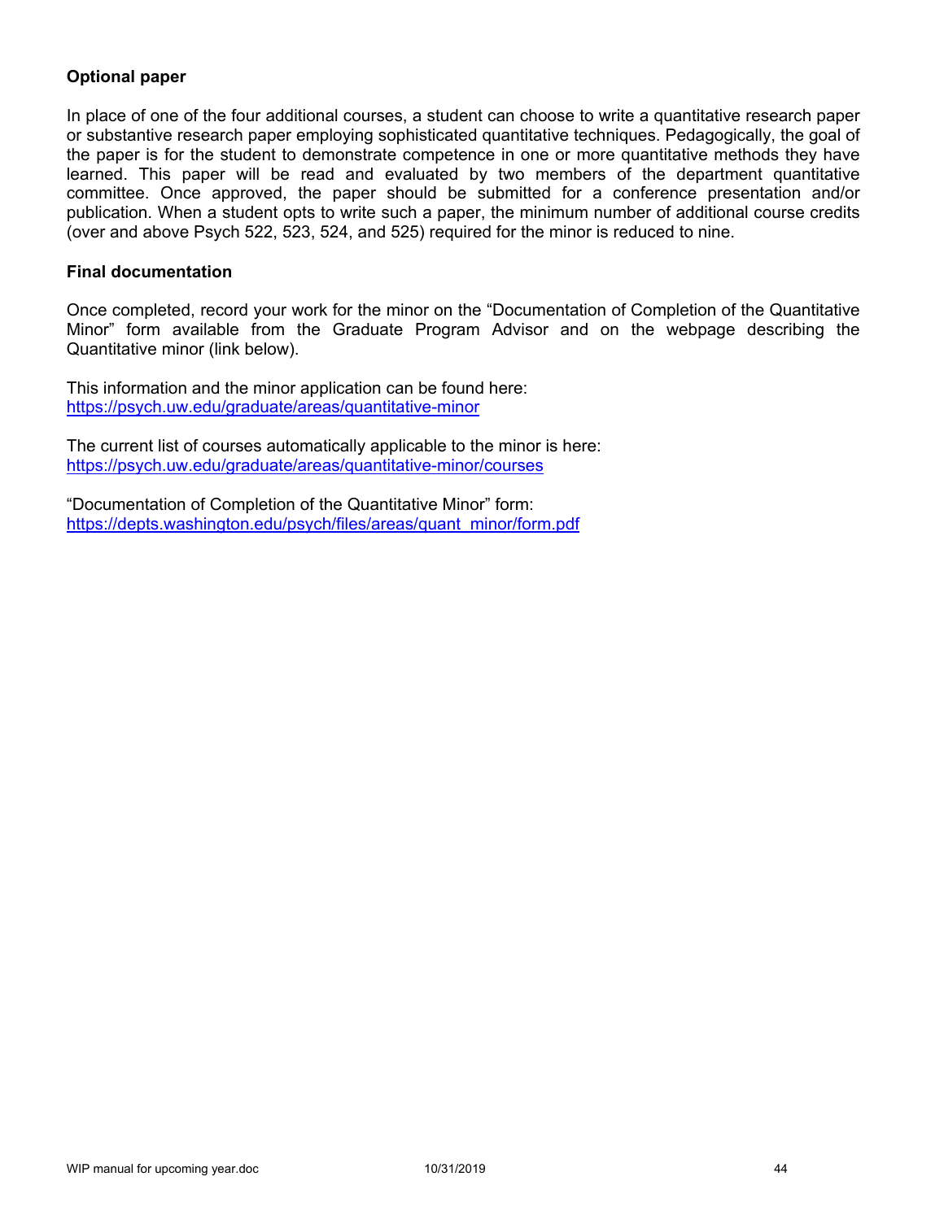**Optional paper**

In place of one of the four additional courses, a student can choose to write a quantitative research paper or substantive research paper employing sophisticated quantitative techniques. Pedagogically, the goal of the paper is for the student to demonstrate competence in one or more quantitative methods they have learned. This paper will be read and evaluated by two members of the department quantitative committee. Once approved, the paper should be submitted for a conference presentation and/or publication. When a student opts to write such a paper, the minimum number of additional course credits (over and above Psych 522, 523, 524, and 525) required for the minor is reduced to nine.

**Final documentation**

Once completed, record your work for the minor on the "Documentation of Completion of the Quantitative Minor" form available from the Graduate Program Advisor and on the webpage describing the Quantitative minor (link below).

This information and the minor application can be found here:
https://psych.uw.edu/graduate/areas/quantitative-minor

The current list of courses automatically applicable to the minor is here:
https://psych.uw.edu/graduate/areas/quantitative-minor/courses

"Documentation of Completion of the Quantitative Minor" form:
https://depts.washington.edu/psych/files/areas/quant_minor/form.pdf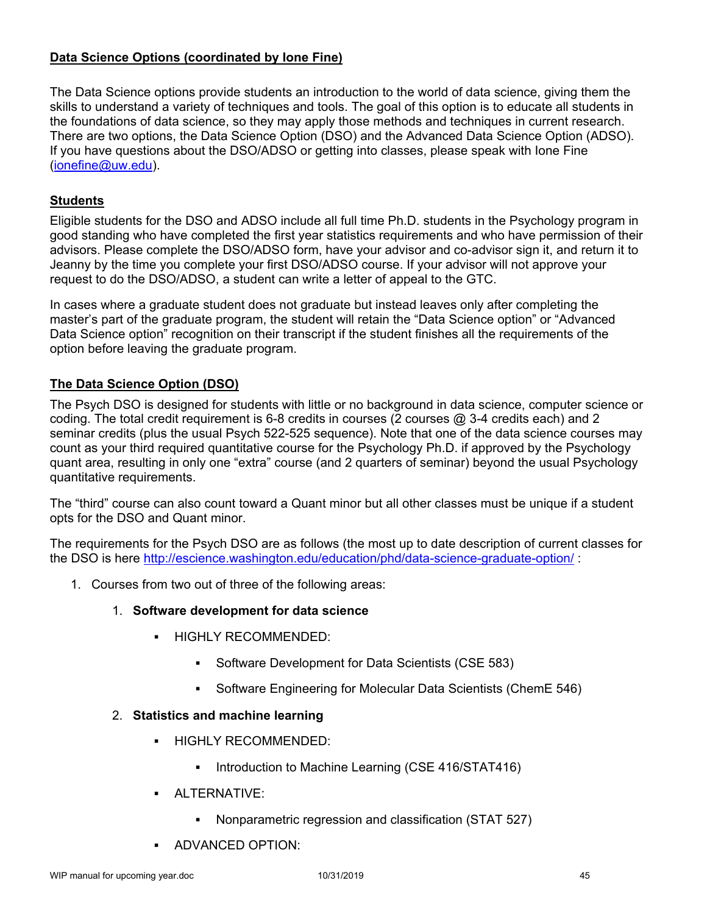**Data Science Options (coordinated by Ione Fine)**

The Data Science options provide students an introduction to the world of data science, giving them the skills to understand a variety of techniques and tools. The goal of this option is to educate all students in the foundations of data science, so they may apply those methods and techniques in current research. There are two options, the Data Science Option (DSO) and the Advanced Data Science Option (ADSO). If you have questions about the DSO/ADSO or getting into classes, please speak with Ione Fine (ionefine@uw.edu).

**Students**

Eligible students for the DSO and ADSO include all full time Ph.D. students in the Psychology program in good standing who have completed the first year statistics requirements and who have permission of their advisors. Please complete the DSO/ADSO form, have your advisor and co-advisor sign it, and return it to Jeanny by the time you complete your first DSO/ADSO course. If your advisor will not approve your request to do the DSO/ADSO, a student can write a letter of appeal to the GTC.

In cases where a graduate student does not graduate but instead leaves only after completing the master's part of the graduate program, the student will retain the "Data Science option" or "Advanced Data Science option" recognition on their transcript if the student finishes all the requirements of the option before leaving the graduate program.

**The Data Science Option (DSO)**

The Psych DSO is designed for students with little or no background in data science, computer science or coding. The total credit requirement is 6-8 credits in courses (2 courses @ 3-4 credits each) and 2 seminar credits (plus the usual Psych 522-525 sequence). Note that one of the data science courses may count as your third required quantitative course for the Psychology Ph.D. if approved by the Psychology quant area, resulting in only one "extra" course (and 2 quarters of seminar) beyond the usual Psychology quantitative requirements.

The "third" course can also count toward a Quant minor but all other classes must be unique if a student opts for the DSO and Quant minor.

The requirements for the Psych DSO are as follows (the most up to date description of current classes for the DSO is here http://escience.washington.edu/education/phd/data-science-graduate-option/ :

1. Courses from two out of three of the following areas:
   1. **Software development for data science**
      - HIGHLY RECOMMENDED:
        - Software Development for Data Scientists (CSE 583)
        - Software Engineering for Molecular Data Scientists (ChemE 546)
   2. **Statistics and machine learning**
      - HIGHLY RECOMMENDED:
        - Introduction to Machine Learning (CSE 416/STAT416)
      - ALTERNATIVE:
        - Nonparametric regression and classification (STAT 527)
      - ADVANCED OPTION: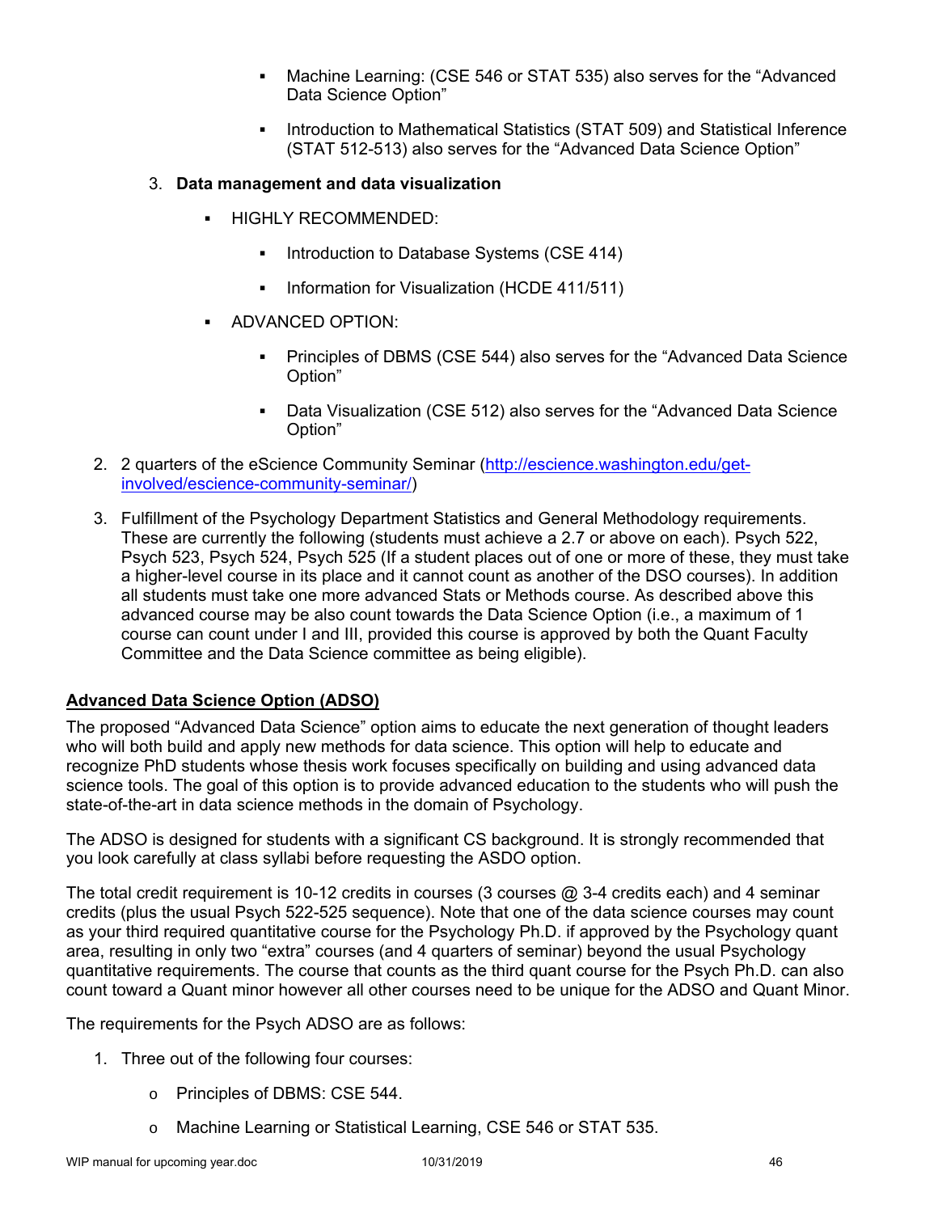- Machine Learning: (CSE 546 or STAT 535) also serves for the "Advanced Data Science Option"
   - Introduction to Mathematical Statistics (STAT 509) and Statistical Inference (STAT 512-513) also serves for the "Advanced Data Science Option"

3. **Data management and data visualization**

   - HIGHLY RECOMMENDED:
     - Introduction to Database Systems (CSE 414)
     - Information for Visualization (HCDE 411/511)
   - ADVANCED OPTION:
     - Principles of DBMS (CSE 544) also serves for the "Advanced Data Science Option"
     - Data Visualization (CSE 512) also serves for the "Advanced Data Science Option"

2. 2 quarters of the eScience Community Seminar (http://escience.washington.edu/get-involved/escience-community-seminar/)
3. Fulfillment of the Psychology Department Statistics and General Methodology requirements. These are currently the following (students must achieve a 2.7 or above on each). Psych 522, Psych 523, Psych 524, Psych 525 (If a student places out of one or more of these, they must take a higher-level course in its place and it cannot count as another of the DSO courses). In addition all students must take one more advanced Stats or Methods course. As described above this advanced course may be also count towards the Data Science Option (i.e., a maximum of 1 course can count under I and III, provided this course is approved by both the Quant Faculty Committee and the Data Science committee as being eligible).

**Advanced Data Science Option (ADSO)**

The proposed "Advanced Data Science" option aims to educate the next generation of thought leaders who will both build and apply new methods for data science. This option will help to educate and recognize PhD students whose thesis work focuses specifically on building and using advanced data science tools. The goal of this option is to provide advanced education to the students who will push the state-of-the-art in data science methods in the domain of Psychology.

The ADSO is designed for students with a significant CS background. It is strongly recommended that you look carefully at class syllabi before requesting the ASDO option.

The total credit requirement is 10-12 credits in courses (3 courses @ 3-4 credits each) and 4 seminar credits (plus the usual Psych 522-525 sequence). Note that one of the data science courses may count as your third required quantitative course for the Psychology Ph.D. if approved by the Psychology quant area, resulting in only two "extra" courses (and 4 quarters of seminar) beyond the usual Psychology quantitative requirements. The course that counts as the third quant course for the Psych Ph.D. can also count toward a Quant minor however all other courses need to be unique for the ADSO and Quant Minor.

The requirements for the Psych ADSO are as follows:

1. Three out of the following four courses:
   - Principles of DBMS: CSE 544.
   - Machine Learning or Statistical Learning, CSE 546 or STAT 535.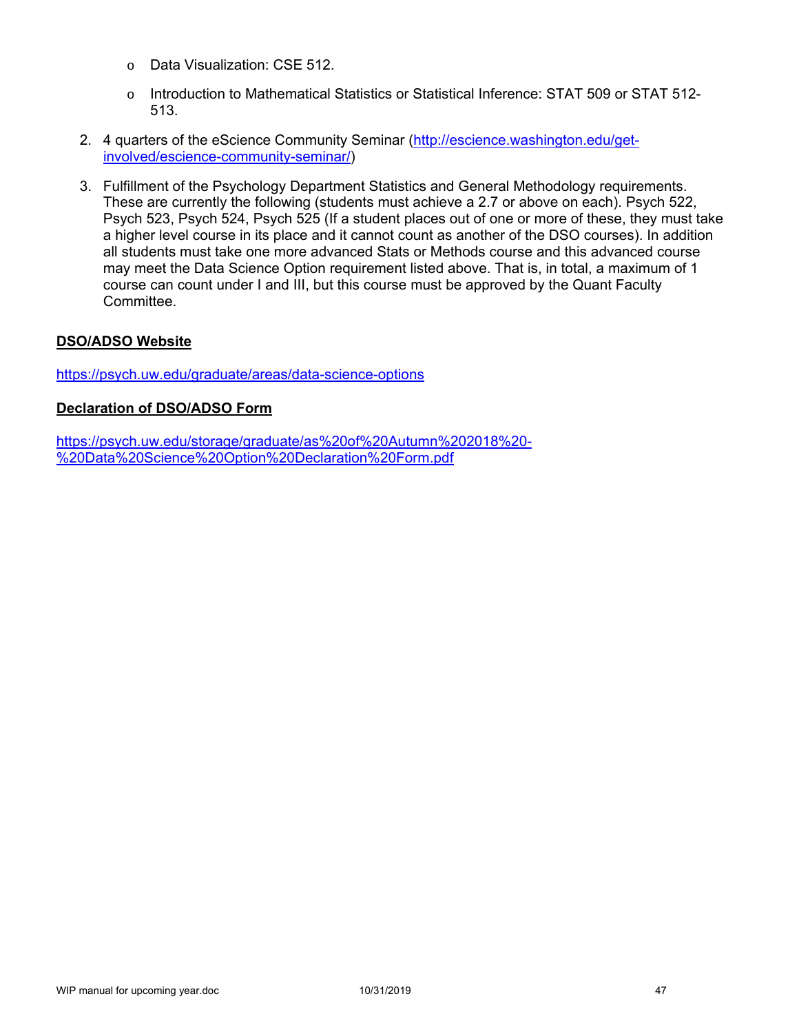- Data Visualization: CSE 512.
- Introduction to Mathematical Statistics or Statistical Inference: STAT 509 or STAT 512-513.

2. 4 quarters of the eScience Community Seminar (http://escience.washington.edu/get-involved/escience-community-seminar/)

3. Fulfillment of the Psychology Department Statistics and General Methodology requirements. These are currently the following (students must achieve a 2.7 or above on each). Psych 522, Psych 523, Psych 524, Psych 525 (If a student places out of one or more of these, they must take a higher level course in its place and it cannot count as another of the DSO courses). In addition all students must take one more advanced Stats or Methods course and this advanced course may meet the Data Science Option requirement listed above. That is, in total, a maximum of 1 course can count under I and III, but this course must be approved by the Quant Faculty Committee.

**DSO/ADSO Website**

https://psych.uw.edu/graduate/areas/data-science-options

**Declaration of DSO/ADSO Form**

https://psych.uw.edu/storage/graduate/as%20of%20Autumn%202018%20-%20Data%20Science%20Option%20Declaration%20Form.pdf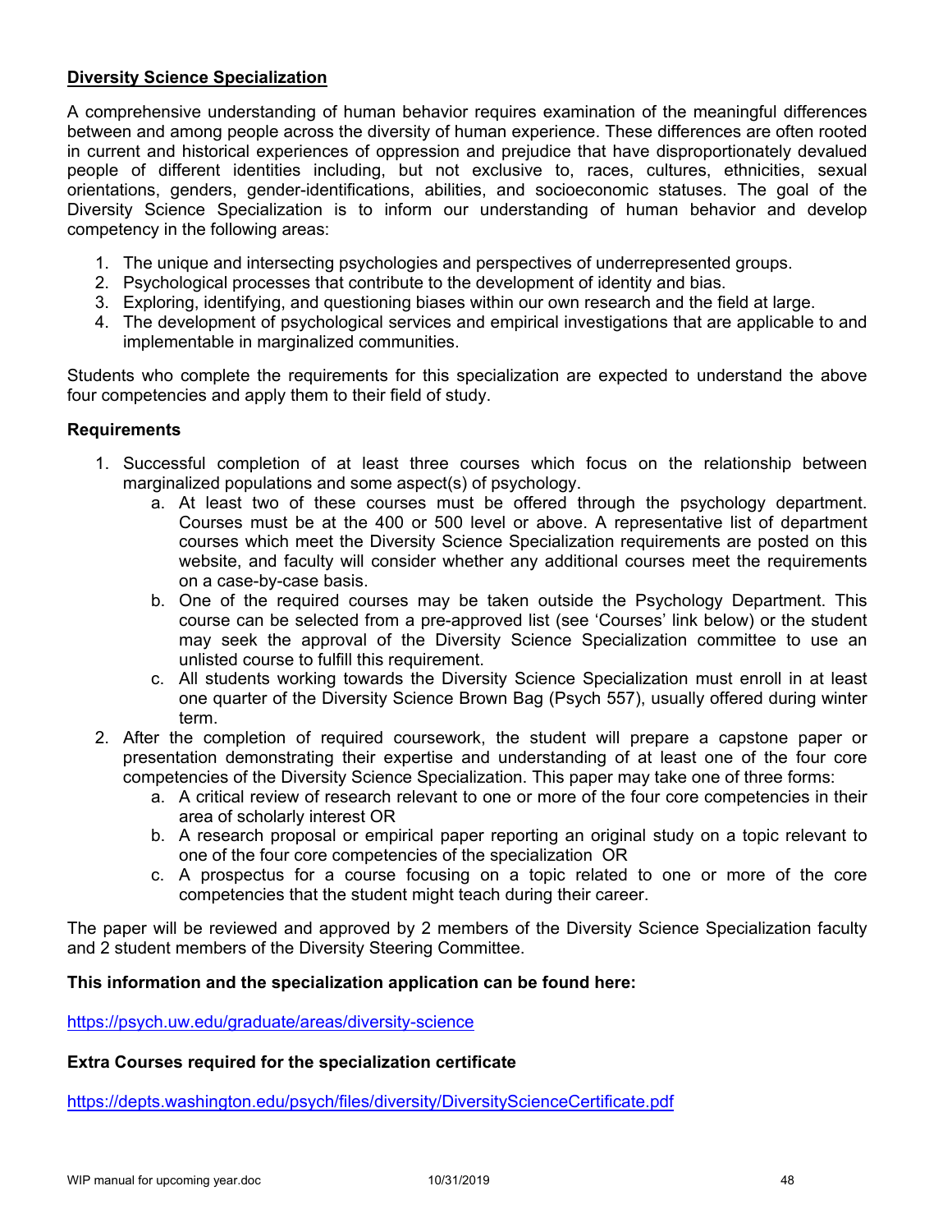## Diversity Science Specialization

A comprehensive understanding of human behavior requires examination of the meaningful differences between and among people across the diversity of human experience. These differences are often rooted in current and historical experiences of oppression and prejudice that have disproportionately devalued people of different identities including, but not exclusive to, races, cultures, ethnicities, sexual orientations, genders, gender-identifications, abilities, and socioeconomic statuses. The goal of the Diversity Science Specialization is to inform our understanding of human behavior and develop competency in the following areas:

1. The unique and intersecting psychologies and perspectives of underrepresented groups.
2. Psychological processes that contribute to the development of identity and bias.
3. Exploring, identifying, and questioning biases within our own research and the field at large.
4. The development of psychological services and empirical investigations that are applicable to and implementable in marginalized communities.

Students who complete the requirements for this specialization are expected to understand the above four competencies and apply them to their field of study.

### Requirements

1. Successful completion of at least three courses which focus on the relationship between marginalized populations and some aspect(s) of psychology.
   a. At least two of these courses must be offered through the psychology department. Courses must be at the 400 or 500 level or above. A representative list of department courses which meet the Diversity Science Specialization requirements are posted on this website, and faculty will consider whether any additional courses meet the requirements on a case-by-case basis.
   b. One of the required courses may be taken outside the Psychology Department. This course can be selected from a pre-approved list (see 'Courses' link below) or the student may seek the approval of the Diversity Science Specialization committee to use an unlisted course to fulfill this requirement.
   c. All students working towards the Diversity Science Specialization must enroll in at least one quarter of the Diversity Science Brown Bag (Psych 557), usually offered during winter term.
2. After the completion of required coursework, the student will prepare a capstone paper or presentation demonstrating their expertise and understanding of at least one of the four core competencies of the Diversity Science Specialization. This paper may take one of three forms:
   a. A critical review of research relevant to one or more of the four core competencies in their area of scholarly interest OR
   b. A research proposal or empirical paper reporting an original study on a topic relevant to one of the four core competencies of the specialization OR
   c. A prospectus for a course focusing on a topic related to one or more of the core competencies that the student might teach during their career.

The paper will be reviewed and approved by 2 members of the Diversity Science Specialization faculty and 2 student members of the Diversity Steering Committee.

**This information and the specialization application can be found here:**

https://psych.uw.edu/graduate/areas/diversity-science

**Extra Courses required for the specialization certificate**

https://depts.washington.edu/psych/files/diversity/DiversityScienceCertificate.pdf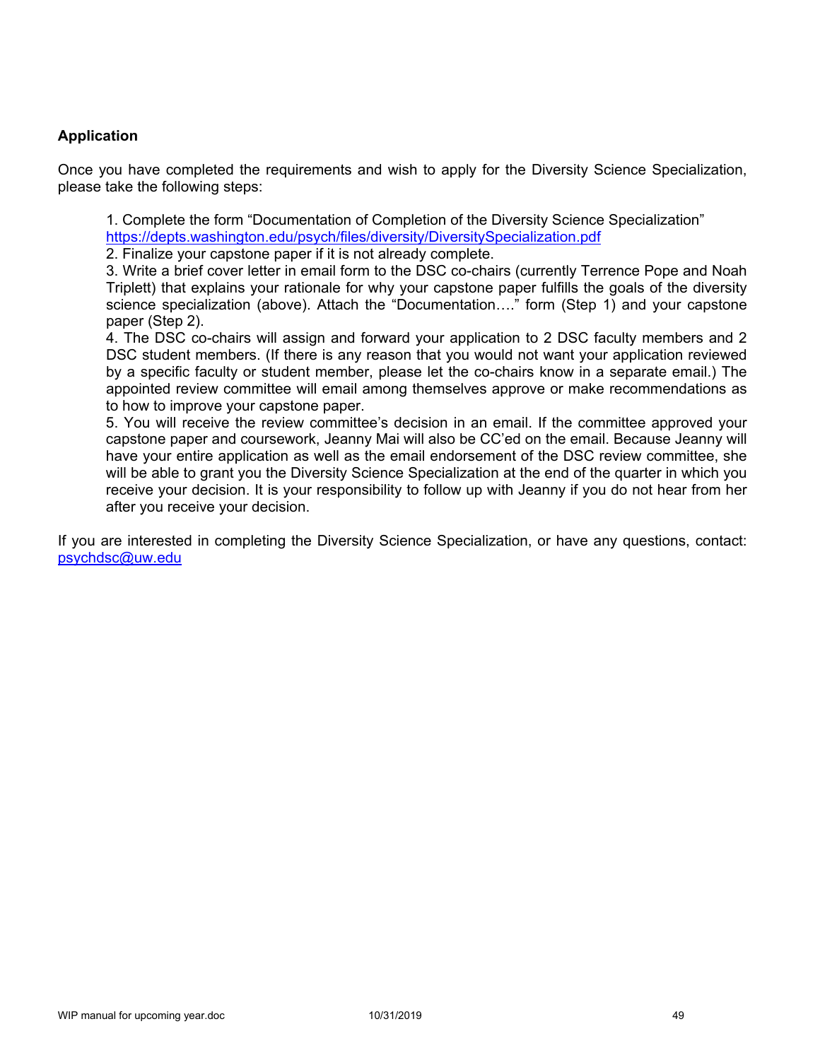### Application

Once you have completed the requirements and wish to apply for the Diversity Science Specialization, please take the following steps:

1. Complete the form "Documentation of Completion of the Diversity Science Specialization" https://depts.washington.edu/psych/files/diversity/DiversitySpecialization.pdf
2. Finalize your capstone paper if it is not already complete.
3. Write a brief cover letter in email form to the DSC co-chairs (currently Terrence Pope and Noah Triplett) that explains your rationale for why your capstone paper fulfills the goals of the diversity science specialization (above). Attach the "Documentation…." form (Step 1) and your capstone paper (Step 2).
4. The DSC co-chairs will assign and forward your application to 2 DSC faculty members and 2 DSC student members. (If there is any reason that you would not want your application reviewed by a specific faculty or student member, please let the co-chairs know in a separate email.) The appointed review committee will email among themselves approve or make recommendations as to how to improve your capstone paper.
5. You will receive the review committee's decision in an email. If the committee approved your capstone paper and coursework, Jeanny Mai will also be CC'ed on the email. Because Jeanny will have your entire application as well as the email endorsement of the DSC review committee, she will be able to grant you the Diversity Science Specialization at the end of the quarter in which you receive your decision. It is your responsibility to follow up with Jeanny if you do not hear from her after you receive your decision.

If you are interested in completing the Diversity Science Specialization, or have any questions, contact: psychdsc@uw.edu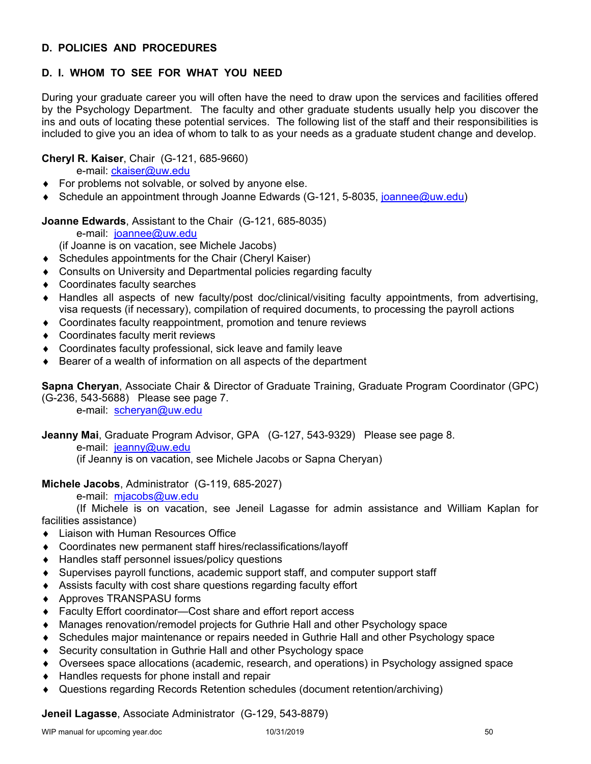## D. POLICIES AND PROCEDURES

### D. I. WHOM TO SEE FOR WHAT YOU NEED

During your graduate career you will often have the need to draw upon the services and facilities offered by the Psychology Department. The faculty and other graduate students usually help you discover the ins and outs of locating these potential services. The following list of the staff and their responsibilities is included to give you an idea of whom to talk to as your needs as a graduate student change and develop.

**Cheryl R. Kaiser**, Chair (G-121, 685-9660)
e-mail: ckaiser@uw.edu

- For problems not solvable, or solved by anyone else.
- Schedule an appointment through Joanne Edwards (G-121, 5-8035, joannee@uw.edu)

**Joanne Edwards**, Assistant to the Chair (G-121, 685-8035)
e-mail: joannee@uw.edu
(if Joanne is on vacation, see Michele Jacobs)

- Schedules appointments for the Chair (Cheryl Kaiser)
- Consults on University and Departmental policies regarding faculty
- Coordinates faculty searches
- Handles all aspects of new faculty/post doc/clinical/visiting faculty appointments, from advertising, visa requests (if necessary), compilation of required documents, to processing the payroll actions
- Coordinates faculty reappointment, promotion and tenure reviews
- Coordinates faculty merit reviews
- Coordinates faculty professional, sick leave and family leave
- Bearer of a wealth of information on all aspects of the department

**Sapna Cheryan**, Associate Chair & Director of Graduate Training, Graduate Program Coordinator (GPC) (G-236, 543-5688) Please see page 7.
e-mail: scheryan@uw.edu

**Jeanny Mai**, Graduate Program Advisor, GPA (G-127, 543-9329) Please see page 8.
e-mail: jeanny@uw.edu
(if Jeanny is on vacation, see Michele Jacobs or Sapna Cheryan)

**Michele Jacobs**, Administrator (G-119, 685-2027)
e-mail: mjacobs@uw.edu
(If Michele is on vacation, see Jeneil Lagasse for admin assistance and William Kaplan for facilities assistance)

- Liaison with Human Resources Office
- Coordinates new permanent staff hires/reclassifications/layoff
- Handles staff personnel issues/policy questions
- Supervises payroll functions, academic support staff, and computer support staff
- Assists faculty with cost share questions regarding faculty effort
- Approves TRANSPASU forms
- Faculty Effort coordinator—Cost share and effort report access
- Manages renovation/remodel projects for Guthrie Hall and other Psychology space
- Schedules major maintenance or repairs needed in Guthrie Hall and other Psychology space
- Security consultation in Guthrie Hall and other Psychology space
- Oversees space allocations (academic, research, and operations) in Psychology assigned space
- Handles requests for phone install and repair
- Questions regarding Records Retention schedules (document retention/archiving)

**Jeneil Lagasse**, Associate Administrator (G-129, 543-8879)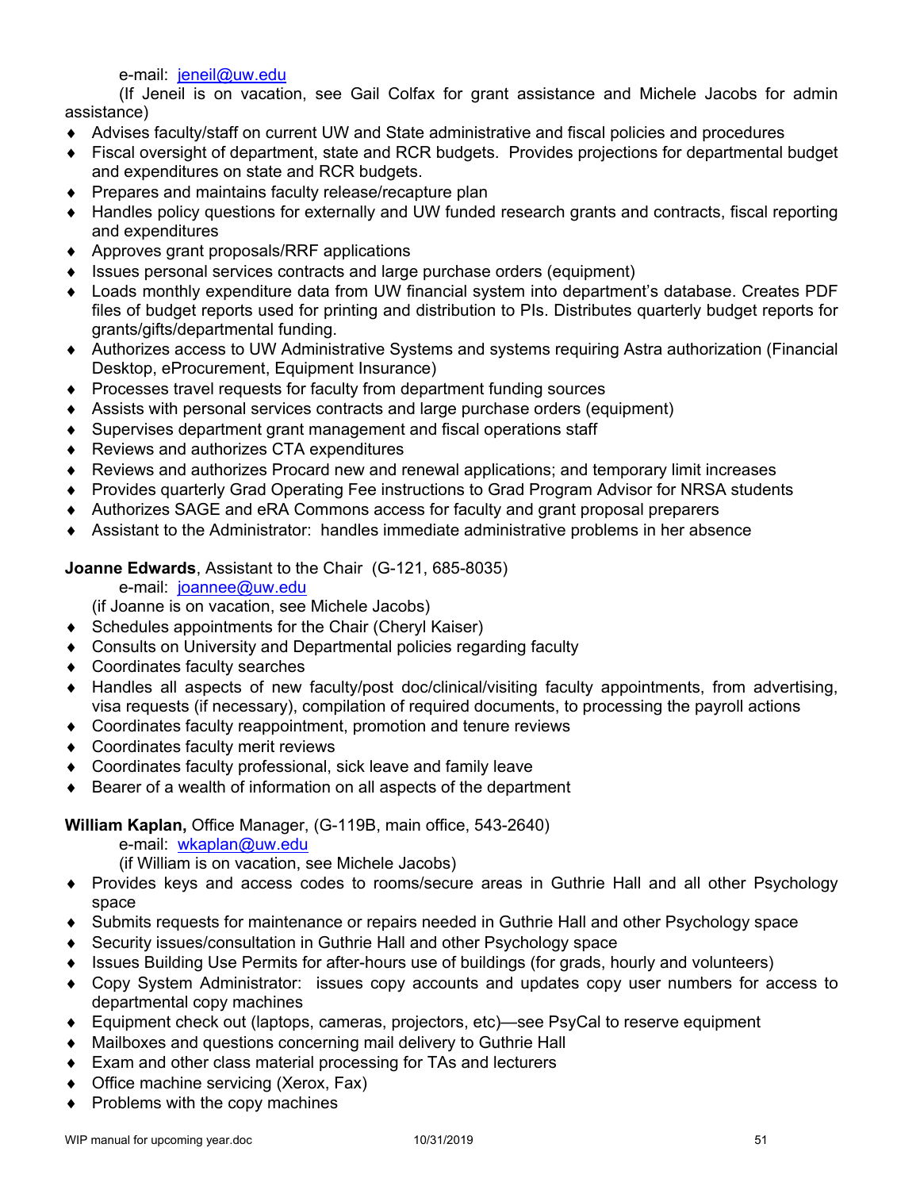e-mail: jeneil@uw.edu

(If Jeneil is on vacation, see Gail Colfax for grant assistance and Michele Jacobs for admin assistance)

- Advises faculty/staff on current UW and State administrative and fiscal policies and procedures
- Fiscal oversight of department, state and RCR budgets. Provides projections for departmental budget and expenditures on state and RCR budgets.
- Prepares and maintains faculty release/recapture plan
- Handles policy questions for externally and UW funded research grants and contracts, fiscal reporting and expenditures
- Approves grant proposals/RRF applications
- Issues personal services contracts and large purchase orders (equipment)
- Loads monthly expenditure data from UW financial system into department's database. Creates PDF files of budget reports used for printing and distribution to PIs. Distributes quarterly budget reports for grants/gifts/departmental funding.
- Authorizes access to UW Administrative Systems and systems requiring Astra authorization (Financial Desktop, eProcurement, Equipment Insurance)
- Processes travel requests for faculty from department funding sources
- Assists with personal services contracts and large purchase orders (equipment)
- Supervises department grant management and fiscal operations staff
- Reviews and authorizes CTA expenditures
- Reviews and authorizes Procard new and renewal applications; and temporary limit increases
- Provides quarterly Grad Operating Fee instructions to Grad Program Advisor for NRSA students
- Authorizes SAGE and eRA Commons access for faculty and grant proposal preparers
- Assistant to the Administrator: handles immediate administrative problems in her absence

**Joanne Edwards**, Assistant to the Chair (G-121, 685-8035)

e-mail: joannee@uw.edu

(if Joanne is on vacation, see Michele Jacobs)

- Schedules appointments for the Chair (Cheryl Kaiser)
- Consults on University and Departmental policies regarding faculty
- Coordinates faculty searches
- Handles all aspects of new faculty/post doc/clinical/visiting faculty appointments, from advertising, visa requests (if necessary), compilation of required documents, to processing the payroll actions
- Coordinates faculty reappointment, promotion and tenure reviews
- Coordinates faculty merit reviews
- Coordinates faculty professional, sick leave and family leave
- Bearer of a wealth of information on all aspects of the department

**William Kaplan,** Office Manager, (G-119B, main office, 543-2640)

e-mail: wkaplan@uw.edu

(if William is on vacation, see Michele Jacobs)

- Provides keys and access codes to rooms/secure areas in Guthrie Hall and all other Psychology space
- Submits requests for maintenance or repairs needed in Guthrie Hall and other Psychology space
- Security issues/consultation in Guthrie Hall and other Psychology space
- Issues Building Use Permits for after-hours use of buildings (for grads, hourly and volunteers)
- Copy System Administrator: issues copy accounts and updates copy user numbers for access to departmental copy machines
- Equipment check out (laptops, cameras, projectors, etc)—see PsyCal to reserve equipment
- Mailboxes and questions concerning mail delivery to Guthrie Hall
- Exam and other class material processing for TAs and lecturers
- Office machine servicing (Xerox, Fax)
- Problems with the copy machines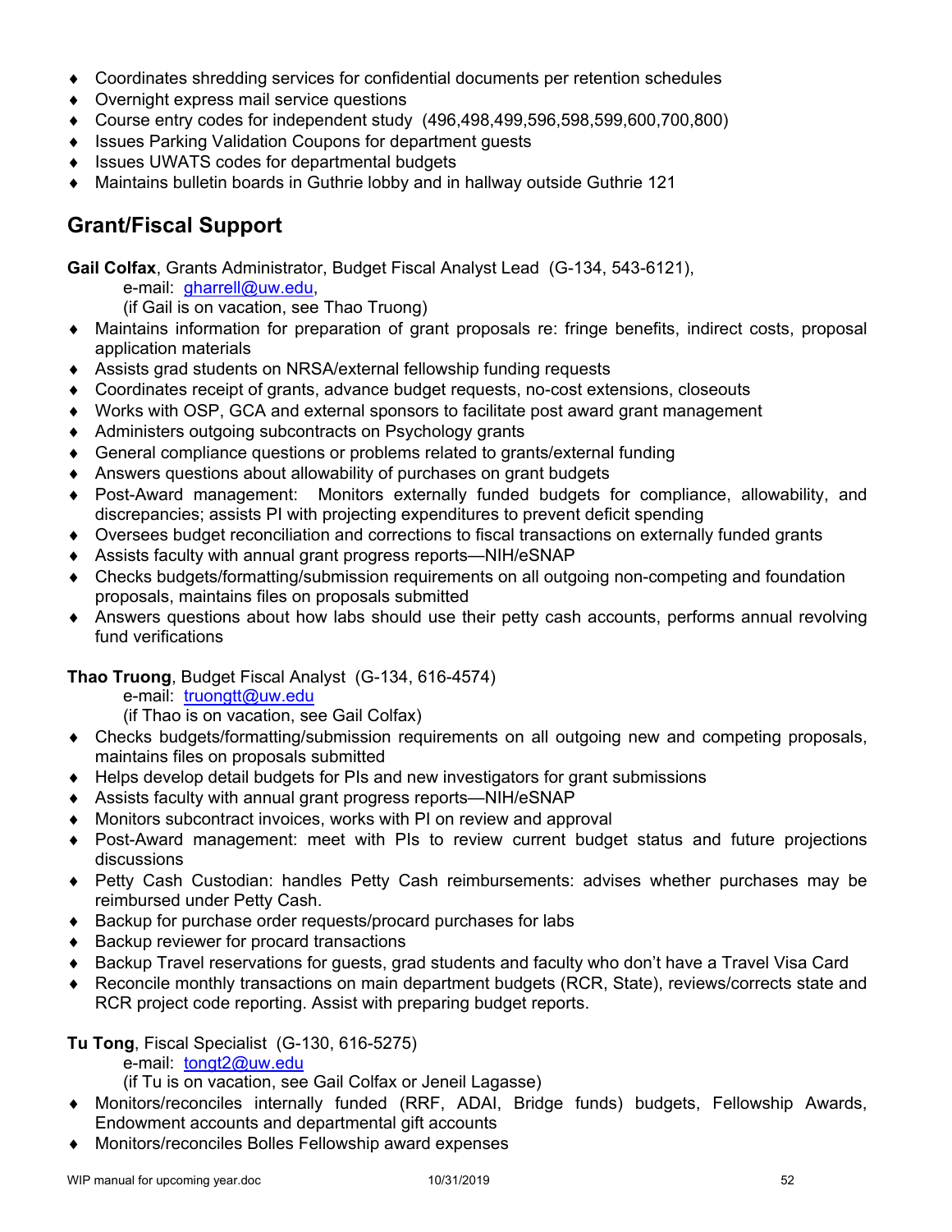- Coordinates shredding services for confidential documents per retention schedules
- Overnight express mail service questions
- Course entry codes for independent study (496,498,499,596,598,599,600,700,800)
- Issues Parking Validation Coupons for department guests
- Issues UWATS codes for departmental budgets
- Maintains bulletin boards in Guthrie lobby and in hallway outside Guthrie 121

## Grant/Fiscal Support

**Gail Colfax**, Grants Administrator, Budget Fiscal Analyst Lead (G-134, 543-6121),
e-mail: gharrell@uw.edu,
(if Gail is on vacation, see Thao Truong)

- Maintains information for preparation of grant proposals re: fringe benefits, indirect costs, proposal application materials
- Assists grad students on NRSA/external fellowship funding requests
- Coordinates receipt of grants, advance budget requests, no-cost extensions, closeouts
- Works with OSP, GCA and external sponsors to facilitate post award grant management
- Administers outgoing subcontracts on Psychology grants
- General compliance questions or problems related to grants/external funding
- Answers questions about allowability of purchases on grant budgets
- Post-Award management: Monitors externally funded budgets for compliance, allowability, and discrepancies; assists PI with projecting expenditures to prevent deficit spending
- Oversees budget reconciliation and corrections to fiscal transactions on externally funded grants
- Assists faculty with annual grant progress reports—NIH/eSNAP
- Checks budgets/formatting/submission requirements on all outgoing non-competing and foundation proposals, maintains files on proposals submitted
- Answers questions about how labs should use their petty cash accounts, performs annual revolving fund verifications

**Thao Truong**, Budget Fiscal Analyst (G-134, 616-4574)
e-mail: truongtt@uw.edu
(if Thao is on vacation, see Gail Colfax)

- Checks budgets/formatting/submission requirements on all outgoing new and competing proposals, maintains files on proposals submitted
- Helps develop detail budgets for PIs and new investigators for grant submissions
- Assists faculty with annual grant progress reports—NIH/eSNAP
- Monitors subcontract invoices, works with PI on review and approval
- Post-Award management: meet with PIs to review current budget status and future projections discussions
- Petty Cash Custodian: handles Petty Cash reimbursements: advises whether purchases may be reimbursed under Petty Cash.
- Backup for purchase order requests/procard purchases for labs
- Backup reviewer for procard transactions
- Backup Travel reservations for guests, grad students and faculty who don't have a Travel Visa Card
- Reconcile monthly transactions on main department budgets (RCR, State), reviews/corrects state and RCR project code reporting. Assist with preparing budget reports.

**Tu Tong**, Fiscal Specialist (G-130, 616-5275)
e-mail: tongt2@uw.edu
(if Tu is on vacation, see Gail Colfax or Jeneil Lagasse)

- Monitors/reconciles internally funded (RRF, ADAI, Bridge funds) budgets, Fellowship Awards, Endowment accounts and departmental gift accounts
- Monitors/reconciles Bolles Fellowship award expenses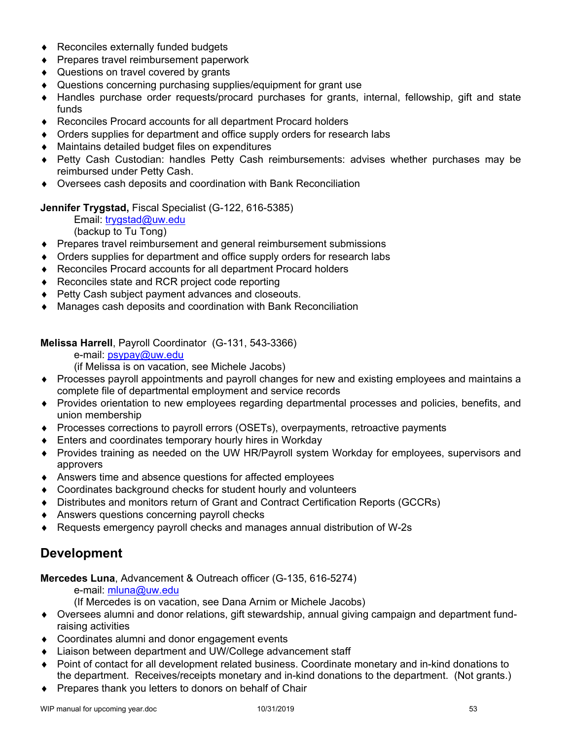- Reconciles externally funded budgets
- Prepares travel reimbursement paperwork
- Questions on travel covered by grants
- Questions concerning purchasing supplies/equipment for grant use
- Handles purchase order requests/procard purchases for grants, internal, fellowship, gift and state funds
- Reconciles Procard accounts for all department Procard holders
- Orders supplies for department and office supply orders for research labs
- Maintains detailed budget files on expenditures
- Petty Cash Custodian: handles Petty Cash reimbursements: advises whether purchases may be reimbursed under Petty Cash.
- Oversees cash deposits and coordination with Bank Reconciliation

**Jennifer Trygstad,** Fiscal Specialist (G-122, 616-5385)
Email: trygstad@uw.edu
(backup to Tu Tong)

- Prepares travel reimbursement and general reimbursement submissions
- Orders supplies for department and office supply orders for research labs
- Reconciles Procard accounts for all department Procard holders
- Reconciles state and RCR project code reporting
- Petty Cash subject payment advances and closeouts.
- Manages cash deposits and coordination with Bank Reconciliation

**Melissa Harrell**, Payroll Coordinator (G-131, 543-3366)
e-mail: psypay@uw.edu
(if Melissa is on vacation, see Michele Jacobs)

- Processes payroll appointments and payroll changes for new and existing employees and maintains a complete file of departmental employment and service records
- Provides orientation to new employees regarding departmental processes and policies, benefits, and union membership
- Processes corrections to payroll errors (OSETs), overpayments, retroactive payments
- Enters and coordinates temporary hourly hires in Workday
- Provides training as needed on the UW HR/Payroll system Workday for employees, supervisors and approvers
- Answers time and absence questions for affected employees
- Coordinates background checks for student hourly and volunteers
- Distributes and monitors return of Grant and Contract Certification Reports (GCCRs)
- Answers questions concerning payroll checks
- Requests emergency payroll checks and manages annual distribution of W-2s

## Development

**Mercedes Luna**, Advancement & Outreach officer (G-135, 616-5274)
e-mail: mluna@uw.edu
(If Mercedes is on vacation, see Dana Arnim or Michele Jacobs)

- Oversees alumni and donor relations, gift stewardship, annual giving campaign and department fund-raising activities
- Coordinates alumni and donor engagement events
- Liaison between department and UW/College advancement staff
- Point of contact for all development related business. Coordinate monetary and in-kind donations to the department. Receives/receipts monetary and in-kind donations to the department. (Not grants.)
- Prepares thank you letters to donors on behalf of Chair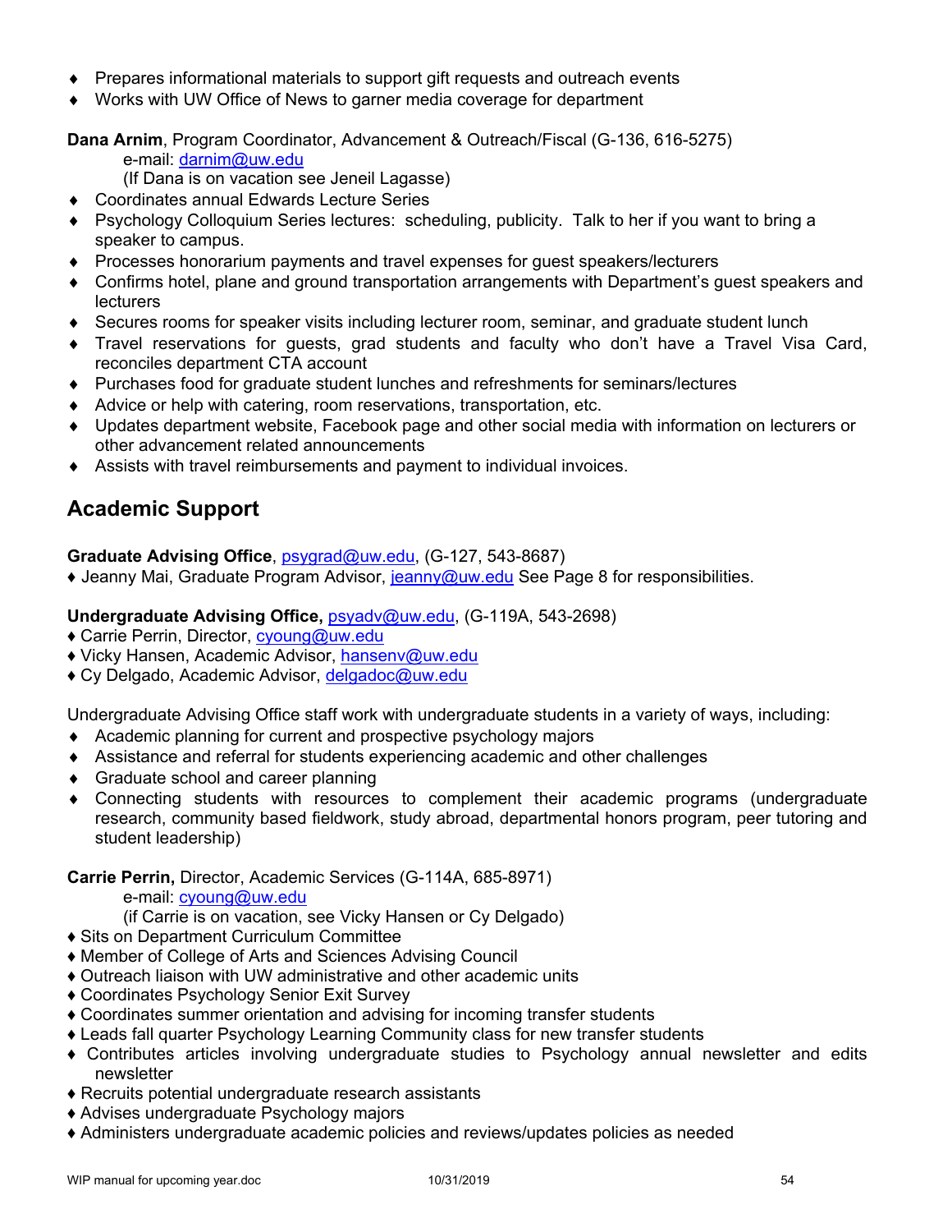- Prepares informational materials to support gift requests and outreach events
- Works with UW Office of News to garner media coverage for department

**Dana Arnim**, Program Coordinator, Advancement & Outreach/Fiscal (G-136, 616-5275)
e-mail: darnim@uw.edu
(If Dana is on vacation see Jeneil Lagasse)

- Coordinates annual Edwards Lecture Series
- Psychology Colloquium Series lectures: scheduling, publicity. Talk to her if you want to bring a speaker to campus.
- Processes honorarium payments and travel expenses for guest speakers/lecturers
- Confirms hotel, plane and ground transportation arrangements with Department's guest speakers and lecturers
- Secures rooms for speaker visits including lecturer room, seminar, and graduate student lunch
- Travel reservations for guests, grad students and faculty who don't have a Travel Visa Card, reconciles department CTA account
- Purchases food for graduate student lunches and refreshments for seminars/lectures
- Advice or help with catering, room reservations, transportation, etc.
- Updates department website, Facebook page and other social media with information on lecturers or other advancement related announcements
- Assists with travel reimbursements and payment to individual invoices.

## Academic Support

**Graduate Advising Office**, psygrad@uw.edu, (G-127, 543-8687)

- Jeanny Mai, Graduate Program Advisor, jeanny@uw.edu See Page 8 for responsibilities.

**Undergraduate Advising Office,** psyadv@uw.edu, (G-119A, 543-2698)

- Carrie Perrin, Director, cyoung@uw.edu
- Vicky Hansen, Academic Advisor, hansenv@uw.edu
- Cy Delgado, Academic Advisor, delgadoc@uw.edu

Undergraduate Advising Office staff work with undergraduate students in a variety of ways, including:

- Academic planning for current and prospective psychology majors
- Assistance and referral for students experiencing academic and other challenges
- Graduate school and career planning
- Connecting students with resources to complement their academic programs (undergraduate research, community based fieldwork, study abroad, departmental honors program, peer tutoring and student leadership)

**Carrie Perrin,** Director, Academic Services (G-114A, 685-8971)
e-mail: cyoung@uw.edu
(if Carrie is on vacation, see Vicky Hansen or Cy Delgado)

- Sits on Department Curriculum Committee
- Member of College of Arts and Sciences Advising Council
- Outreach liaison with UW administrative and other academic units
- Coordinates Psychology Senior Exit Survey
- Coordinates summer orientation and advising for incoming transfer students
- Leads fall quarter Psychology Learning Community class for new transfer students
- Contributes articles involving undergraduate studies to Psychology annual newsletter and edits newsletter
- Recruits potential undergraduate research assistants
- Advises undergraduate Psychology majors
- Administers undergraduate academic policies and reviews/updates policies as needed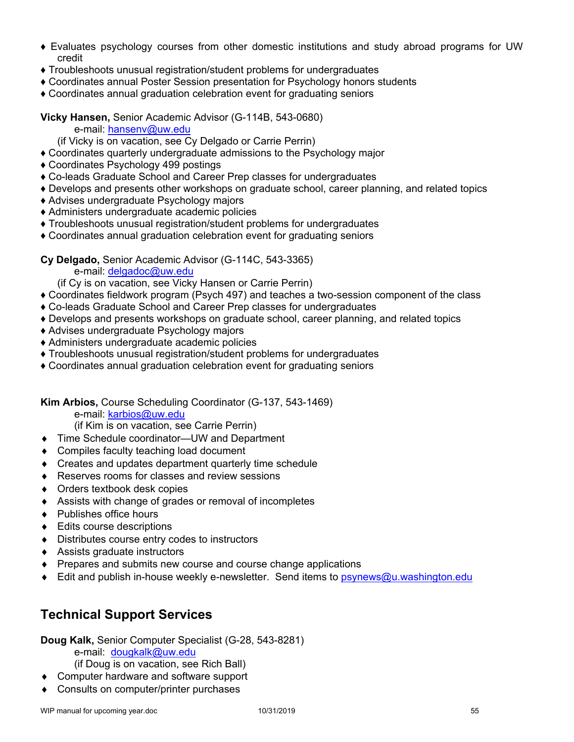- ♦ Evaluates psychology courses from other domestic institutions and study abroad programs for UW credit
- ♦ Troubleshoots unusual registration/student problems for undergraduates
- ♦ Coordinates annual Poster Session presentation for Psychology honors students
- ♦ Coordinates annual graduation celebration event for graduating seniors

**Vicky Hansen,** Senior Academic Advisor (G-114B, 543-0680)
e-mail: hansenv@uw.edu
(if Vicky is on vacation, see Cy Delgado or Carrie Perrin)

- ♦ Coordinates quarterly undergraduate admissions to the Psychology major
- ♦ Coordinates Psychology 499 postings
- ♦ Co-leads Graduate School and Career Prep classes for undergraduates
- ♦ Develops and presents other workshops on graduate school, career planning, and related topics
- ♦ Advises undergraduate Psychology majors
- ♦ Administers undergraduate academic policies
- ♦ Troubleshoots unusual registration/student problems for undergraduates
- ♦ Coordinates annual graduation celebration event for graduating seniors

**Cy Delgado,** Senior Academic Advisor (G-114C, 543-3365)
e-mail: delgadoc@uw.edu
(if Cy is on vacation, see Vicky Hansen or Carrie Perrin)

- ♦ Coordinates fieldwork program (Psych 497) and teaches a two-session component of the class
- ♦ Co-leads Graduate School and Career Prep classes for undergraduates
- ♦ Develops and presents workshops on graduate school, career planning, and related topics
- ♦ Advises undergraduate Psychology majors
- ♦ Administers undergraduate academic policies
- ♦ Troubleshoots unusual registration/student problems for undergraduates
- ♦ Coordinates annual graduation celebration event for graduating seniors

**Kim Arbios,** Course Scheduling Coordinator (G-137, 543-1469)
e-mail: karbios@uw.edu
(if Kim is on vacation, see Carrie Perrin)

- ♦ Time Schedule coordinator—UW and Department
- ♦ Compiles faculty teaching load document
- ♦ Creates and updates department quarterly time schedule
- ♦ Reserves rooms for classes and review sessions
- ♦ Orders textbook desk copies
- ♦ Assists with change of grades or removal of incompletes
- ♦ Publishes office hours
- ♦ Edits course descriptions
- ♦ Distributes course entry codes to instructors
- ♦ Assists graduate instructors
- ♦ Prepares and submits new course and course change applications
- ♦ Edit and publish in-house weekly e-newsletter. Send items to psynews@u.washington.edu

## Technical Support Services

**Doug Kalk,** Senior Computer Specialist (G-28, 543-8281)
e-mail: dougkalk@uw.edu
(if Doug is on vacation, see Rich Ball)

- ♦ Computer hardware and software support
- ♦ Consults on computer/printer purchases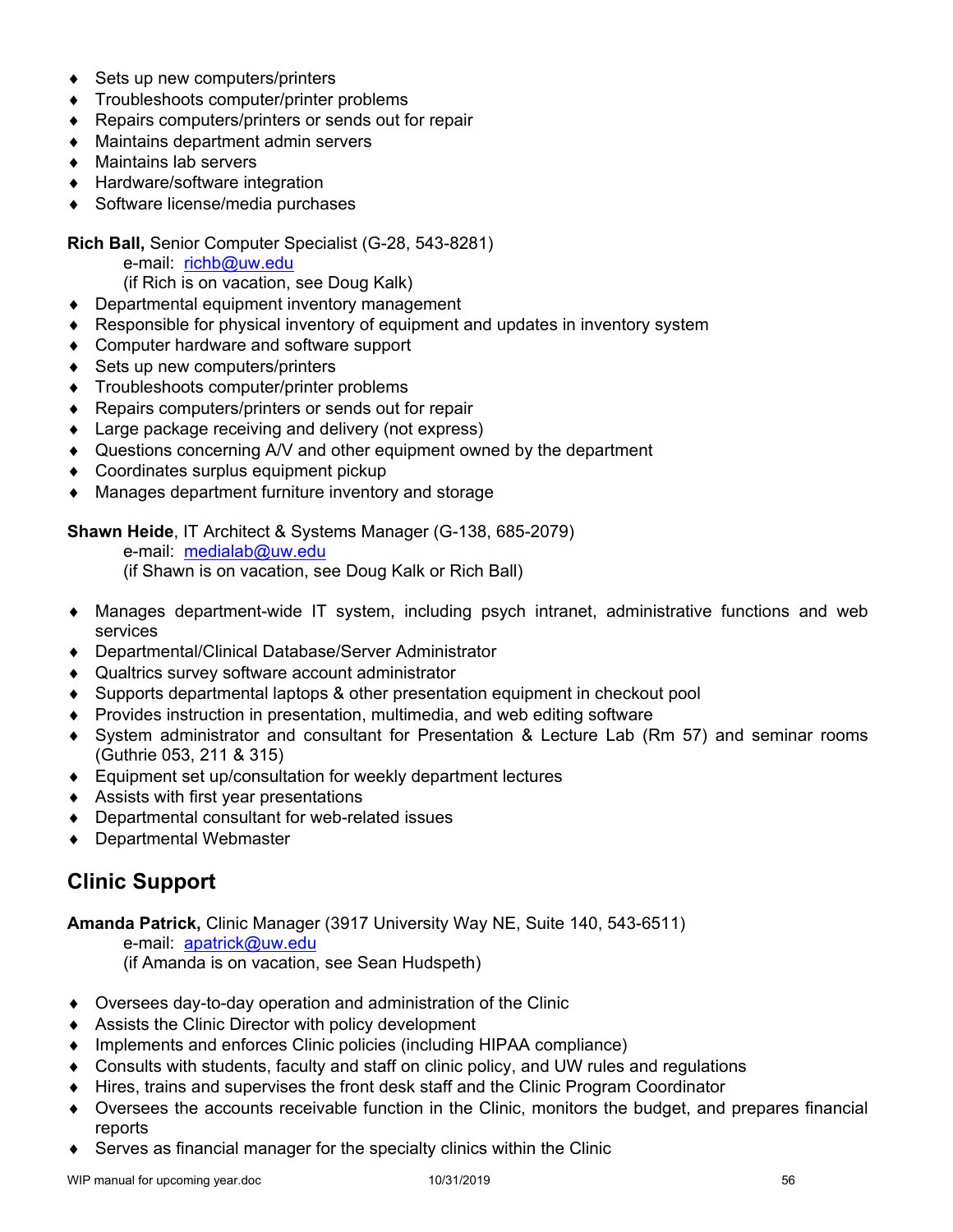- Sets up new computers/printers
- Troubleshoots computer/printer problems
- Repairs computers/printers or sends out for repair
- Maintains department admin servers
- Maintains lab servers
- Hardware/software integration
- Software license/media purchases

**Rich Ball,** Senior Computer Specialist (G-28, 543-8281)
e-mail: richb@uw.edu
(if Rich is on vacation, see Doug Kalk)

- Departmental equipment inventory management
- Responsible for physical inventory of equipment and updates in inventory system
- Computer hardware and software support
- Sets up new computers/printers
- Troubleshoots computer/printer problems
- Repairs computers/printers or sends out for repair
- Large package receiving and delivery (not express)
- Questions concerning A/V and other equipment owned by the department
- Coordinates surplus equipment pickup
- Manages department furniture inventory and storage

**Shawn Heide**, IT Architect & Systems Manager (G-138, 685-2079)
e-mail: medialab@uw.edu
(if Shawn is on vacation, see Doug Kalk or Rich Ball)

- Manages department-wide IT system, including psych intranet, administrative functions and web services
- Departmental/Clinical Database/Server Administrator
- Qualtrics survey software account administrator
- Supports departmental laptops & other presentation equipment in checkout pool
- Provides instruction in presentation, multimedia, and web editing software
- System administrator and consultant for Presentation & Lecture Lab (Rm 57) and seminar rooms (Guthrie 053, 211 & 315)
- Equipment set up/consultation for weekly department lectures
- Assists with first year presentations
- Departmental consultant for web-related issues
- Departmental Webmaster

## Clinic Support

**Amanda Patrick,** Clinic Manager (3917 University Way NE, Suite 140, 543-6511)
e-mail: apatrick@uw.edu
(if Amanda is on vacation, see Sean Hudspeth)

- Oversees day-to-day operation and administration of the Clinic
- Assists the Clinic Director with policy development
- Implements and enforces Clinic policies (including HIPAA compliance)
- Consults with students, faculty and staff on clinic policy, and UW rules and regulations
- Hires, trains and supervises the front desk staff and the Clinic Program Coordinator
- Oversees the accounts receivable function in the Clinic, monitors the budget, and prepares financial reports
- Serves as financial manager for the specialty clinics within the Clinic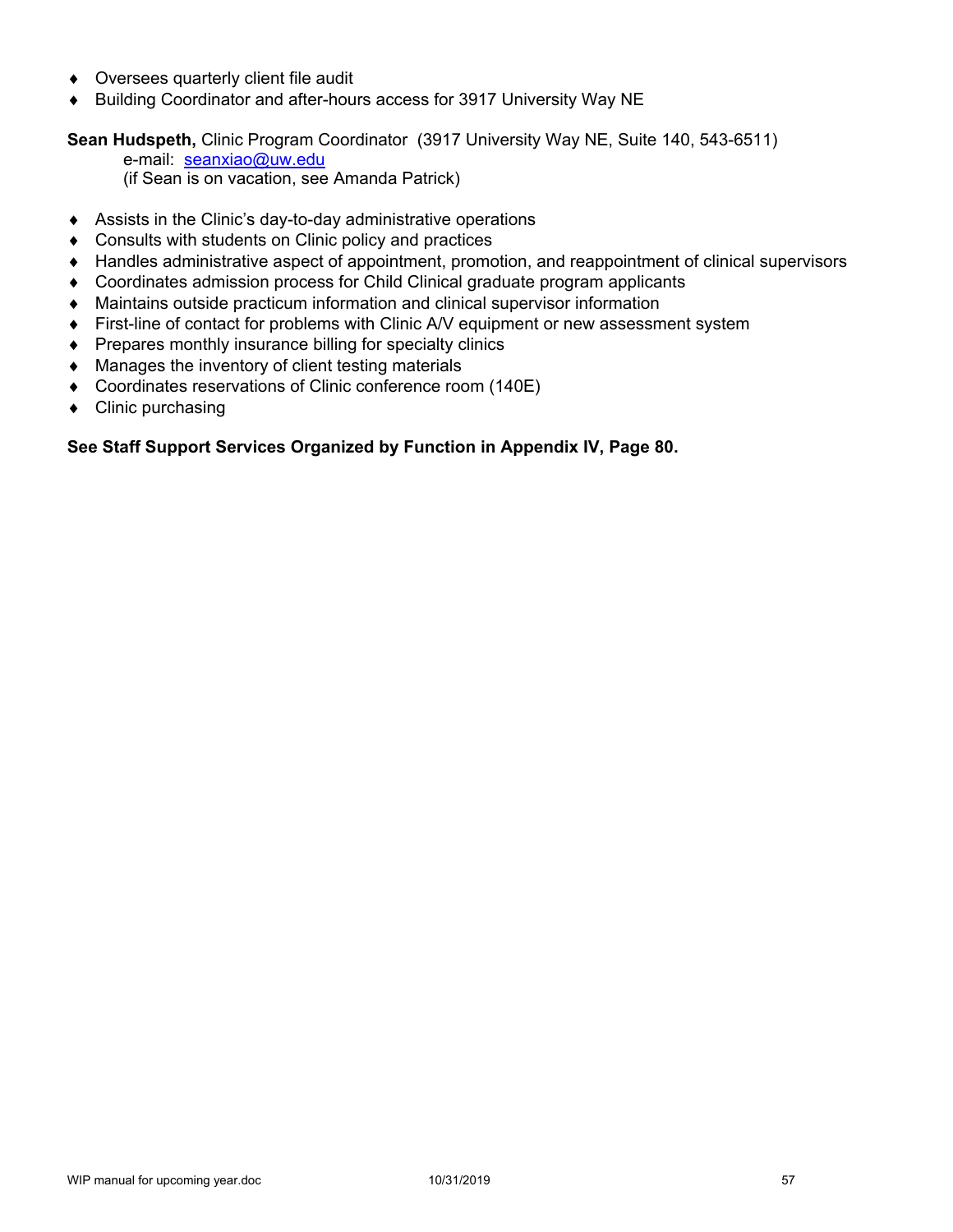- Oversees quarterly client file audit
- Building Coordinator and after-hours access for 3917 University Way NE

**Sean Hudspeth,** Clinic Program Coordinator (3917 University Way NE, Suite 140, 543-6511)
e-mail: seanxiao@uw.edu
(if Sean is on vacation, see Amanda Patrick)

- Assists in the Clinic's day-to-day administrative operations
- Consults with students on Clinic policy and practices
- Handles administrative aspect of appointment, promotion, and reappointment of clinical supervisors
- Coordinates admission process for Child Clinical graduate program applicants
- Maintains outside practicum information and clinical supervisor information
- First-line of contact for problems with Clinic A/V equipment or new assessment system
- Prepares monthly insurance billing for specialty clinics
- Manages the inventory of client testing materials
- Coordinates reservations of Clinic conference room (140E)
- Clinic purchasing

**See Staff Support Services Organized by Function in Appendix IV, Page 80.**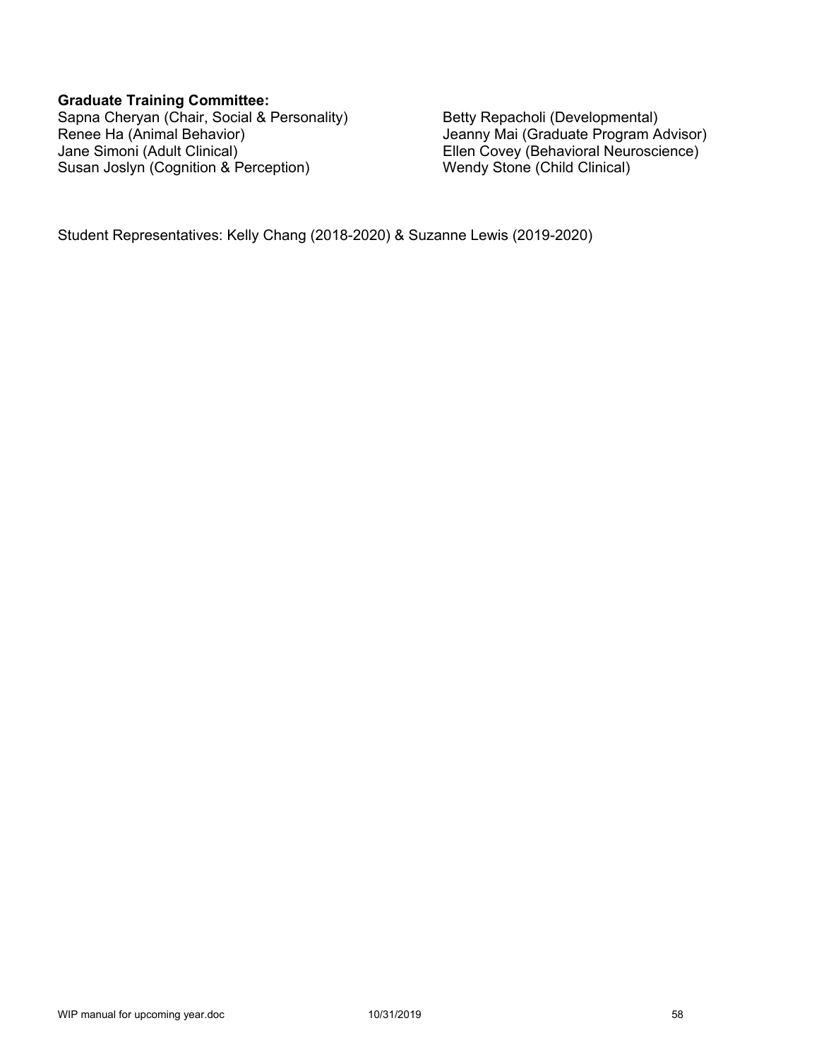**Graduate Training Committee:**

Sapna Cheryan (Chair, Social & Personality)
Renee Ha (Animal Behavior)
Jane Simoni (Adult Clinical)
Susan Joslyn (Cognition & Perception)
Betty Repacholi (Developmental)
Jeanny Mai (Graduate Program Advisor)
Ellen Covey (Behavioral Neuroscience)
Wendy Stone (Child Clinical)

Student Representatives: Kelly Chang (2018-2020) & Suzanne Lewis (2019-2020)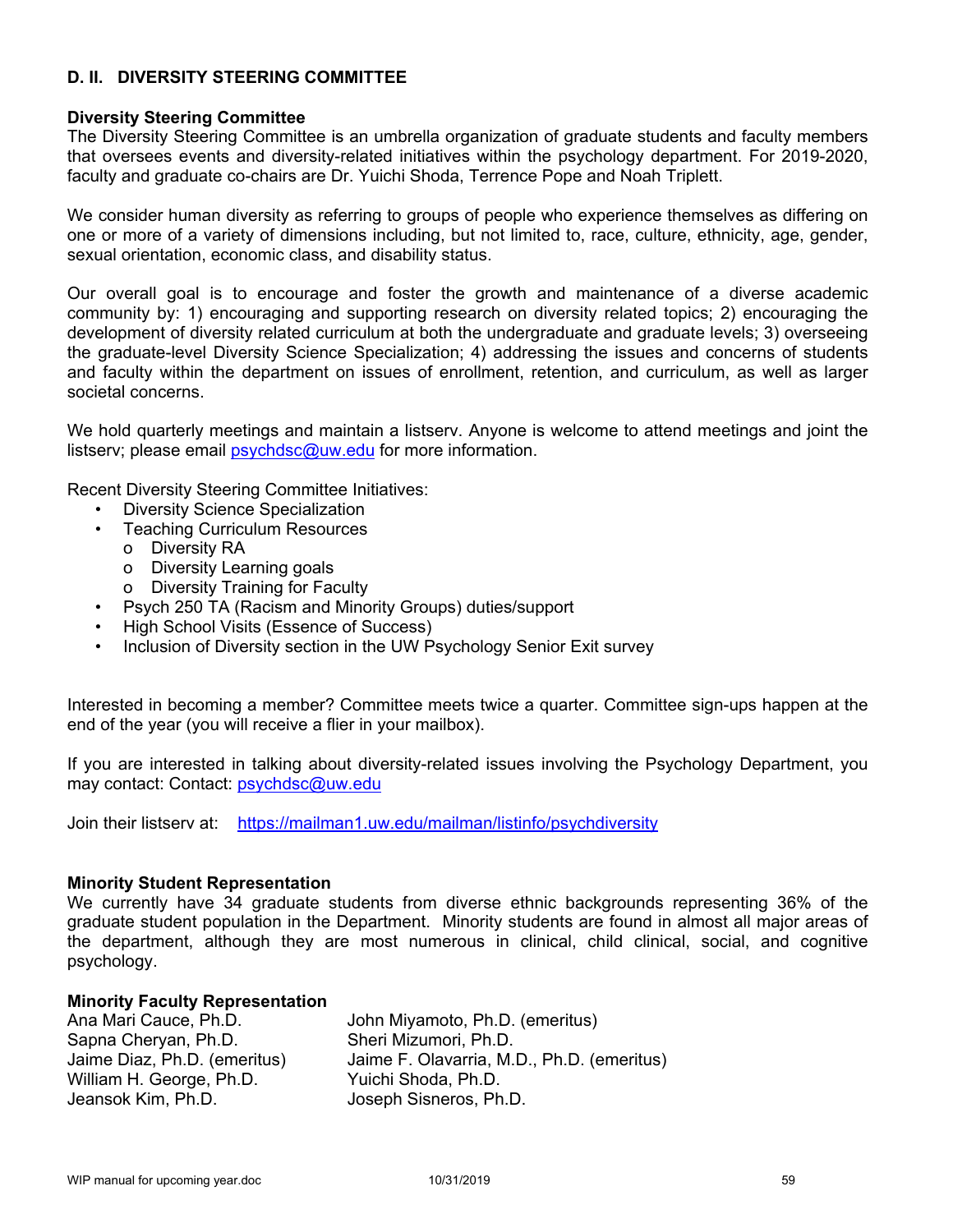## D. II. DIVERSITY STEERING COMMITTEE

### Diversity Steering Committee

The Diversity Steering Committee is an umbrella organization of graduate students and faculty members that oversees events and diversity-related initiatives within the psychology department. For 2019-2020, faculty and graduate co-chairs are Dr. Yuichi Shoda, Terrence Pope and Noah Triplett.

We consider human diversity as referring to groups of people who experience themselves as differing on one or more of a variety of dimensions including, but not limited to, race, culture, ethnicity, age, gender, sexual orientation, economic class, and disability status.

Our overall goal is to encourage and foster the growth and maintenance of a diverse academic community by: 1) encouraging and supporting research on diversity related topics; 2) encouraging the development of diversity related curriculum at both the undergraduate and graduate levels; 3) overseeing the graduate-level Diversity Science Specialization; 4) addressing the issues and concerns of students and faculty within the department on issues of enrollment, retention, and curriculum, as well as larger societal concerns.

We hold quarterly meetings and maintain a listserv. Anyone is welcome to attend meetings and joint the listserv; please email psychdsc@uw.edu for more information.

Recent Diversity Steering Committee Initiatives:

- Diversity Science Specialization
- Teaching Curriculum Resources
  - Diversity RA
  - Diversity Learning goals
  - Diversity Training for Faculty
- Psych 250 TA (Racism and Minority Groups) duties/support
- High School Visits (Essence of Success)
- Inclusion of Diversity section in the UW Psychology Senior Exit survey

Interested in becoming a member? Committee meets twice a quarter. Committee sign-ups happen at the end of the year (you will receive a flier in your mailbox).

If you are interested in talking about diversity-related issues involving the Psychology Department, you may contact: Contact: psychdsc@uw.edu

Join their listserv at: https://mailman1.uw.edu/mailman/listinfo/psychdiversity

### Minority Student Representation

We currently have 34 graduate students from diverse ethnic backgrounds representing 36% of the graduate student population in the Department. Minority students are found in almost all major areas of the department, although they are most numerous in clinical, child clinical, social, and cognitive psychology.

### Minority Faculty Representation

Ana Mari Cauce, Ph.D.
Sapna Cheryan, Ph.D.
Jaime Diaz, Ph.D. (emeritus)
William H. George, Ph.D.
Jeansok Kim, Ph.D.
John Miyamoto, Ph.D. (emeritus)
Sheri Mizumori, Ph.D.
Jaime F. Olavarria, M.D., Ph.D. (emeritus)
Yuichi Shoda, Ph.D.
Joseph Sisneros, Ph.D.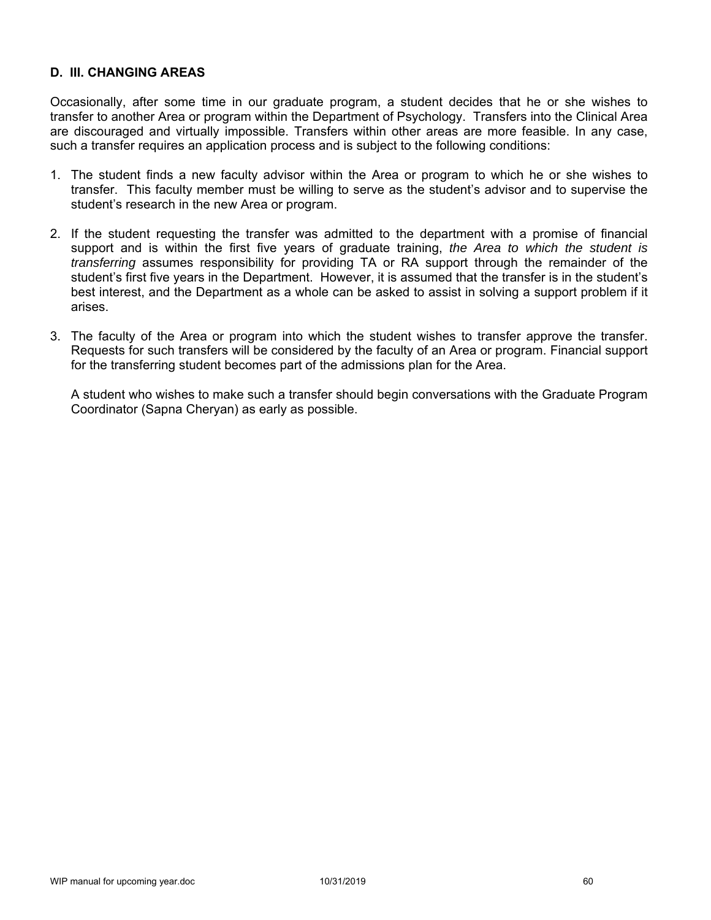### D. III. CHANGING AREAS

Occasionally, after some time in our graduate program, a student decides that he or she wishes to transfer to another Area or program within the Department of Psychology. Transfers into the Clinical Area are discouraged and virtually impossible. Transfers within other areas are more feasible. In any case, such a transfer requires an application process and is subject to the following conditions:

1. The student finds a new faculty advisor within the Area or program to which he or she wishes to transfer. This faculty member must be willing to serve as the student's advisor and to supervise the student's research in the new Area or program.

2. If the student requesting the transfer was admitted to the department with a promise of financial support and is within the first five years of graduate training, *the Area to which the student is transferring* assumes responsibility for providing TA or RA support through the remainder of the student's first five years in the Department. However, it is assumed that the transfer is in the student's best interest, and the Department as a whole can be asked to assist in solving a support problem if it arises.

3. The faculty of the Area or program into which the student wishes to transfer approve the transfer. Requests for such transfers will be considered by the faculty of an Area or program. Financial support for the transferring student becomes part of the admissions plan for the Area.

   A student who wishes to make such a transfer should begin conversations with the Graduate Program Coordinator (Sapna Cheryan) as early as possible.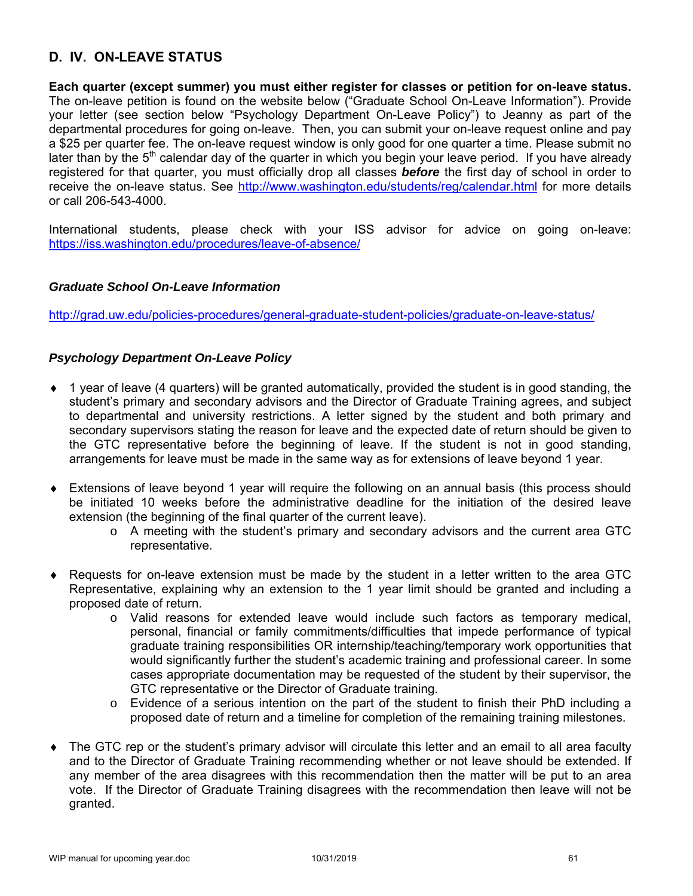## D. IV. ON-LEAVE STATUS

**Each quarter (except summer) you must either register for classes or petition for on-leave status.** The on-leave petition is found on the website below ("Graduate School On-Leave Information"). Provide your letter (see section below "Psychology Department On-Leave Policy") to Jeanny as part of the departmental procedures for going on-leave. Then, you can submit your on-leave request online and pay a $25 per quarter fee. The on-leave request window is only good for one quarter a time. Please submit no later than by the 5th calendar day of the quarter in which you begin your leave period. If you have already registered for that quarter, you must officially drop all classes ***before*** the first day of school in order to receive the on-leave status. See http://www.washington.edu/students/reg/calendar.html for more details or call 206-543-4000.

International students, please check with your ISS advisor for advice on going on-leave: https://iss.washington.edu/procedures/leave-of-absence/

### *Graduate School On-Leave Information*

http://grad.uw.edu/policies-procedures/general-graduate-student-policies/graduate-on-leave-status/

### *Psychology Department On-Leave Policy*

- 1 year of leave (4 quarters) will be granted automatically, provided the student is in good standing, the student's primary and secondary advisors and the Director of Graduate Training agrees, and subject to departmental and university restrictions. A letter signed by the student and both primary and secondary supervisors stating the reason for leave and the expected date of return should be given to the GTC representative before the beginning of leave. If the student is not in good standing, arrangements for leave must be made in the same way as for extensions of leave beyond 1 year.

- Extensions of leave beyond 1 year will require the following on an annual basis (this process should be initiated 10 weeks before the administrative deadline for the initiation of the desired leave extension (the beginning of the final quarter of the current leave).
  - A meeting with the student's primary and secondary advisors and the current area GTC representative.

- Requests for on-leave extension must be made by the student in a letter written to the area GTC Representative, explaining why an extension to the 1 year limit should be granted and including a proposed date of return.
  - Valid reasons for extended leave would include such factors as temporary medical, personal, financial or family commitments/difficulties that impede performance of typical graduate training responsibilities OR internship/teaching/temporary work opportunities that would significantly further the student's academic training and professional career. In some cases appropriate documentation may be requested of the student by their supervisor, the GTC representative or the Director of Graduate training.
  - Evidence of a serious intention on the part of the student to finish their PhD including a proposed date of return and a timeline for completion of the remaining training milestones.

- The GTC rep or the student's primary advisor will circulate this letter and an email to all area faculty and to the Director of Graduate Training recommending whether or not leave should be extended. If any member of the area disagrees with this recommendation then the matter will be put to an area vote. If the Director of Graduate Training disagrees with the recommendation then leave will not be granted.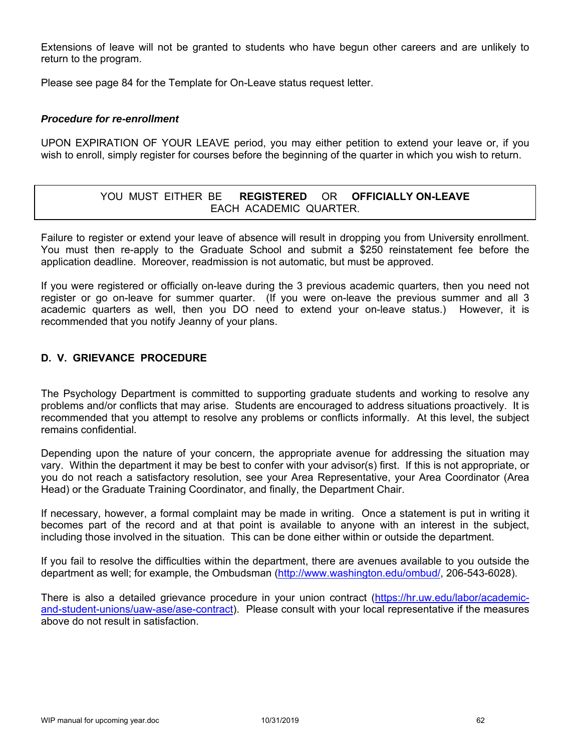Extensions of leave will not be granted to students who have begun other careers and are unlikely to return to the program.

Please see page 84 for the Template for On-Leave status request letter.

***Procedure for re-enrollment***

UPON EXPIRATION OF YOUR LEAVE period, you may either petition to extend your leave or, if you wish to enroll, simply register for courses before the beginning of the quarter in which you wish to return.

| YOU MUST EITHER BE **REGISTERED** OR **OFFICIALLY ON-LEAVE** EACH ACADEMIC QUARTER. |
|---|

Failure to register or extend your leave of absence will result in dropping you from University enrollment. You must then re-apply to the Graduate School and submit a $250 reinstatement fee before the application deadline. Moreover, readmission is not automatic, but must be approved.

If you were registered or officially on-leave during the 3 previous academic quarters, then you need not register or go on-leave for summer quarter. (If you were on-leave the previous summer and all 3 academic quarters as well, then you DO need to extend your on-leave status.) However, it is recommended that you notify Jeanny of your plans.

## D. V. GRIEVANCE PROCEDURE

The Psychology Department is committed to supporting graduate students and working to resolve any problems and/or conflicts that may arise. Students are encouraged to address situations proactively. It is recommended that you attempt to resolve any problems or conflicts informally. At this level, the subject remains confidential.

Depending upon the nature of your concern, the appropriate avenue for addressing the situation may vary. Within the department it may be best to confer with your advisor(s) first. If this is not appropriate, or you do not reach a satisfactory resolution, see your Area Representative, your Area Coordinator (Area Head) or the Graduate Training Coordinator, and finally, the Department Chair.

If necessary, however, a formal complaint may be made in writing. Once a statement is put in writing it becomes part of the record and at that point is available to anyone with an interest in the subject, including those involved in the situation. This can be done either within or outside the department.

If you fail to resolve the difficulties within the department, there are avenues available to you outside the department as well; for example, the Ombudsman (http://www.washington.edu/ombud/, 206-543-6028).

There is also a detailed grievance procedure in your union contract (https://hr.uw.edu/labor/academic-and-student-unions/uaw-ase/ase-contract). Please consult with your local representative if the measures above do not result in satisfaction.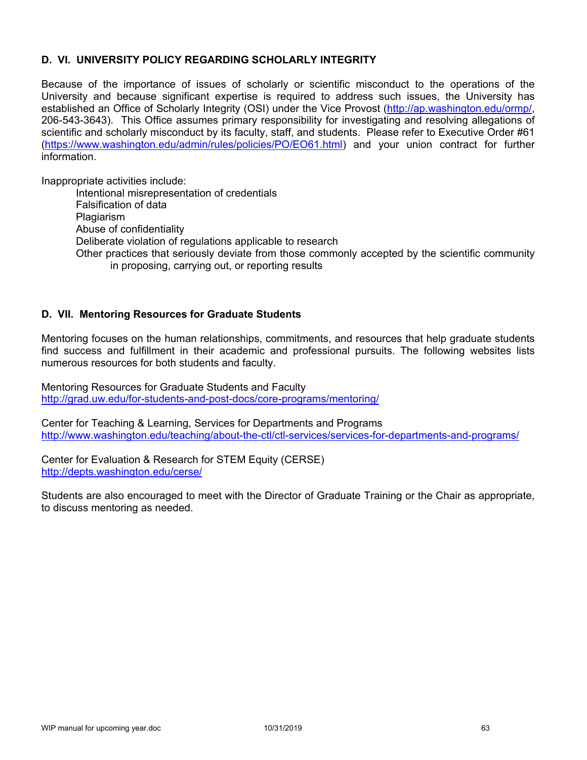## D. VI. UNIVERSITY POLICY REGARDING SCHOLARLY INTEGRITY

Because of the importance of issues of scholarly or scientific misconduct to the operations of the University and because significant expertise is required to address such issues, the University has established an Office of Scholarly Integrity (OSI) under the Vice Provost (http://ap.washington.edu/ormp/, 206-543-3643). This Office assumes primary responsibility for investigating and resolving allegations of scientific and scholarly misconduct by its faculty, staff, and students. Please refer to Executive Order #61 (https://www.washington.edu/admin/rules/policies/PO/EO61.html) and your union contract for further information.

Inappropriate activities include:

- Intentional misrepresentation of credentials
- Falsification of data
- Plagiarism
- Abuse of confidentiality
- Deliberate violation of regulations applicable to research
- Other practices that seriously deviate from those commonly accepted by the scientific community in proposing, carrying out, or reporting results

## D. VII. Mentoring Resources for Graduate Students

Mentoring focuses on the human relationships, commitments, and resources that help graduate students find success and fulfillment in their academic and professional pursuits. The following websites lists numerous resources for both students and faculty.

Mentoring Resources for Graduate Students and Faculty
http://grad.uw.edu/for-students-and-post-docs/core-programs/mentoring/

Center for Teaching & Learning, Services for Departments and Programs
http://www.washington.edu/teaching/about-the-ctl/ctl-services/services-for-departments-and-programs/

Center for Evaluation & Research for STEM Equity (CERSE)
http://depts.washington.edu/cerse/

Students are also encouraged to meet with the Director of Graduate Training or the Chair as appropriate, to discuss mentoring as needed.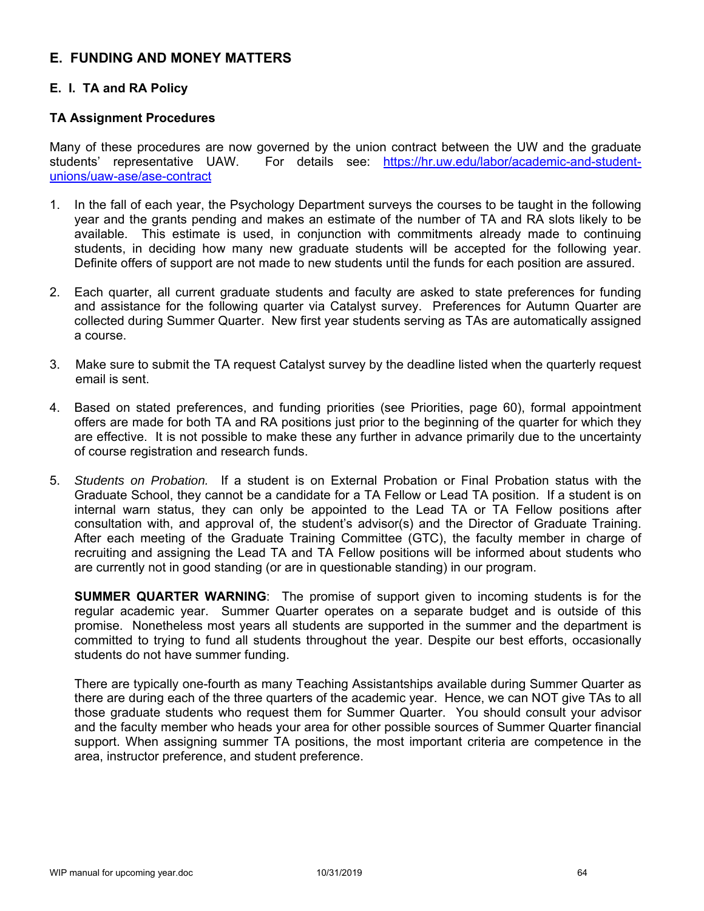## E. FUNDING AND MONEY MATTERS

### E. I. TA and RA Policy

#### TA Assignment Procedures

Many of these procedures are now governed by the union contract between the UW and the graduate students' representative UAW. For details see: [https://hr.uw.edu/labor/academic-and-student-unions/uaw-ase/ase-contract](https://hr.uw.edu/labor/academic-and-student-unions/uaw-ase/ase-contract)

1. In the fall of each year, the Psychology Department surveys the courses to be taught in the following year and the grants pending and makes an estimate of the number of TA and RA slots likely to be available. This estimate is used, in conjunction with commitments already made to continuing students, in deciding how many new graduate students will be accepted for the following year. Definite offers of support are not made to new students until the funds for each position are assured.

2. Each quarter, all current graduate students and faculty are asked to state preferences for funding and assistance for the following quarter via Catalyst survey. Preferences for Autumn Quarter are collected during Summer Quarter. New first year students serving as TAs are automatically assigned a course.

3. Make sure to submit the TA request Catalyst survey by the deadline listed when the quarterly request email is sent.

4. Based on stated preferences, and funding priorities (see Priorities, page 60), formal appointment offers are made for both TA and RA positions just prior to the beginning of the quarter for which they are effective. It is not possible to make these any further in advance primarily due to the uncertainty of course registration and research funds.

5. *Students on Probation.* If a student is on External Probation or Final Probation status with the Graduate School, they cannot be a candidate for a TA Fellow or Lead TA position. If a student is on internal warn status, they can only be appointed to the Lead TA or TA Fellow positions after consultation with, and approval of, the student's advisor(s) and the Director of Graduate Training. After each meeting of the Graduate Training Committee (GTC), the faculty member in charge of recruiting and assigning the Lead TA and TA Fellow positions will be informed about students who are currently not in good standing (or are in questionable standing) in our program.

   **SUMMER QUARTER WARNING**: The promise of support given to incoming students is for the regular academic year. Summer Quarter operates on a separate budget and is outside of this promise. Nonetheless most years all students are supported in the summer and the department is committed to trying to fund all students throughout the year. Despite our best efforts, occasionally students do not have summer funding.

   There are typically one-fourth as many Teaching Assistantships available during Summer Quarter as there are during each of the three quarters of the academic year. Hence, we can NOT give TAs to all those graduate students who request them for Summer Quarter. You should consult your advisor and the faculty member who heads your area for other possible sources of Summer Quarter financial support. When assigning summer TA positions, the most important criteria are competence in the area, instructor preference, and student preference.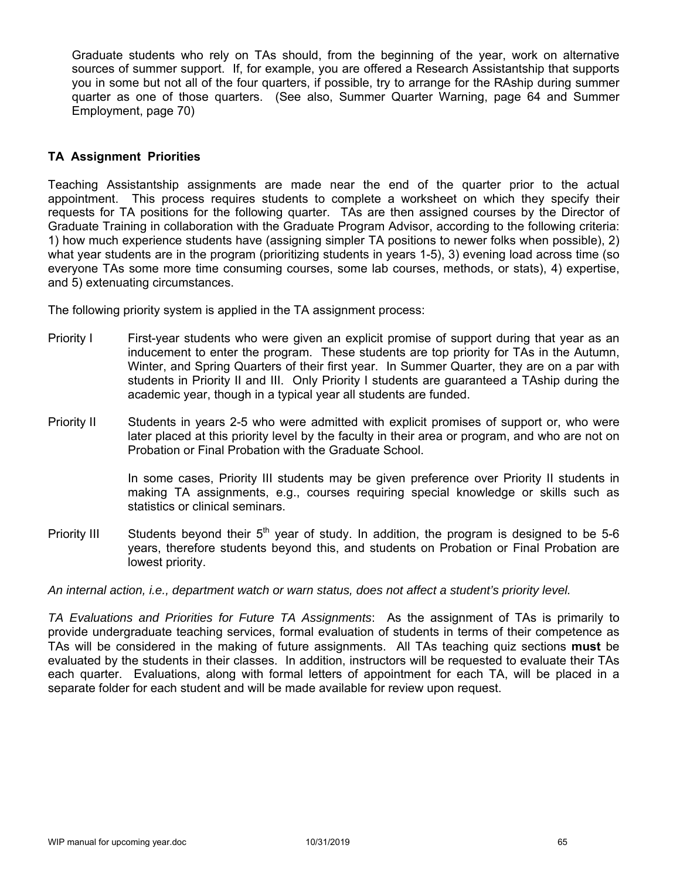Graduate students who rely on TAs should, from the beginning of the year, work on alternative sources of summer support. If, for example, you are offered a Research Assistantship that supports you in some but not all of the four quarters, if possible, try to arrange for the RAship during summer quarter as one of those quarters. (See also, Summer Quarter Warning, page 64 and Summer Employment, page 70)

### TA Assignment Priorities

Teaching Assistantship assignments are made near the end of the quarter prior to the actual appointment. This process requires students to complete a worksheet on which they specify their requests for TA positions for the following quarter. TAs are then assigned courses by the Director of Graduate Training in collaboration with the Graduate Program Advisor, according to the following criteria: 1) how much experience students have (assigning simpler TA positions to newer folks when possible), 2) what year students are in the program (prioritizing students in years 1-5), 3) evening load across time (so everyone TAs some more time consuming courses, some lab courses, methods, or stats), 4) expertise, and 5) extenuating circumstances.

The following priority system is applied in the TA assignment process:

Priority I — First-year students who were given an explicit promise of support during that year as an inducement to enter the program. These students are top priority for TAs in the Autumn, Winter, and Spring Quarters of their first year. In Summer Quarter, they are on a par with students in Priority II and III. Only Priority I students are guaranteed a TAship during the academic year, though in a typical year all students are funded.

Priority II — Students in years 2-5 who were admitted with explicit promises of support or, who were later placed at this priority level by the faculty in their area or program, and who are not on Probation or Final Probation with the Graduate School.

In some cases, Priority III students may be given preference over Priority II students in making TA assignments, e.g., courses requiring special knowledge or skills such as statistics or clinical seminars.

Priority III — Students beyond their 5th year of study. In addition, the program is designed to be 5-6 years, therefore students beyond this, and students on Probation or Final Probation are lowest priority.

*An internal action, i.e., department watch or warn status, does not affect a student's priority level.*

*TA Evaluations and Priorities for Future TA Assignments*: As the assignment of TAs is primarily to provide undergraduate teaching services, formal evaluation of students in terms of their competence as TAs will be considered in the making of future assignments. All TAs teaching quiz sections **must** be evaluated by the students in their classes. In addition, instructors will be requested to evaluate their TAs each quarter. Evaluations, along with formal letters of appointment for each TA, will be placed in a separate folder for each student and will be made available for review upon request.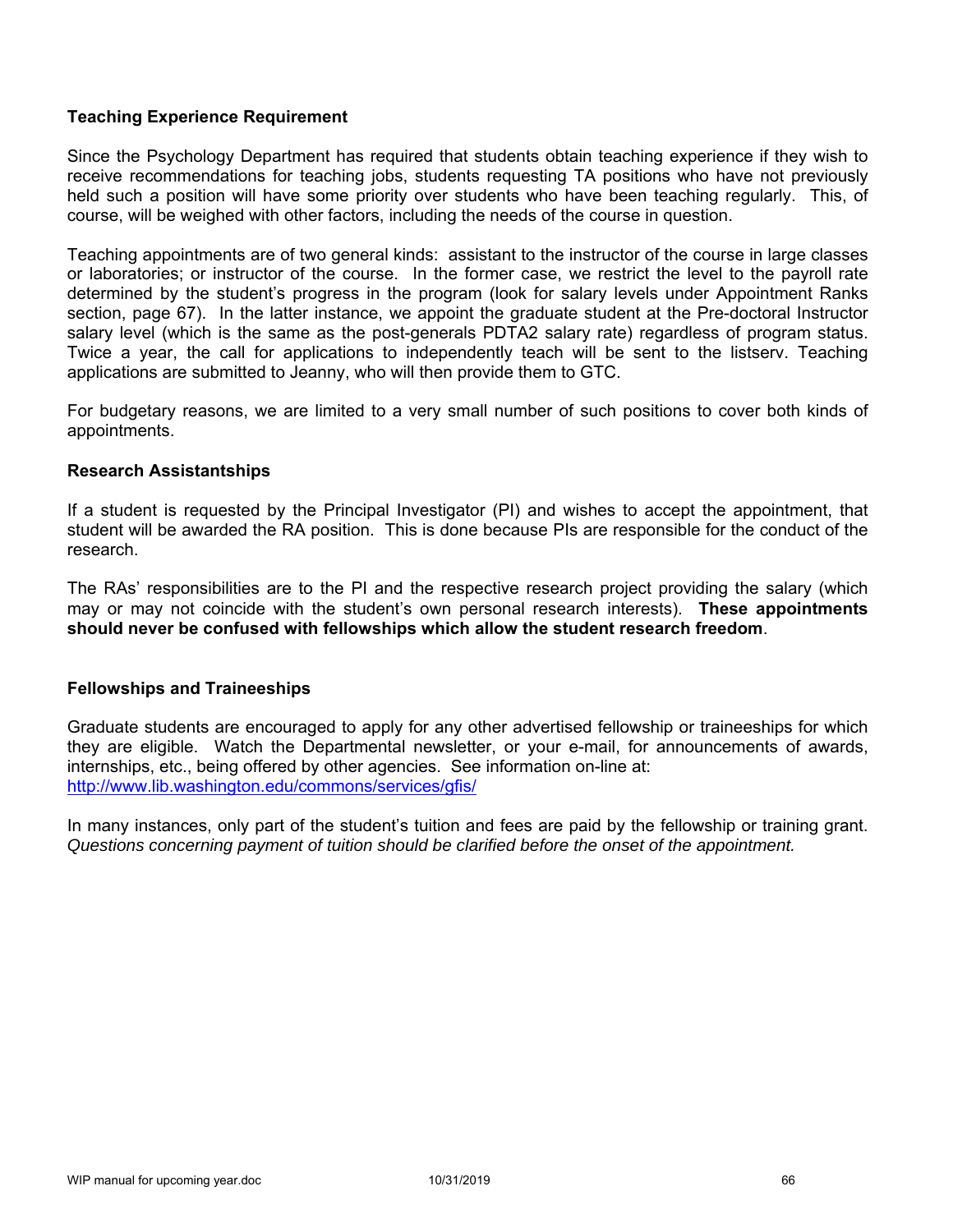### Teaching Experience Requirement

Since the Psychology Department has required that students obtain teaching experience if they wish to receive recommendations for teaching jobs, students requesting TA positions who have not previously held such a position will have some priority over students who have been teaching regularly. This, of course, will be weighed with other factors, including the needs of the course in question.

Teaching appointments are of two general kinds: assistant to the instructor of the course in large classes or laboratories; or instructor of the course. In the former case, we restrict the level to the payroll rate determined by the student's progress in the program (look for salary levels under Appointment Ranks section, page 67). In the latter instance, we appoint the graduate student at the Pre-doctoral Instructor salary level (which is the same as the post-generals PDTA2 salary rate) regardless of program status. Twice a year, the call for applications to independently teach will be sent to the listserv. Teaching applications are submitted to Jeanny, who will then provide them to GTC.

For budgetary reasons, we are limited to a very small number of such positions to cover both kinds of appointments.

### Research Assistantships

If a student is requested by the Principal Investigator (PI) and wishes to accept the appointment, that student will be awarded the RA position. This is done because PIs are responsible for the conduct of the research.

The RAs' responsibilities are to the PI and the respective research project providing the salary (which may or may not coincide with the student's own personal research interests). **These appointments should never be confused with fellowships which allow the student research freedom**.

### Fellowships and Traineeships

Graduate students are encouraged to apply for any other advertised fellowship or traineeships for which they are eligible. Watch the Departmental newsletter, or your e-mail, for announcements of awards, internships, etc., being offered by other agencies. See information on-line at:
http://www.lib.washington.edu/commons/services/gfis/

In many instances, only part of the student's tuition and fees are paid by the fellowship or training grant. *Questions concerning payment of tuition should be clarified before the onset of the appointment.*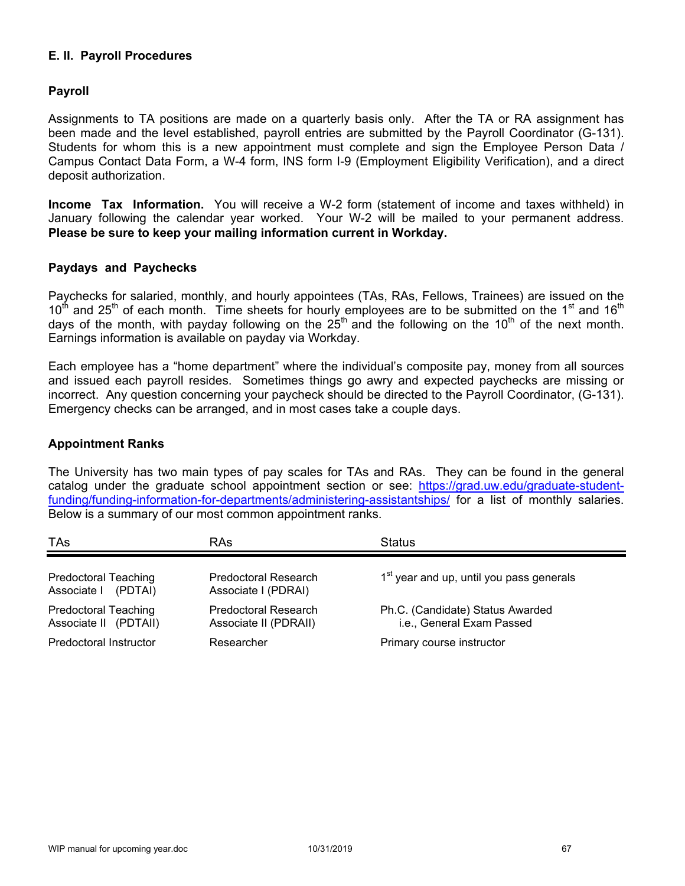## E. II. Payroll Procedures

### Payroll

Assignments to TA positions are made on a quarterly basis only. After the TA or RA assignment has been made and the level established, payroll entries are submitted by the Payroll Coordinator (G-131). Students for whom this is a new appointment must complete and sign the Employee Person Data / Campus Contact Data Form, a W-4 form, INS form I-9 (Employment Eligibility Verification), and a direct deposit authorization.

**Income Tax Information.** You will receive a W-2 form (statement of income and taxes withheld) in January following the calendar year worked. Your W-2 will be mailed to your permanent address. **Please be sure to keep your mailing information current in Workday.**

### Paydays and Paychecks

Paychecks for salaried, monthly, and hourly appointees (TAs, RAs, Fellows, Trainees) are issued on the 10th and 25th of each month. Time sheets for hourly employees are to be submitted on the 1st and 16th days of the month, with payday following on the 25th and the following on the 10th of the next month. Earnings information is available on payday via Workday.

Each employee has a "home department" where the individual's composite pay, money from all sources and issued each payroll resides. Sometimes things go awry and expected paychecks are missing or incorrect. Any question concerning your paycheck should be directed to the Payroll Coordinator, (G-131). Emergency checks can be arranged, and in most cases take a couple days.

### Appointment Ranks

The University has two main types of pay scales for TAs and RAs. They can be found in the general catalog under the graduate school appointment section or see: https://grad.uw.edu/graduate-student-funding/funding-information-for-departments/administering-assistantships/ for a list of monthly salaries. Below is a summary of our most common appointment ranks.

| TAs | RAs | Status |
|---|---|---|
| Predoctoral Teaching Associate I (PDTAI) | Predoctoral Research Associate I (PDRAI) | 1st year and up, until you pass generals |
| Predoctoral Teaching Associate II (PDTAII) | Predoctoral Research Associate II (PDRAII) | Ph.C. (Candidate) Status Awarded i.e., General Exam Passed |
| Predoctoral Instructor | Researcher | Primary course instructor |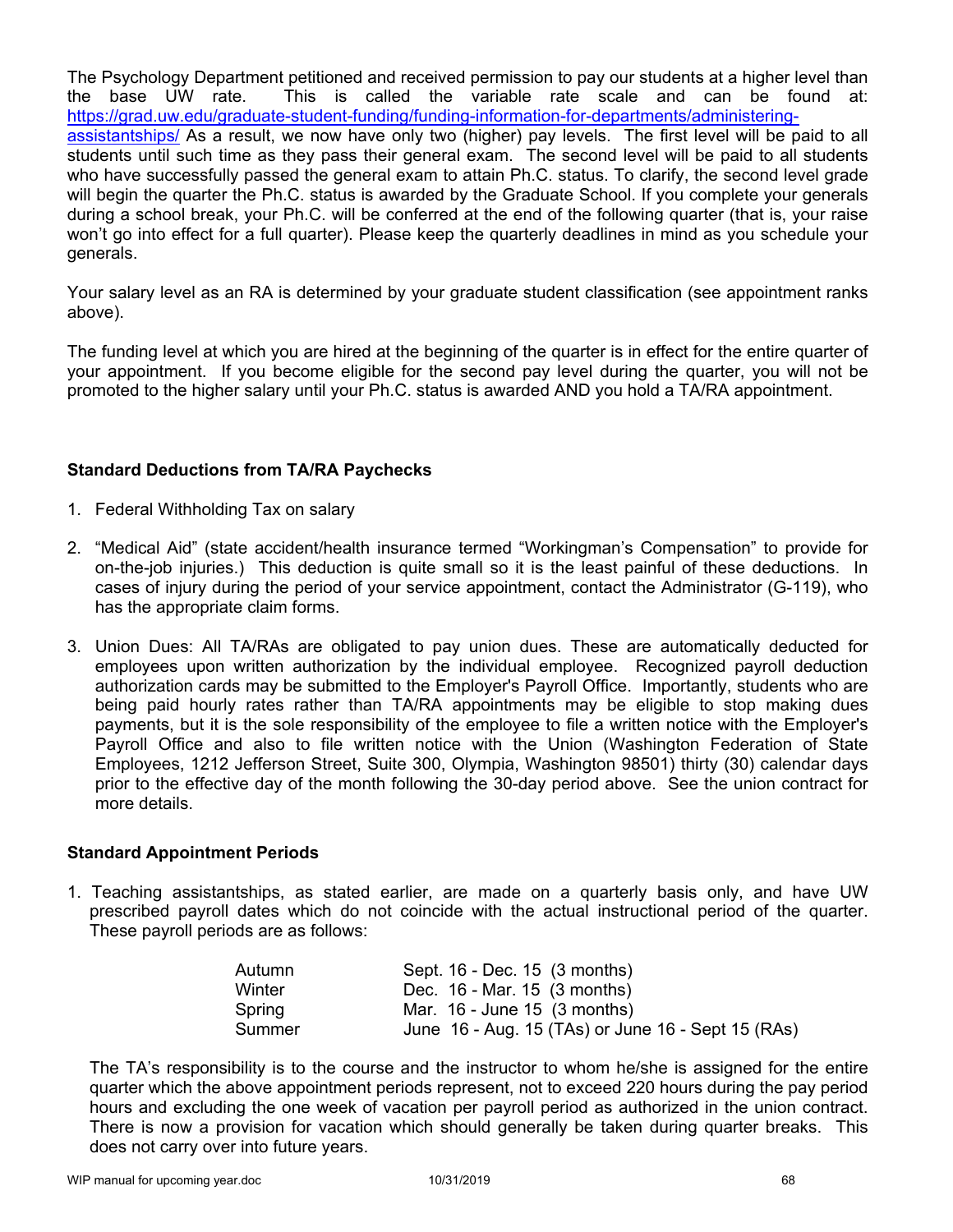The Psychology Department petitioned and received permission to pay our students at a higher level than the base UW rate. This is called the variable rate scale and can be found at: [https://grad.uw.edu/graduate-student-funding/funding-information-for-departments/administering-assistantships/](https://grad.uw.edu/graduate-student-funding/funding-information-for-departments/administering-assistantships/) As a result, we now have only two (higher) pay levels. The first level will be paid to all students until such time as they pass their general exam. The second level will be paid to all students who have successfully passed the general exam to attain Ph.C. status. To clarify, the second level grade will begin the quarter the Ph.C. status is awarded by the Graduate School. If you complete your generals during a school break, your Ph.C. will be conferred at the end of the following quarter (that is, your raise won't go into effect for a full quarter). Please keep the quarterly deadlines in mind as you schedule your generals.

Your salary level as an RA is determined by your graduate student classification (see appointment ranks above).

The funding level at which you are hired at the beginning of the quarter is in effect for the entire quarter of your appointment. If you become eligible for the second pay level during the quarter, you will not be promoted to the higher salary until your Ph.C. status is awarded AND you hold a TA/RA appointment.

**Standard Deductions from TA/RA Paychecks**

1. Federal Withholding Tax on salary
2. "Medical Aid" (state accident/health insurance termed "Workingman's Compensation" to provide for on-the-job injuries.) This deduction is quite small so it is the least painful of these deductions. In cases of injury during the period of your service appointment, contact the Administrator (G-119), who has the appropriate claim forms.
3. Union Dues: All TA/RAs are obligated to pay union dues. These are automatically deducted for employees upon written authorization by the individual employee. Recognized payroll deduction authorization cards may be submitted to the Employer's Payroll Office. Importantly, students who are being paid hourly rates rather than TA/RA appointments may be eligible to stop making dues payments, but it is the sole responsibility of the employee to file a written notice with the Employer's Payroll Office and also to file written notice with the Union (Washington Federation of State Employees, 1212 Jefferson Street, Suite 300, Olympia, Washington 98501) thirty (30) calendar days prior to the effective day of the month following the 30-day period above. See the union contract for more details.

**Standard Appointment Periods**

1. Teaching assistantships, as stated earlier, are made on a quarterly basis only, and have UW prescribed payroll dates which do not coincide with the actual instructional period of the quarter. These payroll periods are as follows:

| | |
|---|---|
| Autumn | Sept. 16 - Dec. 15 (3 months) |
| Winter | Dec. 16 - Mar. 15 (3 months) |
| Spring | Mar. 16 - June 15 (3 months) |
| Summer | June 16 - Aug. 15 (TAs) or June 16 - Sept 15 (RAs) |

The TA's responsibility is to the course and the instructor to whom he/she is assigned for the entire quarter which the above appointment periods represent, not to exceed 220 hours during the pay period hours and excluding the one week of vacation per payroll period as authorized in the union contract. There is now a provision for vacation which should generally be taken during quarter breaks. This does not carry over into future years.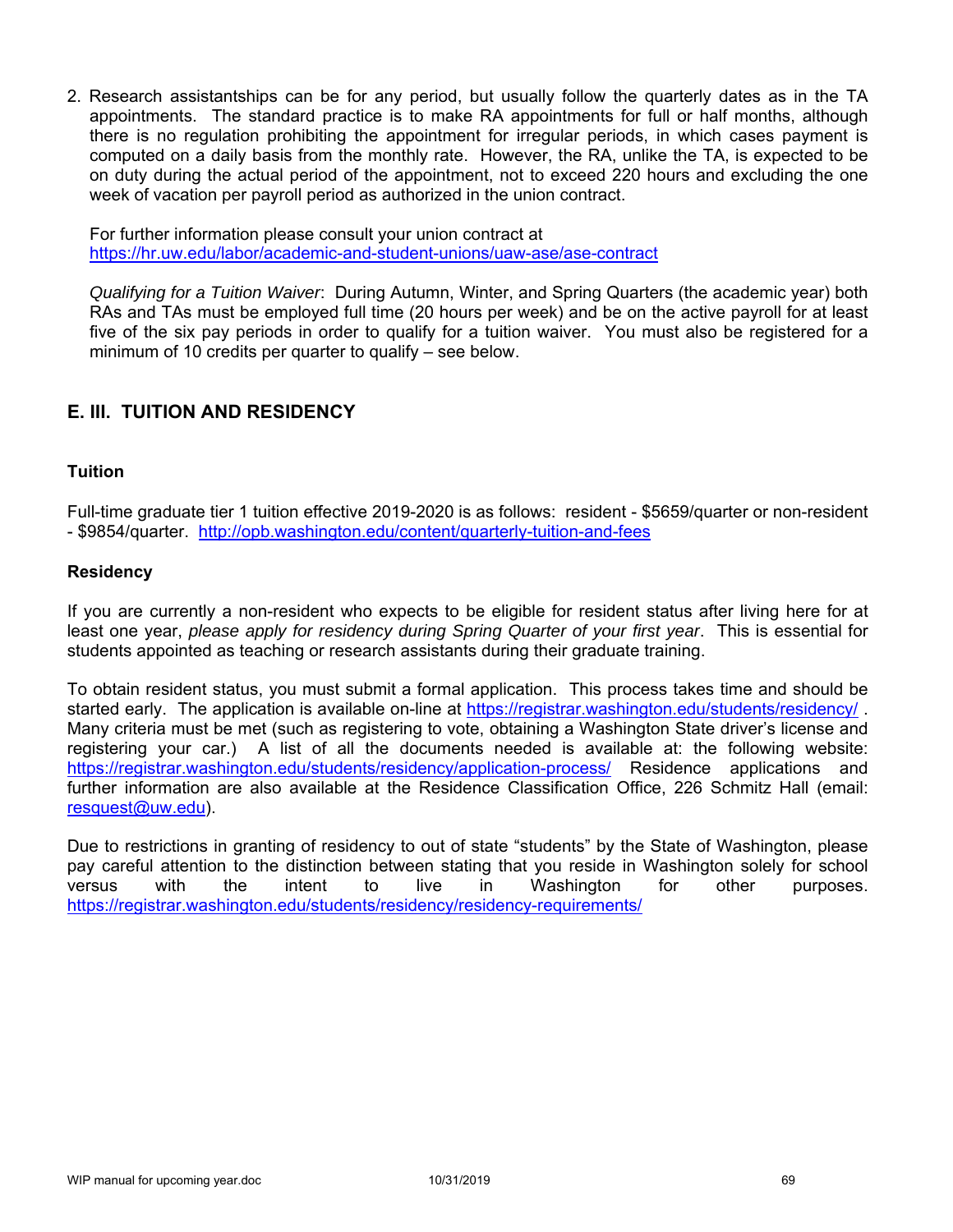2. Research assistantships can be for any period, but usually follow the quarterly dates as in the TA appointments. The standard practice is to make RA appointments for full or half months, although there is no regulation prohibiting the appointment for irregular periods, in which cases payment is computed on a daily basis from the monthly rate. However, the RA, unlike the TA, is expected to be on duty during the actual period of the appointment, not to exceed 220 hours and excluding the one week of vacation per payroll period as authorized in the union contract.

   For further information please consult your union contract at https://hr.uw.edu/labor/academic-and-student-unions/uaw-ase/ase-contract

   *Qualifying for a Tuition Waiver*: During Autumn, Winter, and Spring Quarters (the academic year) both RAs and TAs must be employed full time (20 hours per week) and be on the active payroll for at least five of the six pay periods in order to qualify for a tuition waiver. You must also be registered for a minimum of 10 credits per quarter to qualify – see below.

## E. III. TUITION AND RESIDENCY

### Tuition

Full-time graduate tier 1 tuition effective 2019-2020 is as follows: resident - $5659/quarter or non-resident - $9854/quarter. http://opb.washington.edu/content/quarterly-tuition-and-fees

### Residency

If you are currently a non-resident who expects to be eligible for resident status after living here for at least one year, *please apply for residency during Spring Quarter of your first year*. This is essential for students appointed as teaching or research assistants during their graduate training.

To obtain resident status, you must submit a formal application. This process takes time and should be started early. The application is available on-line at https://registrar.washington.edu/students/residency/ . Many criteria must be met (such as registering to vote, obtaining a Washington State driver's license and registering your car.) A list of all the documents needed is available at: the following website: https://registrar.washington.edu/students/residency/application-process/ Residence applications and further information are also available at the Residence Classification Office, 226 Schmitz Hall (email: resquest@uw.edu).

Due to restrictions in granting of residency to out of state "students" by the State of Washington, please pay careful attention to the distinction between stating that you reside in Washington solely for school versus with the intent to live in Washington for other purposes. https://registrar.washington.edu/students/residency/residency-requirements/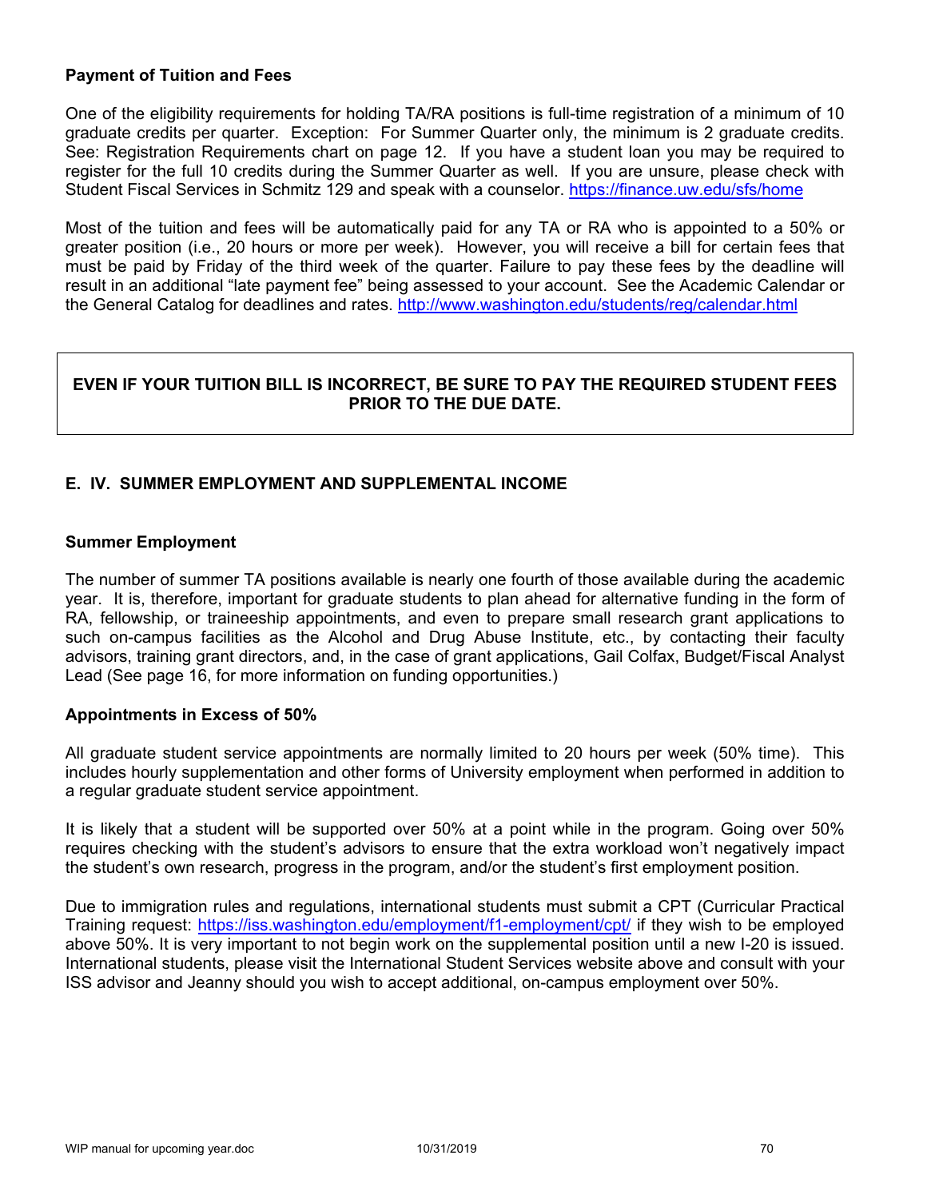**Payment of Tuition and Fees**

One of the eligibility requirements for holding TA/RA positions is full-time registration of a minimum of 10 graduate credits per quarter. Exception: For Summer Quarter only, the minimum is 2 graduate credits. See: Registration Requirements chart on page 12. If you have a student loan you may be required to register for the full 10 credits during the Summer Quarter as well. If you are unsure, please check with Student Fiscal Services in Schmitz 129 and speak with a counselor. https://finance.uw.edu/sfs/home

Most of the tuition and fees will be automatically paid for any TA or RA who is appointed to a 50% or greater position (i.e., 20 hours or more per week). However, you will receive a bill for certain fees that must be paid by Friday of the third week of the quarter. Failure to pay these fees by the deadline will result in an additional "late payment fee" being assessed to your account. See the Academic Calendar or the General Catalog for deadlines and rates. http://www.washington.edu/students/reg/calendar.html

**EVEN IF YOUR TUITION BILL IS INCORRECT, BE SURE TO PAY THE REQUIRED STUDENT FEES PRIOR TO THE DUE DATE.**

## E. IV. SUMMER EMPLOYMENT AND SUPPLEMENTAL INCOME

**Summer Employment**

The number of summer TA positions available is nearly one fourth of those available during the academic year. It is, therefore, important for graduate students to plan ahead for alternative funding in the form of RA, fellowship, or traineeship appointments, and even to prepare small research grant applications to such on-campus facilities as the Alcohol and Drug Abuse Institute, etc., by contacting their faculty advisors, training grant directors, and, in the case of grant applications, Gail Colfax, Budget/Fiscal Analyst Lead (See page 16, for more information on funding opportunities.)

**Appointments in Excess of 50%**

All graduate student service appointments are normally limited to 20 hours per week (50% time). This includes hourly supplementation and other forms of University employment when performed in addition to a regular graduate student service appointment.

It is likely that a student will be supported over 50% at a point while in the program. Going over 50% requires checking with the student's advisors to ensure that the extra workload won't negatively impact the student's own research, progress in the program, and/or the student's first employment position.

Due to immigration rules and regulations, international students must submit a CPT (Curricular Practical Training request: https://iss.washington.edu/employment/f1-employment/cpt/ if they wish to be employed above 50%. It is very important to not begin work on the supplemental position until a new I-20 is issued. International students, please visit the International Student Services website above and consult with your ISS advisor and Jeanny should you wish to accept additional, on-campus employment over 50%.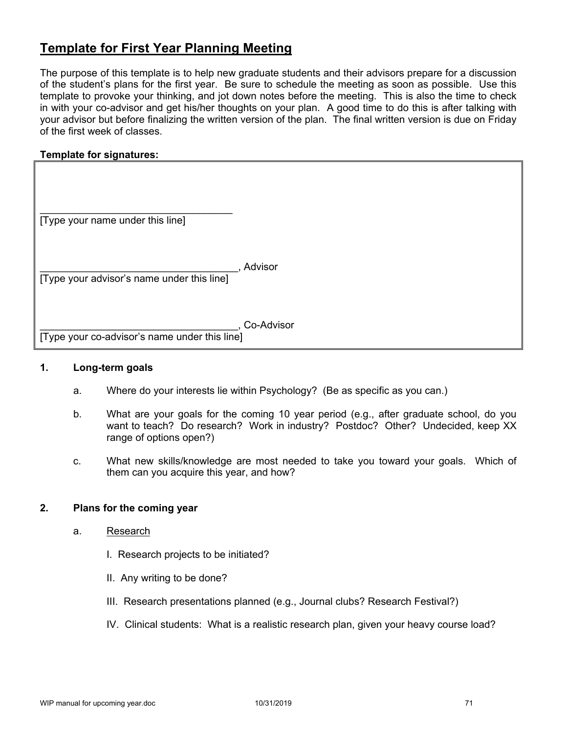## Template for First Year Planning Meeting

The purpose of this template is to help new graduate students and their advisors prepare for a discussion of the student's plans for the first year. Be sure to schedule the meeting as soon as possible. Use this template to provoke your thinking, and jot down notes before the meeting. This is also the time to check in with your co-advisor and get his/her thoughts on your plan. A good time to do this is after talking with your advisor but before finalizing the written version of the plan. The final written version is due on Friday of the first week of classes.

**Template for signatures:**

___________________________________
[Type your name under this line]

___________________________________, Advisor
[Type your advisor's name under this line]

___________________________________, Co-Advisor
[Type your co-advisor's name under this line]

**1. Long-term goals**

a. Where do your interests lie within Psychology? (Be as specific as you can.)

b. What are your goals for the coming 10 year period (e.g., after graduate school, do you want to teach? Do research? Work in industry? Postdoc? Other? Undecided, keep XX range of options open?)

c. What new skills/knowledge are most needed to take you toward your goals. Which of them can you acquire this year, and how?

**2. Plans for the coming year**

a. Research

I. Research projects to be initiated?

II. Any writing to be done?

III. Research presentations planned (e.g., Journal clubs? Research Festival?)

IV. Clinical students: What is a realistic research plan, given your heavy course load?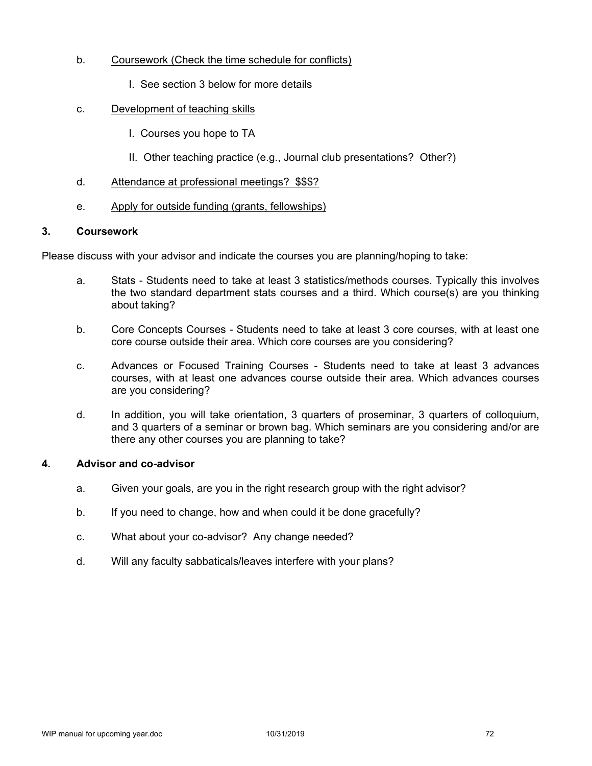b. <u>Coursework (Check the time schedule for conflicts)</u>

    I. See section 3 below for more details

c. <u>Development of teaching skills</u>

    I. Courses you hope to TA

    II. Other teaching practice (e.g., Journal club presentations? Other?)

d. <u>Attendance at professional meetings? $$$?</u>

e. <u>Apply for outside funding (grants, fellowships)</u>

**3. Coursework**

Please discuss with your advisor and indicate the courses you are planning/hoping to take:

a. Stats - Students need to take at least 3 statistics/methods courses. Typically this involves the two standard department stats courses and a third. Which course(s) are you thinking about taking?

b. Core Concepts Courses - Students need to take at least 3 core courses, with at least one core course outside their area. Which core courses are you considering?

c. Advances or Focused Training Courses - Students need to take at least 3 advances courses, with at least one advances course outside their area. Which advances courses are you considering?

d. In addition, you will take orientation, 3 quarters of proseminar, 3 quarters of colloquium, and 3 quarters of a seminar or brown bag. Which seminars are you considering and/or are there any other courses you are planning to take?

**4. Advisor and co-advisor**

a. Given your goals, are you in the right research group with the right advisor?

b. If you need to change, how and when could it be done gracefully?

c. What about your co-advisor? Any change needed?

d. Will any faculty sabbaticals/leaves interfere with your plans?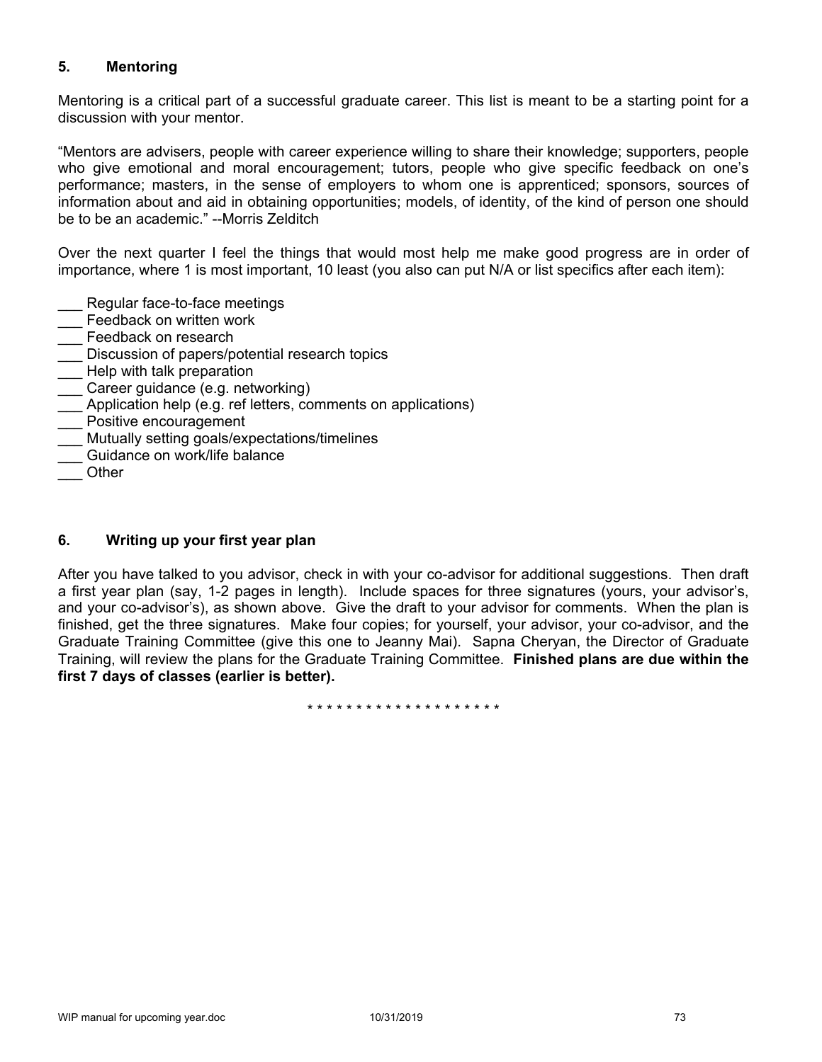## 5. Mentoring

Mentoring is a critical part of a successful graduate career. This list is meant to be a starting point for a discussion with your mentor.

"Mentors are advisers, people with career experience willing to share their knowledge; supporters, people who give emotional and moral encouragement; tutors, people who give specific feedback on one's performance; masters, in the sense of employers to whom one is apprenticed; sponsors, sources of information about and aid in obtaining opportunities; models, of identity, of the kind of person one should be to be an academic." --Morris Zelditch

Over the next quarter I feel the things that would most help me make good progress are in order of importance, where 1 is most important, 10 least (you also can put N/A or list specifics after each item):

___ Regular face-to-face meetings
___ Feedback on written work
___ Feedback on research
___ Discussion of papers/potential research topics
___ Help with talk preparation
___ Career guidance (e.g. networking)
___ Application help (e.g. ref letters, comments on applications)
___ Positive encouragement
___ Mutually setting goals/expectations/timelines
___ Guidance on work/life balance
___ Other

## 6. Writing up your first year plan

After you have talked to you advisor, check in with your co-advisor for additional suggestions. Then draft a first year plan (say, 1-2 pages in length). Include spaces for three signatures (yours, your advisor's, and your co-advisor's), as shown above. Give the draft to your advisor for comments. When the plan is finished, get the three signatures. Make four copies; for yourself, your advisor, your co-advisor, and the Graduate Training Committee (give this one to Jeanny Mai). Sapna Cheryan, the Director of Graduate Training, will review the plans for the Graduate Training Committee. **Finished plans are due within the first 7 days of classes (earlier is better).**

* * * * * * * * * * * * * * * * * * * *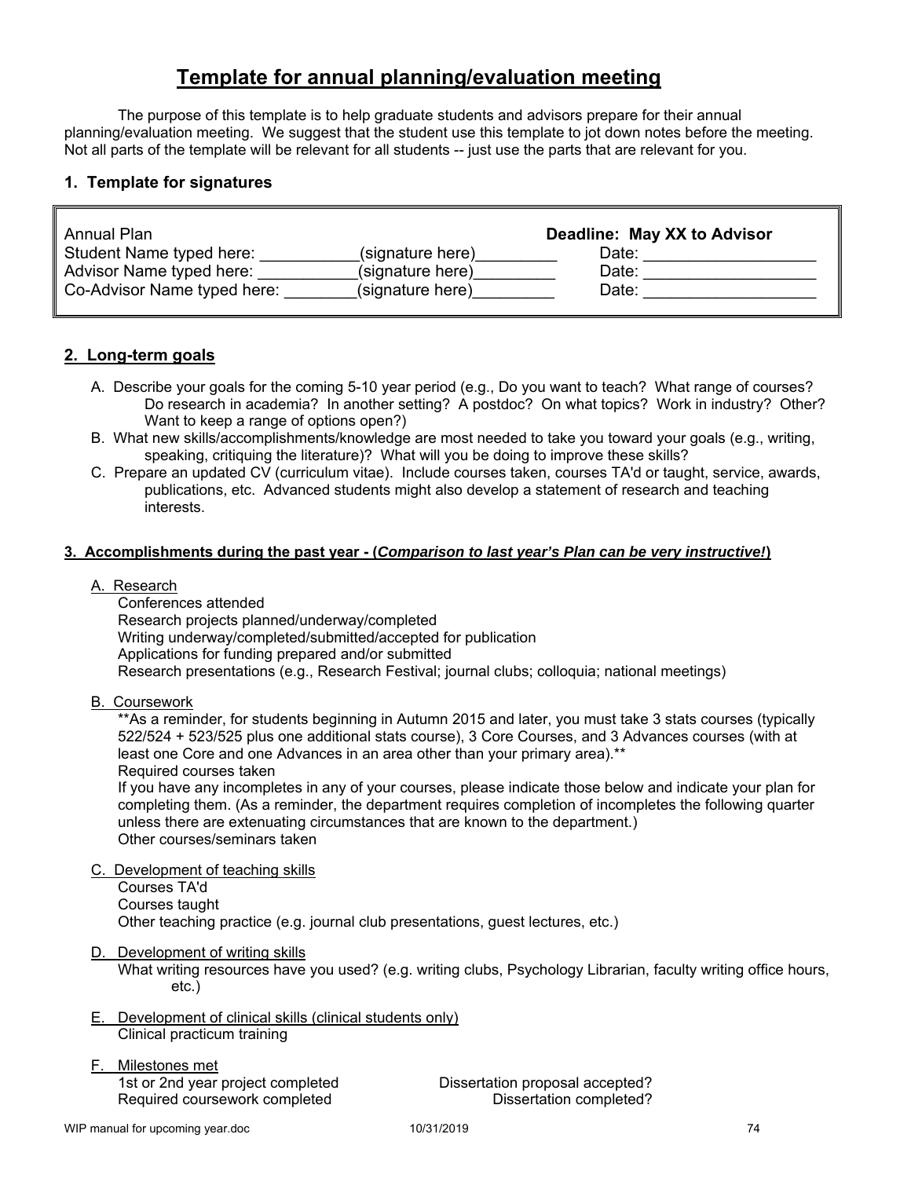# Template for annual planning/evaluation meeting

The purpose of this template is to help graduate students and advisors prepare for their annual planning/evaluation meeting. We suggest that the student use this template to jot down notes before the meeting. Not all parts of the template will be relevant for all students -- just use the parts that are relevant for you.

## 1. Template for signatures

| Annual Plan | | **Deadline: May XX to Advisor** |
|---|---|---|
| Student Name typed here: ___________ | (signature here)_________ | Date: ___________________ |
| Advisor Name typed here: ___________ | (signature here)_________ | Date: ___________________ |
| Co-Advisor Name typed here: ________ | (signature here)_________ | Date: ___________________ |

## 2. Long-term goals

A. Describe your goals for the coming 5-10 year period (e.g., Do you want to teach? What range of courses? Do research in academia? In another setting? A postdoc? On what topics? Work in industry? Other? Want to keep a range of options open?)

B. What new skills/accomplishments/knowledge are most needed to take you toward your goals (e.g., writing, speaking, critiquing the literature)? What will you be doing to improve these skills?

C. Prepare an updated CV (curriculum vitae). Include courses taken, courses TA'd or taught, service, awards, publications, etc. Advanced students might also develop a statement of research and teaching interests.

## 3. Accomplishments during the past year - (*Comparison to last year's Plan can be very instructive!*)

A. Research

Conferences attended
Research projects planned/underway/completed
Writing underway/completed/submitted/accepted for publication
Applications for funding prepared and/or submitted
Research presentations (e.g., Research Festival; journal clubs; colloquia; national meetings)

B. Coursework

**As a reminder, for students beginning in Autumn 2015 and later, you must take 3 stats courses (typically 522/524 + 523/525 plus one additional stats course), 3 Core Courses, and 3 Advances courses (with at least one Core and one Advances in an area other than your primary area).**
Required courses taken
If you have any incompletes in any of your courses, please indicate those below and indicate your plan for completing them. (As a reminder, the department requires completion of incompletes the following quarter unless there are extenuating circumstances that are known to the department.)
Other courses/seminars taken

C. Development of teaching skills

Courses TA'd
Courses taught
Other teaching practice (e.g. journal club presentations, guest lectures, etc.)

D. Development of writing skills

What writing resources have you used? (e.g. writing clubs, Psychology Librarian, faculty writing office hours, etc.)

E. Development of clinical skills (clinical students only)

Clinical practicum training

F. Milestones met

1st or 2nd year project completed
Required coursework completed
Dissertation proposal accepted?
Dissertation completed?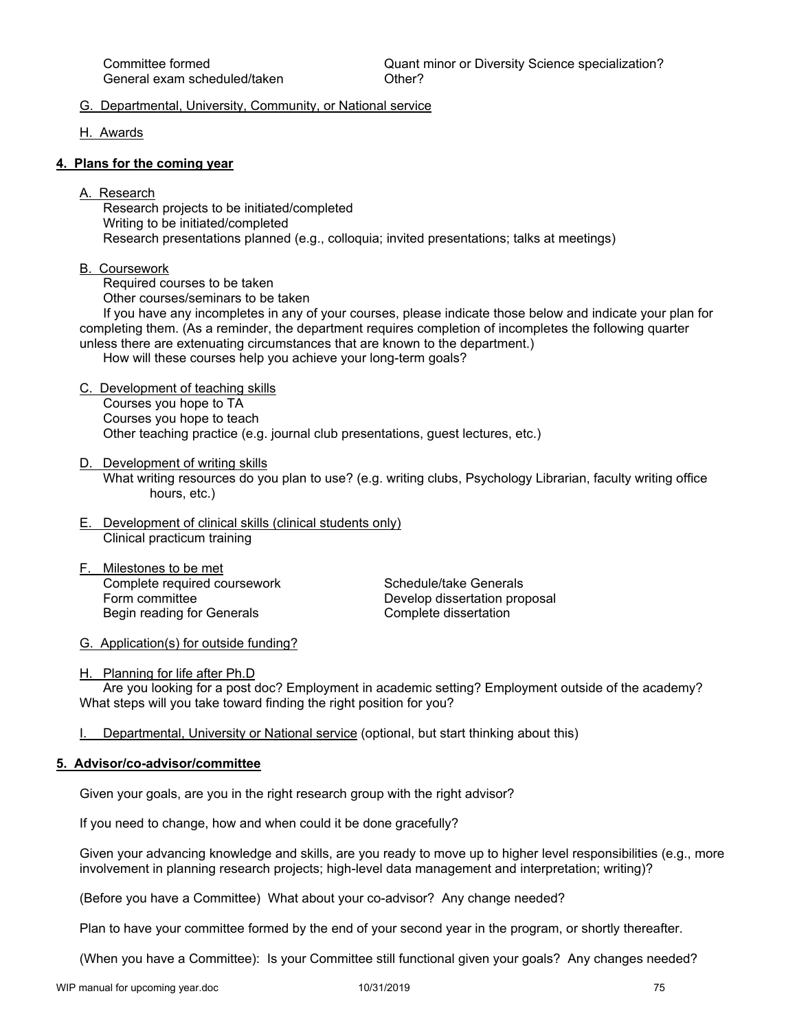Committee formed
General exam scheduled/taken
Quant minor or Diversity Science specialization?
Other?

G. Departmental, University, Community, or National service

H. Awards

**4. Plans for the coming year**

A. Research

Research projects to be initiated/completed
Writing to be initiated/completed
Research presentations planned (e.g., colloquia; invited presentations; talks at meetings)

B. Coursework

Required courses to be taken
Other courses/seminars to be taken
If you have any incompletes in any of your courses, please indicate those below and indicate your plan for completing them. (As a reminder, the department requires completion of incompletes the following quarter unless there are extenuating circumstances that are known to the department.)
How will these courses help you achieve your long-term goals?

C. Development of teaching skills

Courses you hope to TA
Courses you hope to teach
Other teaching practice (e.g. journal club presentations, guest lectures, etc.)

D. Development of writing skills

What writing resources do you plan to use? (e.g. writing clubs, Psychology Librarian, faculty writing office hours, etc.)

E. Development of clinical skills (clinical students only)

Clinical practicum training

F. Milestones to be met

Complete required coursework
Form committee
Begin reading for Generals
Schedule/take Generals
Develop dissertation proposal
Complete dissertation

G. Application(s) for outside funding?

H. Planning for life after Ph.D

Are you looking for a post doc? Employment in academic setting? Employment outside of the academy? What steps will you take toward finding the right position for you?

I. Departmental, University or National service (optional, but start thinking about this)

**5. Advisor/co-advisor/committee**

Given your goals, are you in the right research group with the right advisor?

If you need to change, how and when could it be done gracefully?

Given your advancing knowledge and skills, are you ready to move up to higher level responsibilities (e.g., more involvement in planning research projects; high-level data management and interpretation; writing)?

(Before you have a Committee) What about your co-advisor? Any change needed?

Plan to have your committee formed by the end of your second year in the program, or shortly thereafter.

(When you have a Committee): Is your Committee still functional given your goals? Any changes needed?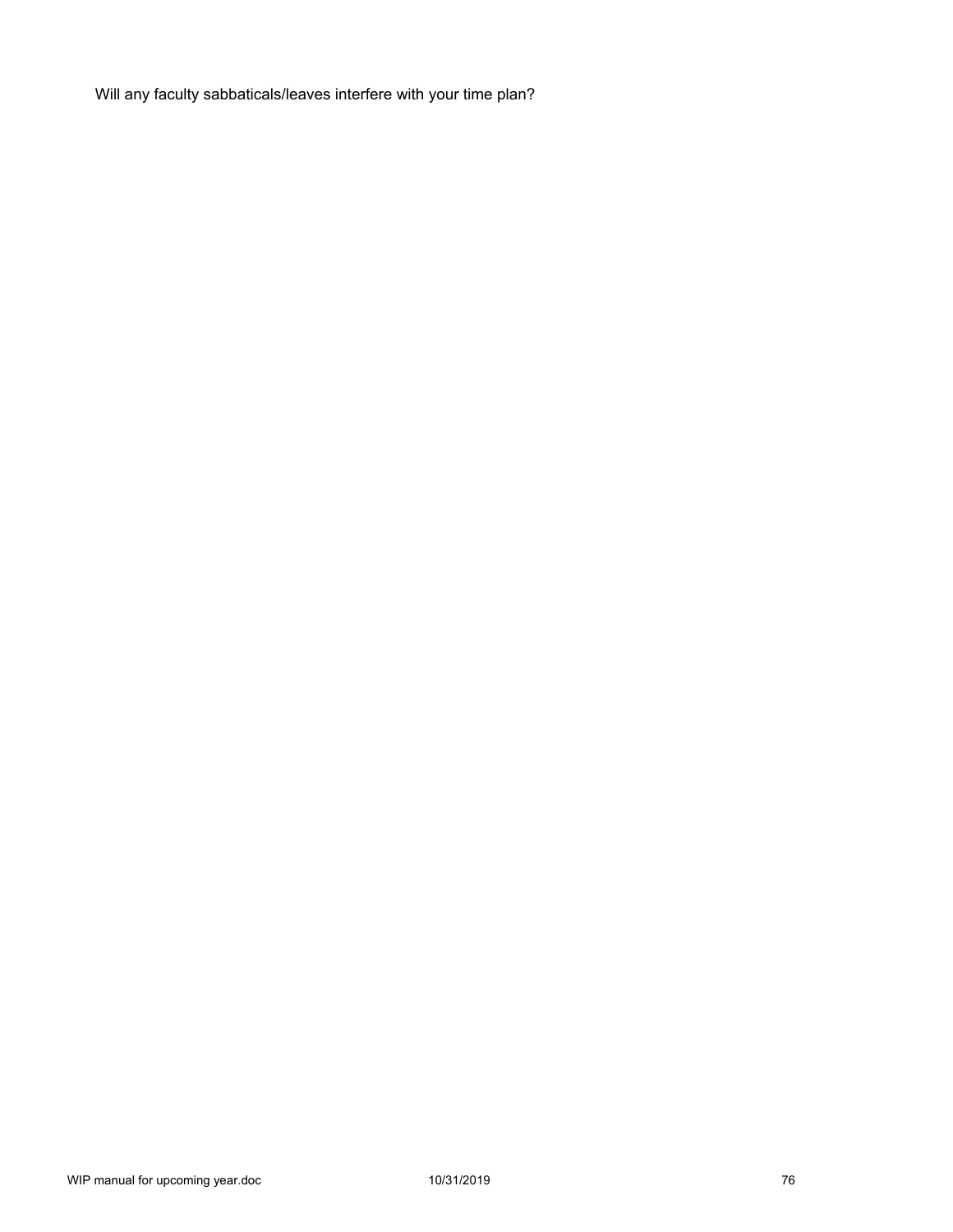Will any faculty sabbaticals/leaves interfere with your time plan?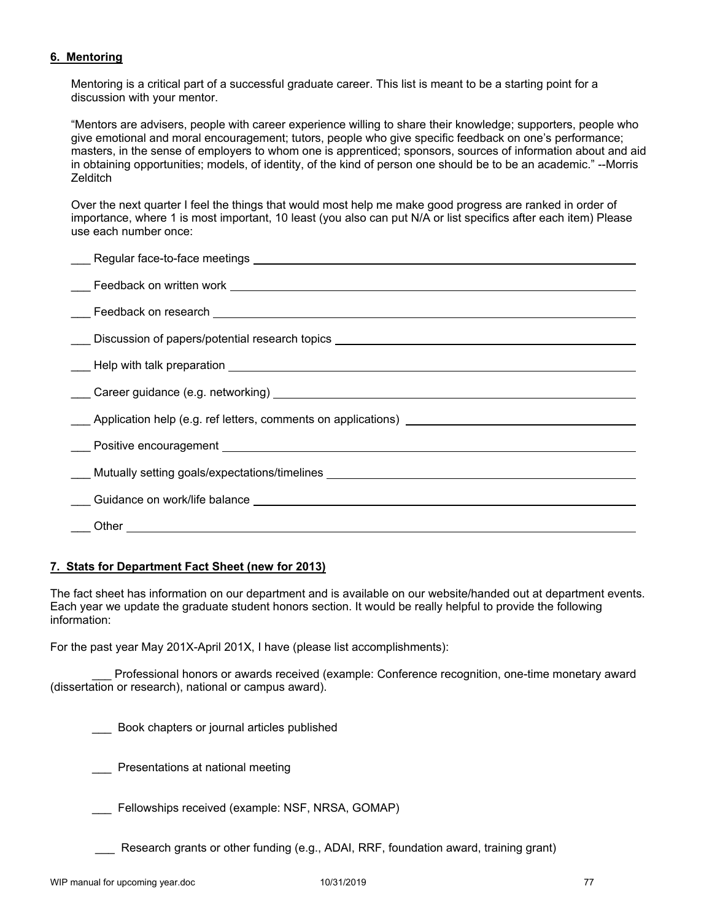## 6. Mentoring

Mentoring is a critical part of a successful graduate career. This list is meant to be a starting point for a discussion with your mentor.

"Mentors are advisers, people with career experience willing to share their knowledge; supporters, people who give emotional and moral encouragement; tutors, people who give specific feedback on one's performance; masters, in the sense of employers to whom one is apprenticed; sponsors, sources of information about and aid in obtaining opportunities; models, of identity, of the kind of person one should be to be an academic." --Morris Zelditch

Over the next quarter I feel the things that would most help me make good progress are ranked in order of importance, where 1 is most important, 10 least (you also can put N/A or list specifics after each item) Please use each number once:

___ Regular face-to-face meetings ______________________________

___ Feedback on written work ______________________________

___ Feedback on research ______________________________

___ Discussion of papers/potential research topics ______________________________

___ Help with talk preparation ______________________________

___ Career guidance (e.g. networking) ______________________________

___ Application help (e.g. ref letters, comments on applications) ______________________________

___ Positive encouragement ______________________________

___ Mutually setting goals/expectations/timelines ______________________________

___ Guidance on work/life balance ______________________________

___ Other ______________________________

## 7. Stats for Department Fact Sheet (new for 2013)

The fact sheet has information on our department and is available on our website/handed out at department events. Each year we update the graduate student honors section. It would be really helpful to provide the following information:

For the past year May 201X-April 201X, I have (please list accomplishments):

___ Professional honors or awards received (example: Conference recognition, one-time monetary award (dissertation or research), national or campus award).

___ Book chapters or journal articles published

___ Presentations at national meeting

___ Fellowships received (example: NSF, NRSA, GOMAP)

___ Research grants or other funding (e.g., ADAI, RRF, foundation award, training grant)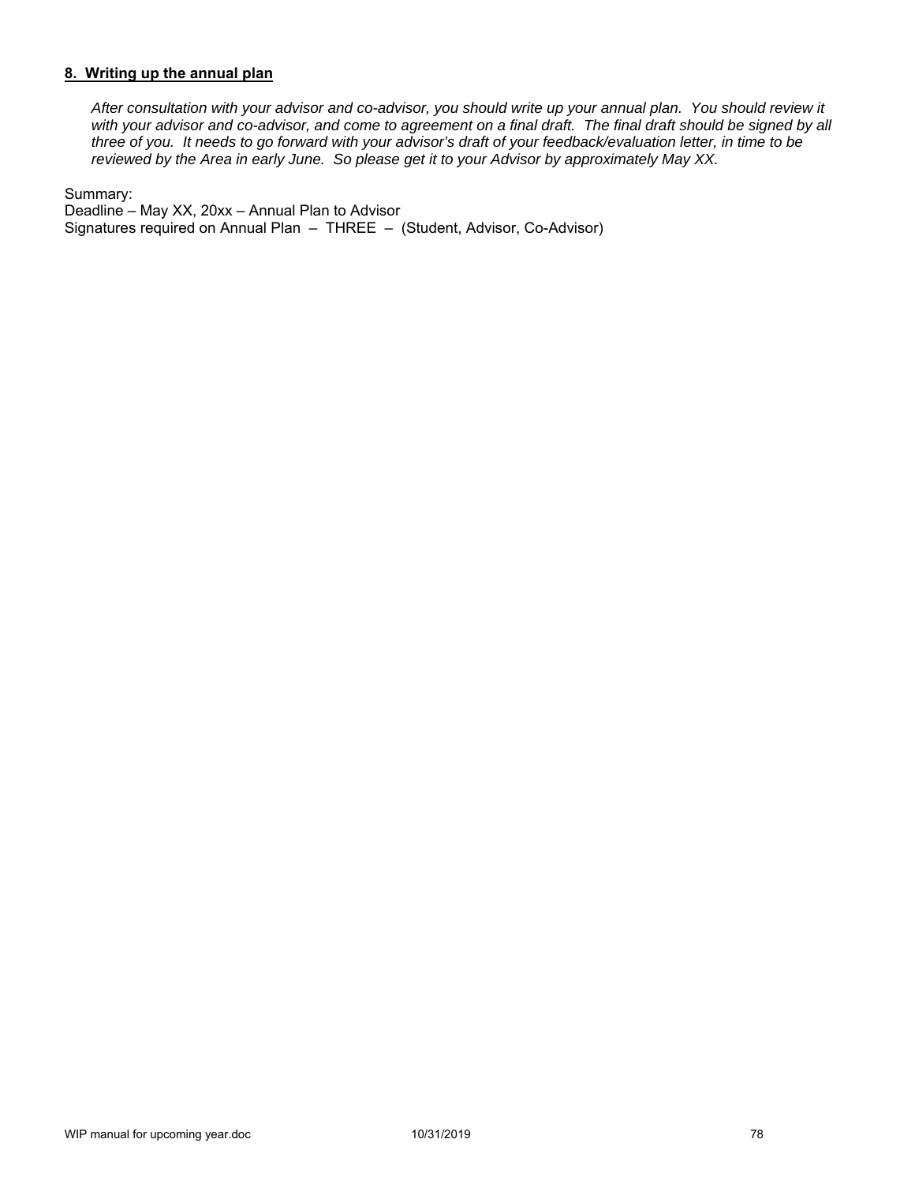## 8. Writing up the annual plan

*After consultation with your advisor and co-advisor, you should write up your annual plan. You should review it with your advisor and co-advisor, and come to agreement on a final draft. The final draft should be signed by all three of you. It needs to go forward with your advisor's draft of your feedback/evaluation letter, in time to be reviewed by the Area in early June. So please get it to your Advisor by approximately May XX.*

Summary:
Deadline – May XX, 20xx – Annual Plan to Advisor
Signatures required on Annual Plan – THREE – (Student, Advisor, Co-Advisor)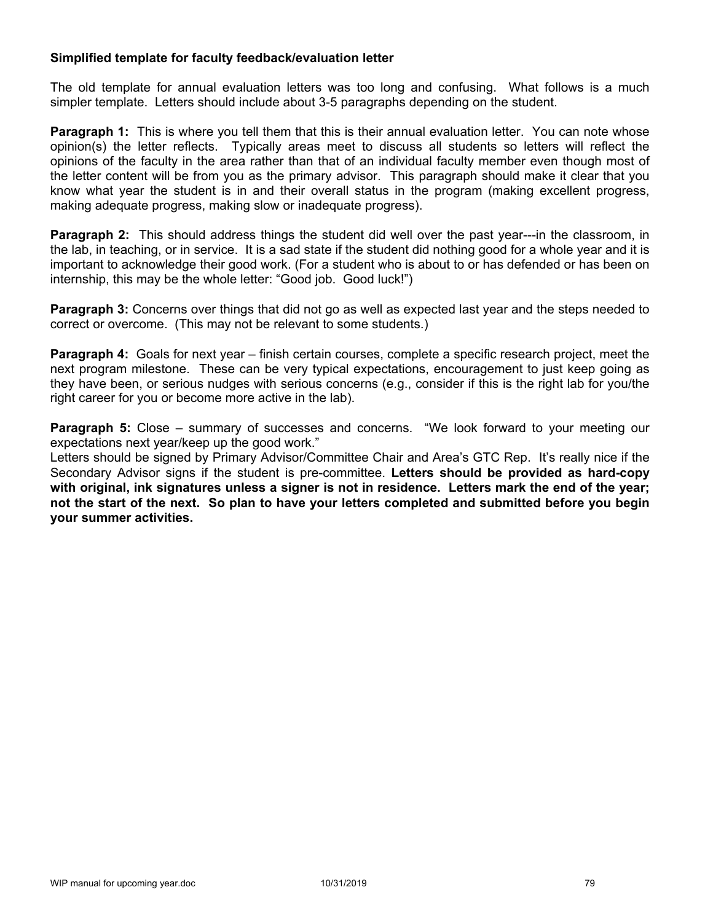**Simplified template for faculty feedback/evaluation letter**

The old template for annual evaluation letters was too long and confusing. What follows is a much simpler template. Letters should include about 3-5 paragraphs depending on the student.

**Paragraph 1:** This is where you tell them that this is their annual evaluation letter. You can note whose opinion(s) the letter reflects. Typically areas meet to discuss all students so letters will reflect the opinions of the faculty in the area rather than that of an individual faculty member even though most of the letter content will be from you as the primary advisor. This paragraph should make it clear that you know what year the student is in and their overall status in the program (making excellent progress, making adequate progress, making slow or inadequate progress).

**Paragraph 2:** This should address things the student did well over the past year---in the classroom, in the lab, in teaching, or in service. It is a sad state if the student did nothing good for a whole year and it is important to acknowledge their good work. (For a student who is about to or has defended or has been on internship, this may be the whole letter: "Good job. Good luck!")

**Paragraph 3:** Concerns over things that did not go as well as expected last year and the steps needed to correct or overcome. (This may not be relevant to some students.)

**Paragraph 4:** Goals for next year – finish certain courses, complete a specific research project, meet the next program milestone. These can be very typical expectations, encouragement to just keep going as they have been, or serious nudges with serious concerns (e.g., consider if this is the right lab for you/the right career for you or become more active in the lab).

**Paragraph 5:** Close – summary of successes and concerns. "We look forward to your meeting our expectations next year/keep up the good work."
Letters should be signed by Primary Advisor/Committee Chair and Area's GTC Rep. It's really nice if the Secondary Advisor signs if the student is pre-committee. **Letters should be provided as hard-copy with original, ink signatures unless a signer is not in residence. Letters mark the end of the year; not the start of the next. So plan to have your letters completed and submitted before you begin your summer activities.**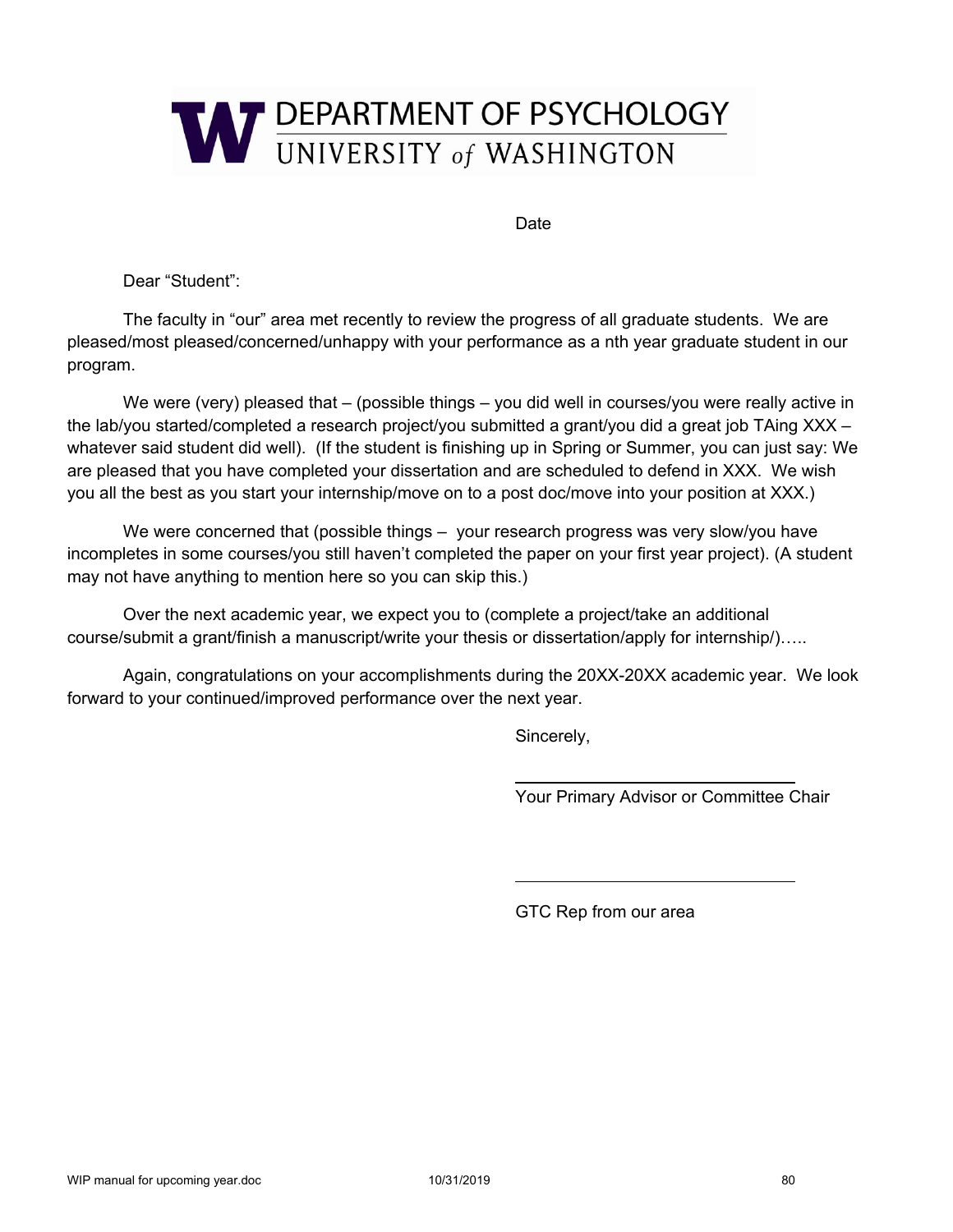# DEPARTMENT OF PSYCHOLOGY
## UNIVERSITY *of* WASHINGTON

Date

Dear "Student":

The faculty in "our" area met recently to review the progress of all graduate students. We are pleased/most pleased/concerned/unhappy with your performance as a nth year graduate student in our program.

We were (very) pleased that – (possible things – you did well in courses/you were really active in the lab/you started/completed a research project/you submitted a grant/you did a great job TAing XXX – whatever said student did well). (If the student is finishing up in Spring or Summer, you can just say: We are pleased that you have completed your dissertation and are scheduled to defend in XXX. We wish you all the best as you start your internship/move on to a post doc/move into your position at XXX.)

We were concerned that (possible things – your research progress was very slow/you have incompletes in some courses/you still haven't completed the paper on your first year project). (A student may not have anything to mention here so you can skip this.)

Over the next academic year, we expect you to (complete a project/take an additional course/submit a grant/finish a manuscript/write your thesis or dissertation/apply for internship/)…..

Again, congratulations on your accomplishments during the 20XX-20XX academic year. We look forward to your continued/improved performance over the next year.

Sincerely,

\_\_\_\_\_\_\_\_\_\_\_\_\_\_\_\_\_\_\_\_\_\_\_\_\_\_\_\_\_\_
Your Primary Advisor or Committee Chair

\_\_\_\_\_\_\_\_\_\_\_\_\_\_\_\_\_\_\_\_\_\_\_\_\_\_\_\_\_\_
GTC Rep from our area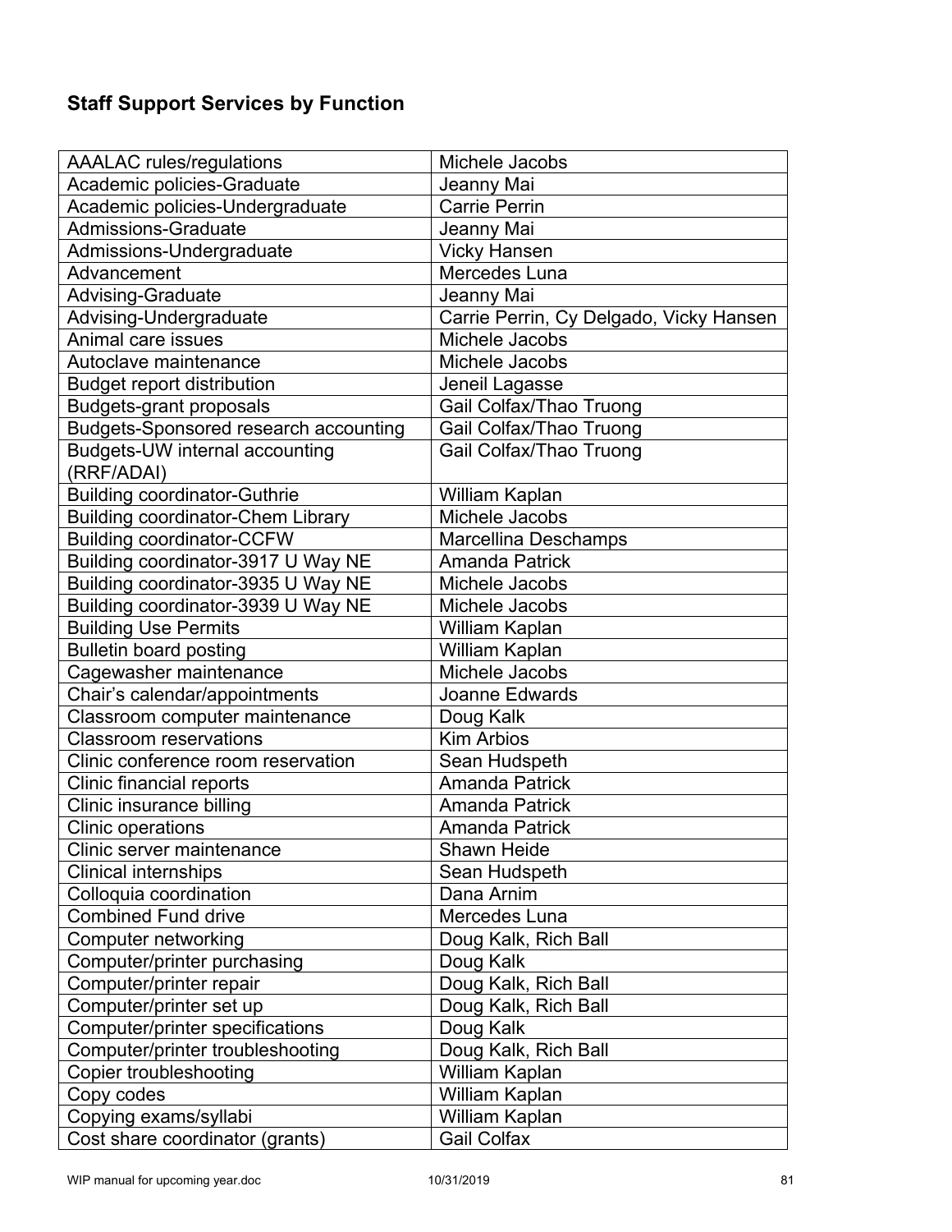## Staff Support Services by Function

| | |
|---|---|
| AAALAC rules/regulations | Michele Jacobs |
| Academic policies-Graduate | Jeanny Mai |
| Academic policies-Undergraduate | Carrie Perrin |
| Admissions-Graduate | Jeanny Mai |
| Admissions-Undergraduate | Vicky Hansen |
| Advancement | Mercedes Luna |
| Advising-Graduate | Jeanny Mai |
| Advising-Undergraduate | Carrie Perrin, Cy Delgado, Vicky Hansen |
| Animal care issues | Michele Jacobs |
| Autoclave maintenance | Michele Jacobs |
| Budget report distribution | Jeneil Lagasse |
| Budgets-grant proposals | Gail Colfax/Thao Truong |
| Budgets-Sponsored research accounting | Gail Colfax/Thao Truong |
| Budgets-UW internal accounting (RRF/ADAI) | Gail Colfax/Thao Truong |
| Building coordinator-Guthrie | William Kaplan |
| Building coordinator-Chem Library | Michele Jacobs |
| Building coordinator-CCFW | Marcellina Deschamps |
| Building coordinator-3917 U Way NE | Amanda Patrick |
| Building coordinator-3935 U Way NE | Michele Jacobs |
| Building coordinator-3939 U Way NE | Michele Jacobs |
| Building Use Permits | William Kaplan |
| Bulletin board posting | William Kaplan |
| Cagewasher maintenance | Michele Jacobs |
| Chair's calendar/appointments | Joanne Edwards |
| Classroom computer maintenance | Doug Kalk |
| Classroom reservations | Kim Arbios |
| Clinic conference room reservation | Sean Hudspeth |
| Clinic financial reports | Amanda Patrick |
| Clinic insurance billing | Amanda Patrick |
| Clinic operations | Amanda Patrick |
| Clinic server maintenance | Shawn Heide |
| Clinical internships | Sean Hudspeth |
| Colloquia coordination | Dana Arnim |
| Combined Fund drive | Mercedes Luna |
| Computer networking | Doug Kalk, Rich Ball |
| Computer/printer purchasing | Doug Kalk |
| Computer/printer repair | Doug Kalk, Rich Ball |
| Computer/printer set up | Doug Kalk, Rich Ball |
| Computer/printer specifications | Doug Kalk |
| Computer/printer troubleshooting | Doug Kalk, Rich Ball |
| Copier troubleshooting | William Kaplan |
| Copy codes | William Kaplan |
| Copying exams/syllabi | William Kaplan |
| Cost share coordinator (grants) | Gail Colfax |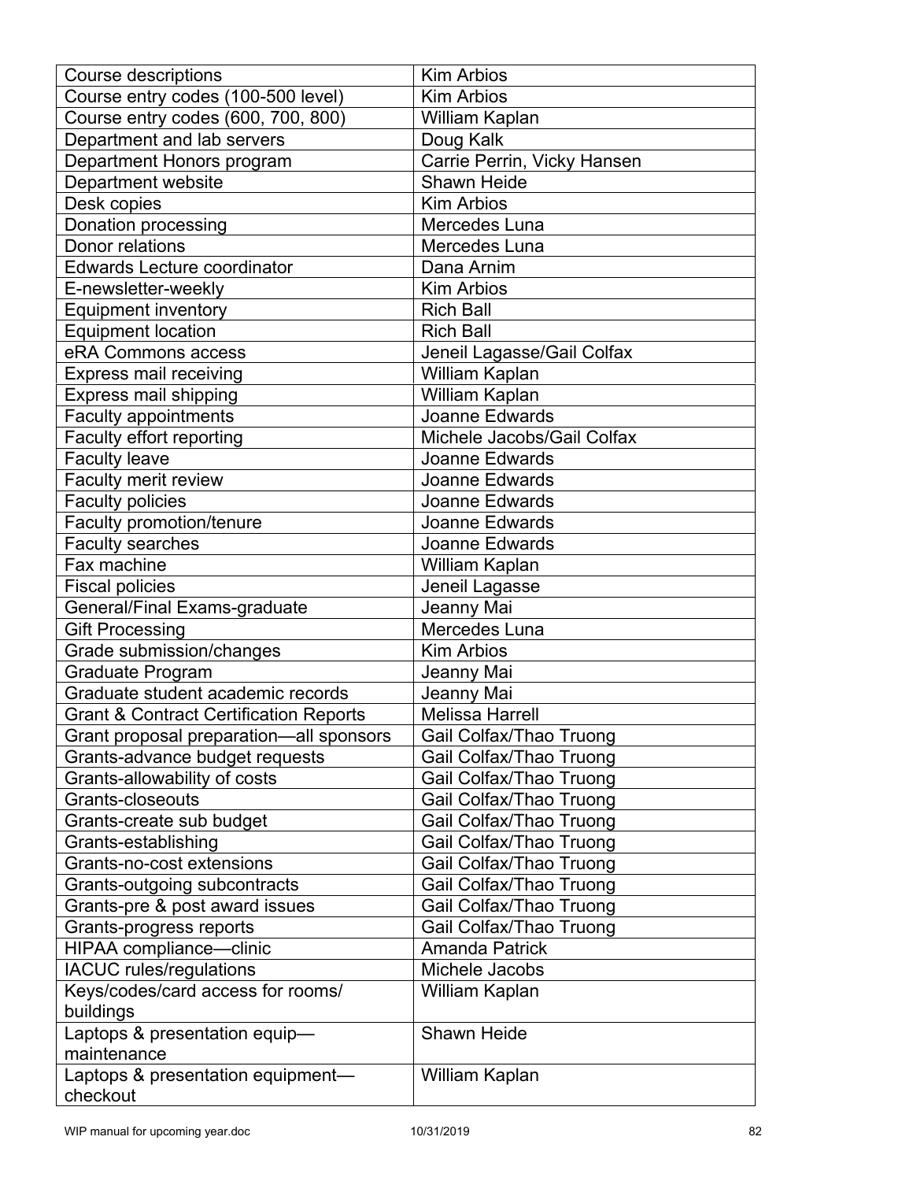| Course descriptions | Kim Arbios |
| --- | --- |
| Course entry codes (100-500 level) | Kim Arbios |
| Course entry codes (600, 700, 800) | William Kaplan |
| Department and lab servers | Doug Kalk |
| Department Honors program | Carrie Perrin, Vicky Hansen |
| Department website | Shawn Heide |
| Desk copies | Kim Arbios |
| Donation processing | Mercedes Luna |
| Donor relations | Mercedes Luna |
| Edwards Lecture coordinator | Dana Arnim |
| E-newsletter-weekly | Kim Arbios |
| Equipment inventory | Rich Ball |
| Equipment location | Rich Ball |
| eRA Commons access | Jeneil Lagasse/Gail Colfax |
| Express mail receiving | William Kaplan |
| Express mail shipping | William Kaplan |
| Faculty appointments | Joanne Edwards |
| Faculty effort reporting | Michele Jacobs/Gail Colfax |
| Faculty leave | Joanne Edwards |
| Faculty merit review | Joanne Edwards |
| Faculty policies | Joanne Edwards |
| Faculty promotion/tenure | Joanne Edwards |
| Faculty searches | Joanne Edwards |
| Fax machine | William Kaplan |
| Fiscal policies | Jeneil Lagasse |
| General/Final Exams-graduate | Jeanny Mai |
| Gift Processing | Mercedes Luna |
| Grade submission/changes | Kim Arbios |
| Graduate Program | Jeanny Mai |
| Graduate student academic records | Jeanny Mai |
| Grant & Contract Certification Reports | Melissa Harrell |
| Grant proposal preparation—all sponsors | Gail Colfax/Thao Truong |
| Grants-advance budget requests | Gail Colfax/Thao Truong |
| Grants-allowability of costs | Gail Colfax/Thao Truong |
| Grants-closeouts | Gail Colfax/Thao Truong |
| Grants-create sub budget | Gail Colfax/Thao Truong |
| Grants-establishing | Gail Colfax/Thao Truong |
| Grants-no-cost extensions | Gail Colfax/Thao Truong |
| Grants-outgoing subcontracts | Gail Colfax/Thao Truong |
| Grants-pre & post award issues | Gail Colfax/Thao Truong |
| Grants-progress reports | Gail Colfax/Thao Truong |
| HIPAA compliance—clinic | Amanda Patrick |
| IACUC rules/regulations | Michele Jacobs |
| Keys/codes/card access for rooms/ buildings | William Kaplan |
| Laptops & presentation equip—maintenance | Shawn Heide |
| Laptops & presentation equipment—checkout | William Kaplan |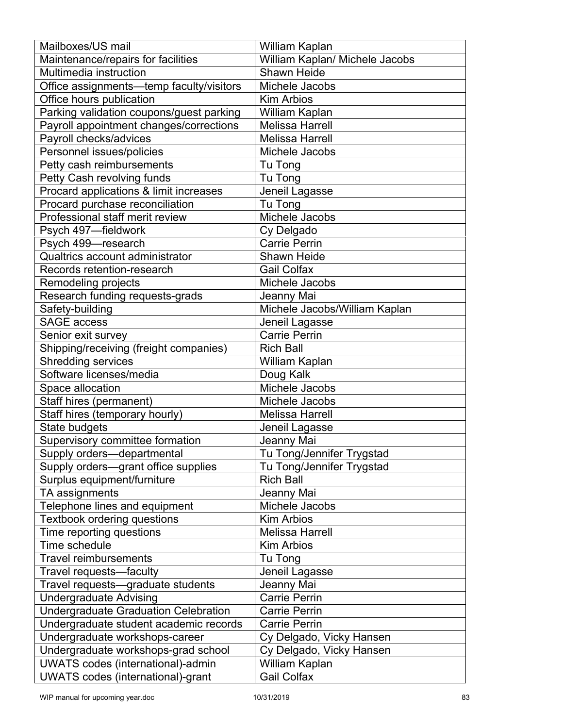| Mailboxes/US mail | William Kaplan |
|---|---|
| Maintenance/repairs for facilities | William Kaplan/ Michele Jacobs |
| Multimedia instruction | Shawn Heide |
| Office assignments—temp faculty/visitors | Michele Jacobs |
| Office hours publication | Kim Arbios |
| Parking validation coupons/guest parking | William Kaplan |
| Payroll appointment changes/corrections | Melissa Harrell |
| Payroll checks/advices | Melissa Harrell |
| Personnel issues/policies | Michele Jacobs |
| Petty cash reimbursements | Tu Tong |
| Petty Cash revolving funds | Tu Tong |
| Procard applications & limit increases | Jeneil Lagasse |
| Procard purchase reconciliation | Tu Tong |
| Professional staff merit review | Michele Jacobs |
| Psych 497—fieldwork | Cy Delgado |
| Psych 499—research | Carrie Perrin |
| Qualtrics account administrator | Shawn Heide |
| Records retention-research | Gail Colfax |
| Remodeling projects | Michele Jacobs |
| Research funding requests-grads | Jeanny Mai |
| Safety-building | Michele Jacobs/William Kaplan |
| SAGE access | Jeneil Lagasse |
| Senior exit survey | Carrie Perrin |
| Shipping/receiving (freight companies) | Rich Ball |
| Shredding services | William Kaplan |
| Software licenses/media | Doug Kalk |
| Space allocation | Michele Jacobs |
| Staff hires (permanent) | Michele Jacobs |
| Staff hires (temporary hourly) | Melissa Harrell |
| State budgets | Jeneil Lagasse |
| Supervisory committee formation | Jeanny Mai |
| Supply orders—departmental | Tu Tong/Jennifer Trygstad |
| Supply orders—grant office supplies | Tu Tong/Jennifer Trygstad |
| Surplus equipment/furniture | Rich Ball |
| TA assignments | Jeanny Mai |
| Telephone lines and equipment | Michele Jacobs |
| Textbook ordering questions | Kim Arbios |
| Time reporting questions | Melissa Harrell |
| Time schedule | Kim Arbios |
| Travel reimbursements | Tu Tong |
| Travel requests—faculty | Jeneil Lagasse |
| Travel requests—graduate students | Jeanny Mai |
| Undergraduate Advising | Carrie Perrin |
| Undergraduate Graduation Celebration | Carrie Perrin |
| Undergraduate student academic records | Carrie Perrin |
| Undergraduate workshops-career | Cy Delgado, Vicky Hansen |
| Undergraduate workshops-grad school | Cy Delgado, Vicky Hansen |
| UWATS codes (international)-admin | William Kaplan |
| UWATS codes (international)-grant | Gail Colfax |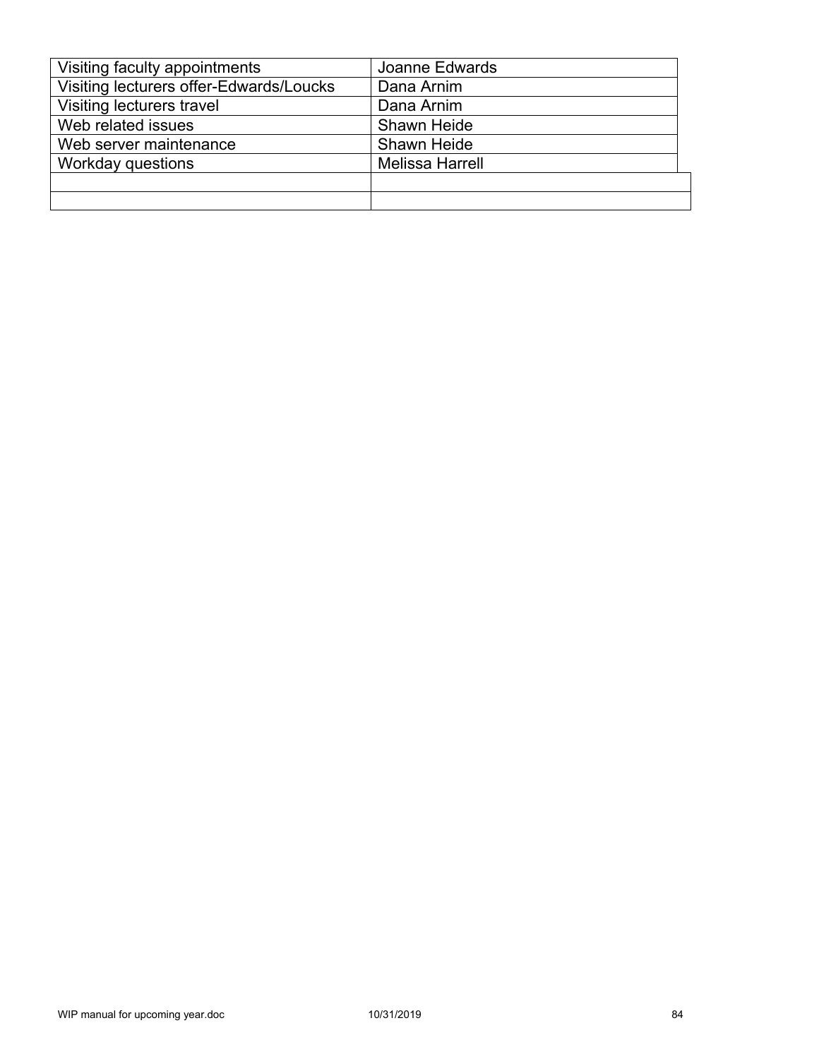| | |
|---|---|
| Visiting faculty appointments | Joanne Edwards |
| Visiting lecturers offer-Edwards/Loucks | Dana Arnim |
| Visiting lecturers travel | Dana Arnim |
| Web related issues | Shawn Heide |
| Web server maintenance | Shawn Heide |
| Workday questions | Melissa Harrell |
| | |
| | |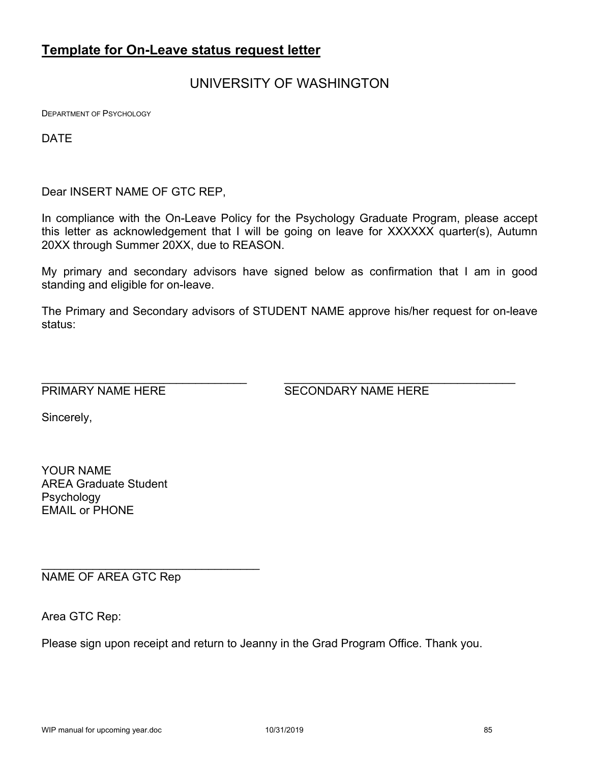**Template for On-Leave status request letter**

UNIVERSITY OF WASHINGTON

DEPARTMENT OF PSYCHOLOGY

DATE

Dear INSERT NAME OF GTC REP,

In compliance with the On-Leave Policy for the Psychology Graduate Program, please accept this letter as acknowledgement that I will be going on leave for XXXXXX quarter(s), Autumn 20XX through Summer 20XX, due to REASON.

My primary and secondary advisors have signed below as confirmation that I am in good standing and eligible for on-leave.

The Primary and Secondary advisors of STUDENT NAME approve his/her request for on-leave status:

\_\_\_\_\_\_\_\_\_\_\_\_\_\_\_\_\_\_\_\_\_\_\_\_\_\_\_\_\_\_\_\_\_\_ \_\_\_\_\_\_\_\_\_\_\_\_\_\_\_\_\_\_\_\_\_\_\_\_\_\_\_\_\_\_\_\_\_\_\_\_\_\_
PRIMARY NAME HERE SECONDARY NAME HERE

Sincerely,

YOUR NAME
AREA Graduate Student
Psychology
EMAIL or PHONE

\_\_\_\_\_\_\_\_\_\_\_\_\_\_\_\_\_\_\_\_\_\_\_\_\_\_\_\_\_\_\_\_\_\_\_\_
NAME OF AREA GTC Rep

Area GTC Rep:

Please sign upon receipt and return to Jeanny in the Grad Program Office. Thank you.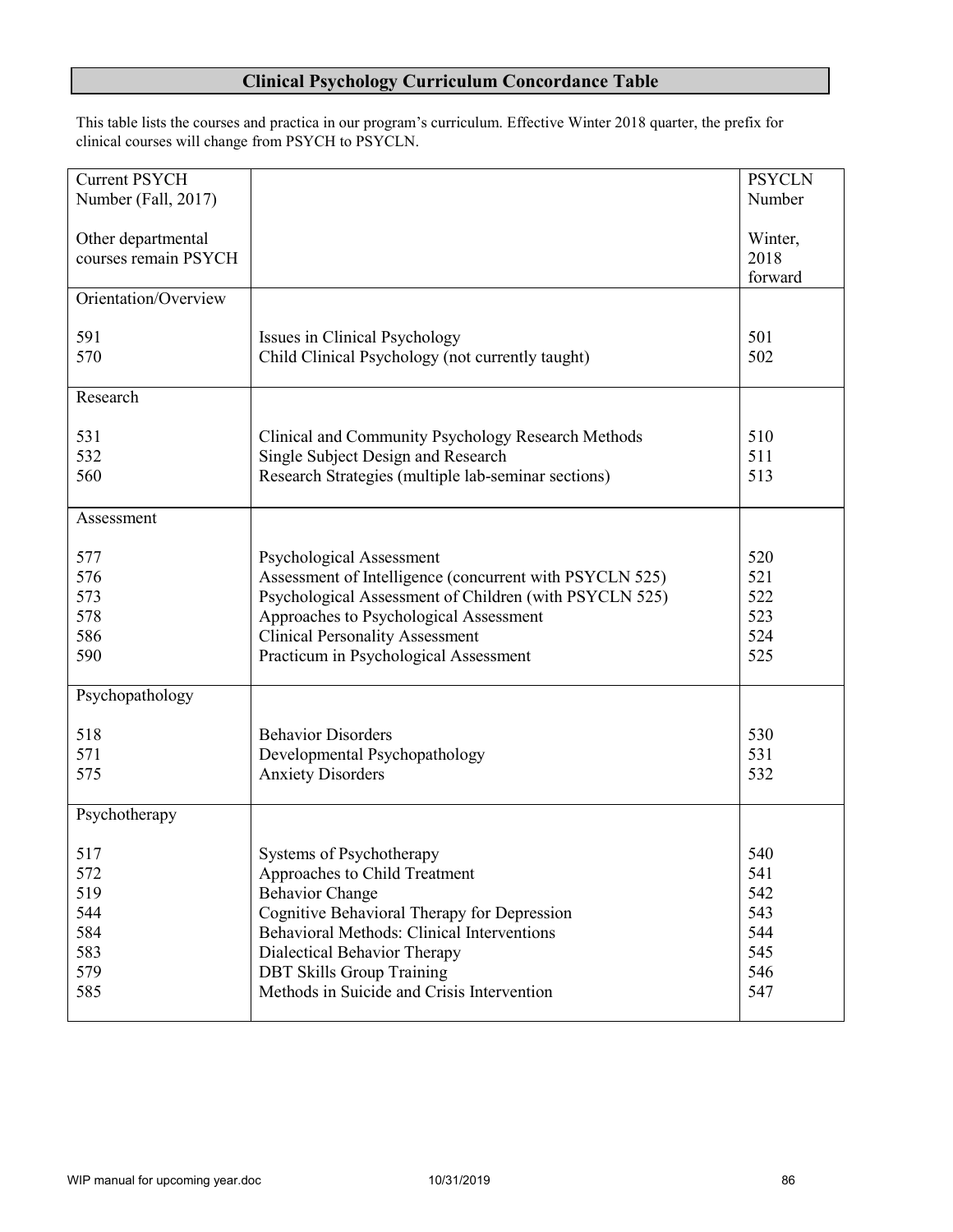## Clinical Psychology Curriculum Concordance Table

This table lists the courses and practica in our program's curriculum. Effective Winter 2018 quarter, the prefix for clinical courses will change from PSYCH to PSYCLN.

| Current PSYCH Number (Fall, 2017)<br><br>Other departmental courses remain PSYCH | | PSYCLN Number<br><br>Winter, 2018 forward |
|---|---|---|
| **Orientation/Overview** | | |
| 591 | Issues in Clinical Psychology | 501 |
| 570 | Child Clinical Psychology (not currently taught) | 502 |
| **Research** | | |
| 531 | Clinical and Community Psychology Research Methods | 510 |
| 532 | Single Subject Design and Research | 511 |
| 560 | Research Strategies (multiple lab-seminar sections) | 513 |
| **Assessment** | | |
| 577 | Psychological Assessment | 520 |
| 576 | Assessment of Intelligence (concurrent with PSYCLN 525) | 521 |
| 573 | Psychological Assessment of Children (with PSYCLN 525) | 522 |
| 578 | Approaches to Psychological Assessment | 523 |
| 586 | Clinical Personality Assessment | 524 |
| 590 | Practicum in Psychological Assessment | 525 |
| **Psychopathology** | | |
| 518 | Behavior Disorders | 530 |
| 571 | Developmental Psychopathology | 531 |
| 575 | Anxiety Disorders | 532 |
| **Psychotherapy** | | |
| 517 | Systems of Psychotherapy | 540 |
| 572 | Approaches to Child Treatment | 541 |
| 519 | Behavior Change | 542 |
| 544 | Cognitive Behavioral Therapy for Depression | 543 |
| 584 | Behavioral Methods: Clinical Interventions | 544 |
| 583 | Dialectical Behavior Therapy | 545 |
| 579 | DBT Skills Group Training | 546 |
| 585 | Methods in Suicide and Crisis Intervention | 547 |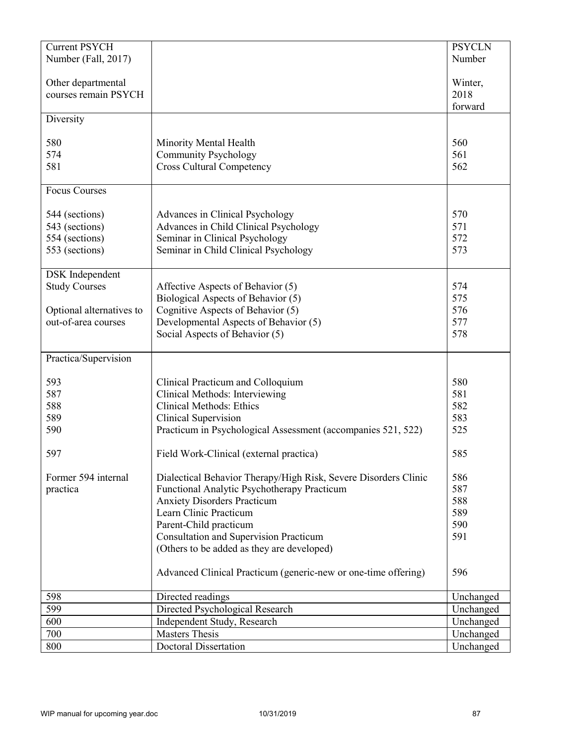| Current PSYCH Number (Fall, 2017)<br><br>Other departmental courses remain PSYCH | | PSYCLN Number<br><br>Winter, 2018 forward |
|---|---|---|
| **Diversity** | | |
| 580 | Minority Mental Health | 560 |
| 574 | Community Psychology | 561 |
| 581 | Cross Cultural Competency | 562 |
| **Focus Courses** | | |
| 544 (sections) | Advances in Clinical Psychology | 570 |
| 543 (sections) | Advances in Child Clinical Psychology | 571 |
| 554 (sections) | Seminar in Clinical Psychology | 572 |
| 553 (sections) | Seminar in Child Clinical Psychology | 573 |
| **DSK Independent Study Courses** | Affective Aspects of Behavior (5) | 574 |
| | Biological Aspects of Behavior (5) | 575 |
| Optional alternatives to out-of-area courses | Cognitive Aspects of Behavior (5) | 576 |
| | Developmental Aspects of Behavior (5) | 577 |
| | Social Aspects of Behavior (5) | 578 |
| **Practica/Supervision** | | |
| 593 | Clinical Practicum and Colloquium | 580 |
| 587 | Clinical Methods: Interviewing | 581 |
| 588 | Clinical Methods: Ethics | 582 |
| 589 | Clinical Supervision | 583 |
| 590 | Practicum in Psychological Assessment (accompanies 521, 522) | 525 |
| 597 | Field Work-Clinical (external practica) | 585 |
| Former 594 internal practica | Dialectical Behavior Therapy/High Risk, Severe Disorders Clinic | 586 |
| | Functional Analytic Psychotherapy Practicum | 587 |
| | Anxiety Disorders Practicum | 588 |
| | Learn Clinic Practicum | 589 |
| | Parent-Child practicum | 590 |
| | Consultation and Supervision Practicum | 591 |
| | (Others to be added as they are developed) | |
| | Advanced Clinical Practicum (generic-new or one-time offering) | 596 |
| 598 | Directed readings | Unchanged |
| 599 | Directed Psychological Research | Unchanged |
| 600 | Independent Study, Research | Unchanged |
| 700 | Masters Thesis | Unchanged |
| 800 | Doctoral Dissertation | Unchanged |